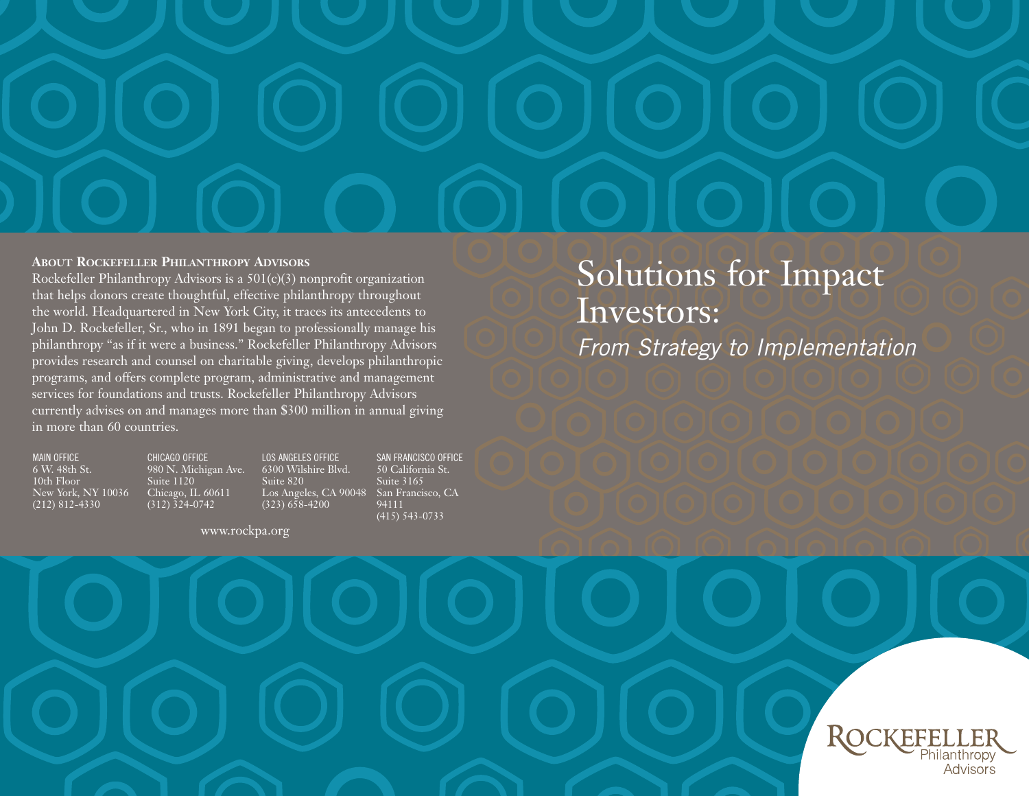# Solutions for Impact Investors:

*From Strategy to Implementation*

**About Rockefeller Philanthropy Advisors**

Rockefeller Philanthropy Advisors is a 501(c)(3) nonprofit organization that helps donors create thoughtful, effective philanthropy throughout the world. Headquartered in New York City, it traces its antecedents to John D. Rockefeller, Sr., who in 1891 began to professionally manage his philanthropy "as if it were a business." Rockefeller Philanthropy Advisors provides research and counsel on charitable giving, develops philanthropic programs, and offers complete program, administrative and management services for foundations and trusts. Rockefeller Philanthropy Advisors currently advises on and manages more than $300 million in annual giving in more than 60 countries.

MAIN OFFICE
6 W. 48th St.
10th Floor
New York, NY 10036
(212) 812-4330

CHICAGO OFFICE
980 N. Michigan Ave.
Suite 1120
Chicago, IL 60611
(312) 324-0742

LOS ANGELES OFFICE
6300 Wilshire Blvd.
Suite 820
Los Angeles, CA 90048
(323) 658-4200

SAN FRANCISCO OFFICE
50 California St.
Suite 3165
San Francisco, CA 94111
(415) 543-0733

www.rockpa.org

Rockefeller Philanthropy Advisors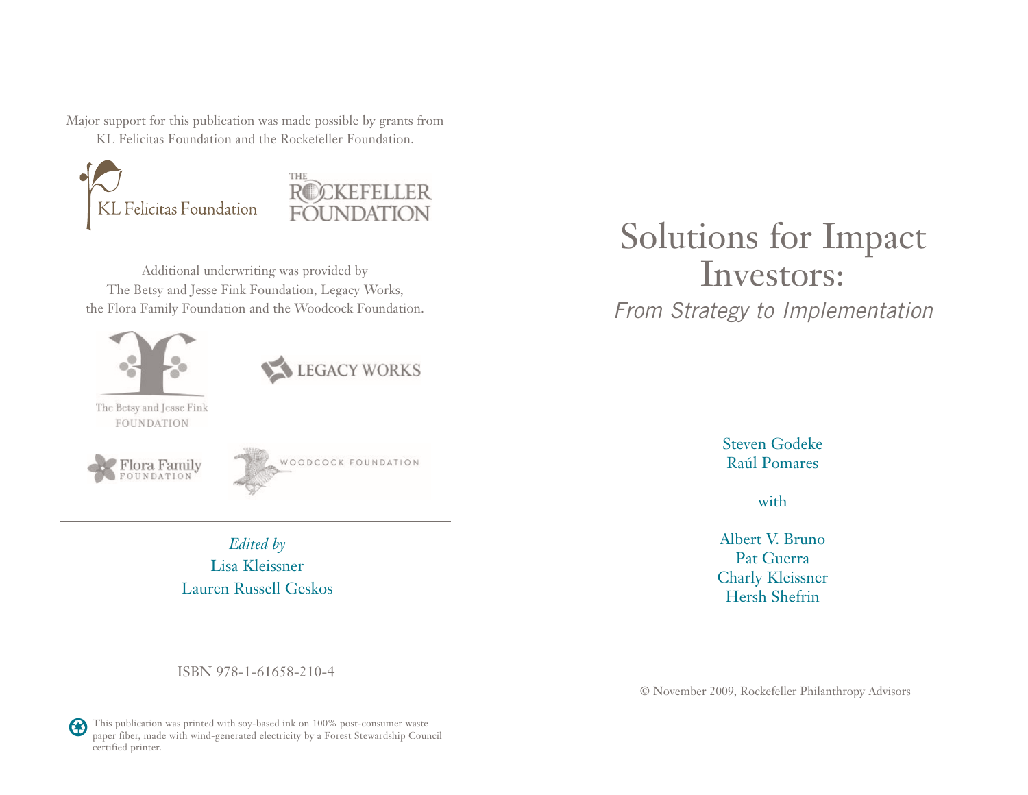Major support for this publication was made possible by grants from KL Felicitas Foundation and the Rockefeller Foundation.

KL Felicitas Foundation

THE ROCKEFELLER FOUNDATION

Additional underwriting was provided by The Betsy and Jesse Fink Foundation, Legacy Works, the Flora Family Foundation and the Woodcock Foundation.

The Betsy and Jesse Fink FOUNDATION

LEGACY WORKS

Flora Family FOUNDATION

WOODCOCK FOUNDATION

---

*Edited by*
Lisa Kleissner
Lauren Russell Geskos

ISBN 978-1-61658-210-4

This publication was printed with soy-based ink on 100% post-consumer waste paper fiber, made with wind-generated electricity by a Forest Stewardship Council certified printer.

# Solutions for Impact Investors:

## *From Strategy to Implementation*

Steven Godeke
Raúl Pomares

with

Albert V. Bruno
Pat Guerra
Charly Kleissner
Hersh Shefrin

© November 2009, Rockefeller Philanthropy Advisors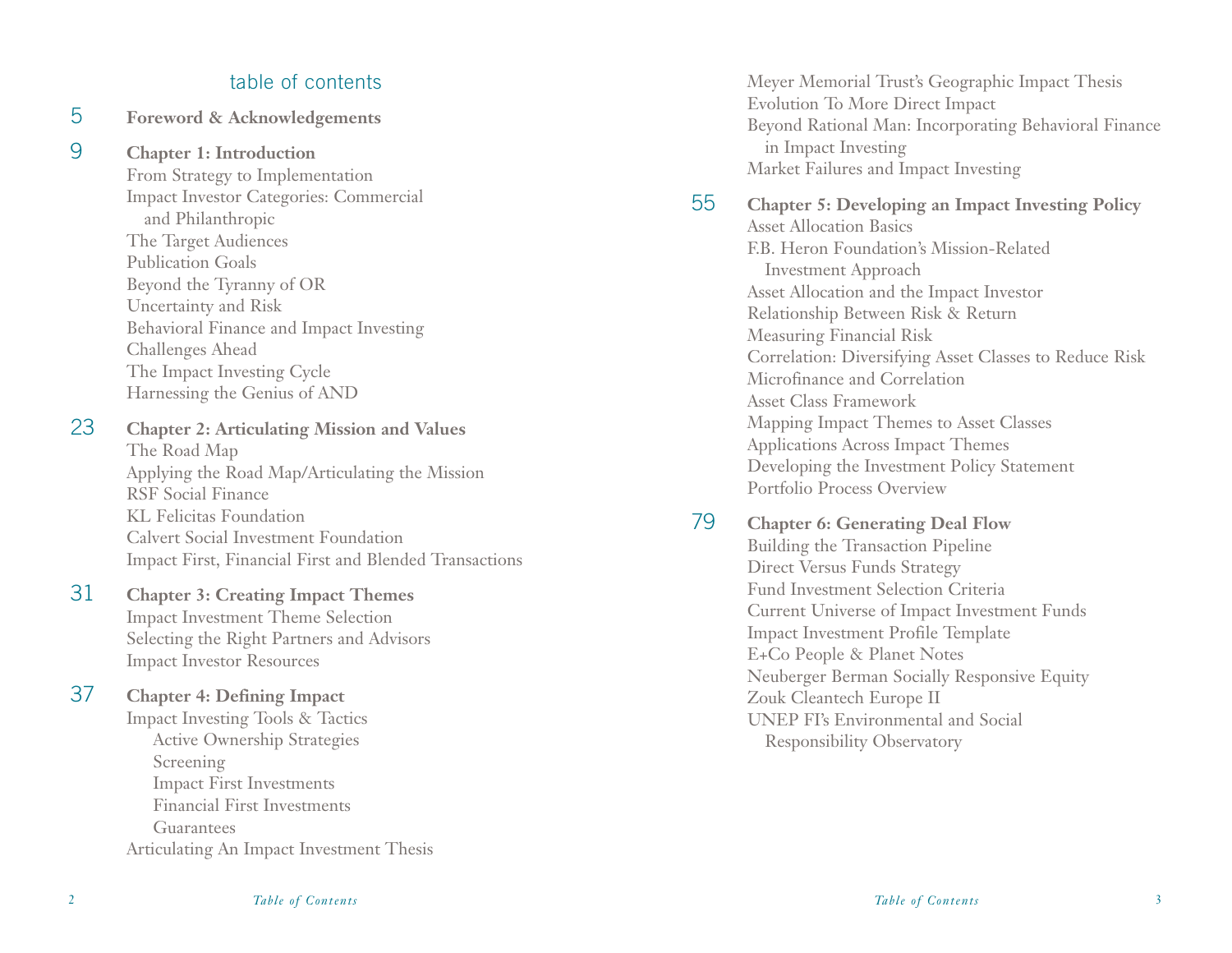# table of contents

5 **Foreword & Acknowledgements**

9 **Chapter 1: Introduction**

- From Strategy to Implementation
- Impact Investor Categories: Commercial and Philanthropic
- The Target Audiences
- Publication Goals
- Beyond the Tyranny of OR
- Uncertainty and Risk
- Behavioral Finance and Impact Investing
- Challenges Ahead
- The Impact Investing Cycle
- Harnessing the Genius of AND

23 **Chapter 2: Articulating Mission and Values**

- The Road Map
- Applying the Road Map/Articulating the Mission
- RSF Social Finance
- KL Felicitas Foundation
- Calvert Social Investment Foundation
- Impact First, Financial First and Blended Transactions

31 **Chapter 3: Creating Impact Themes**

- Impact Investment Theme Selection
- Selecting the Right Partners and Advisors
- Impact Investor Resources

37 **Chapter 4: Defining Impact**

- Impact Investing Tools & Tactics
  - Active Ownership Strategies
  - Screening
  - Impact First Investments
  - Financial First Investments
  - Guarantees
- Articulating An Impact Investment Thesis
- Meyer Memorial Trust's Geographic Impact Thesis
- Evolution To More Direct Impact
- Beyond Rational Man: Incorporating Behavioral Finance in Impact Investing
- Market Failures and Impact Investing

55 **Chapter 5: Developing an Impact Investing Policy**

- Asset Allocation Basics
- F.B. Heron Foundation's Mission-Related Investment Approach
- Asset Allocation and the Impact Investor
- Relationship Between Risk & Return
- Measuring Financial Risk
- Correlation: Diversifying Asset Classes to Reduce Risk
- Microfinance and Correlation
- Asset Class Framework
- Mapping Impact Themes to Asset Classes
- Applications Across Impact Themes
- Developing the Investment Policy Statement
- Portfolio Process Overview

79 **Chapter 6: Generating Deal Flow**

- Building the Transaction Pipeline
- Direct Versus Funds Strategy
- Fund Investment Selection Criteria
- Current Universe of Impact Investment Funds
- Impact Investment Profile Template
- E+Co People & Planet Notes
- Neuberger Berman Socially Responsive Equity
- Zouk Cleantech Europe II
- UNEP FI's Environmental and Social Responsibility Observatory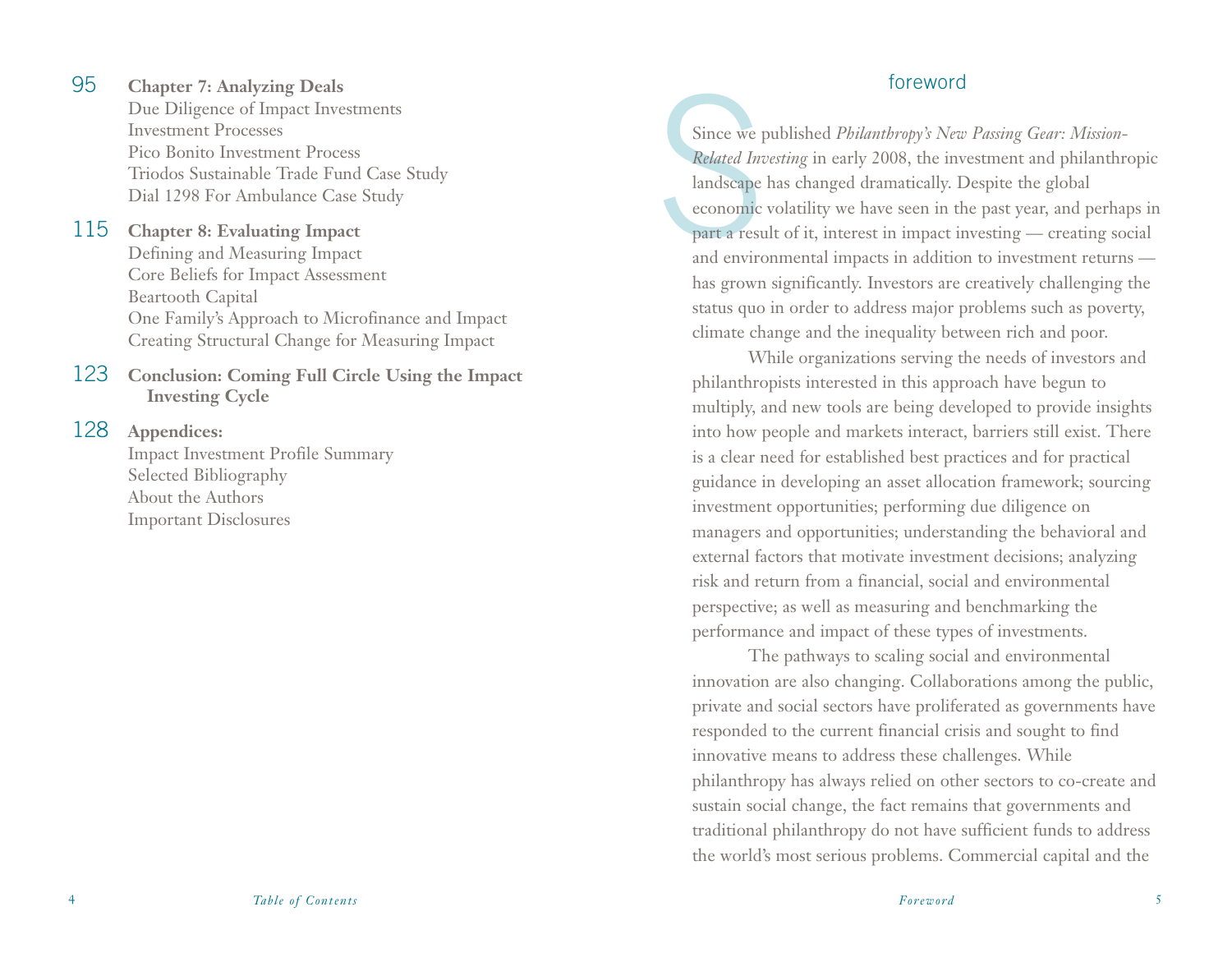95 **Chapter 7: Analyzing Deals**
Due Diligence of Impact Investments
Investment Processes
Pico Bonito Investment Process
Triodos Sustainable Trade Fund Case Study
Dial 1298 For Ambulance Case Study

115 **Chapter 8: Evaluating Impact**
Defining and Measuring Impact
Core Beliefs for Impact Assessment
Beartooth Capital
One Family's Approach to Microfinance and Impact
Creating Structural Change for Measuring Impact

123 **Conclusion: Coming Full Circle Using the Impact Investing Cycle**

128 **Appendices:**
Impact Investment Profile Summary
Selected Bibliography
About the Authors
Important Disclosures

# foreword

Since we published *Philanthropy's New Passing Gear: Mission-Related Investing* in early 2008, the investment and philanthropic landscape has changed dramatically. Despite the global economic volatility we have seen in the past year, and perhaps in part a result of it, interest in impact investing — creating social and environmental impacts in addition to investment returns — has grown significantly. Investors are creatively challenging the status quo in order to address major problems such as poverty, climate change and the inequality between rich and poor.

While organizations serving the needs of investors and philanthropists interested in this approach have begun to multiply, and new tools are being developed to provide insights into how people and markets interact, barriers still exist. There is a clear need for established best practices and for practical guidance in developing an asset allocation framework; sourcing investment opportunities; performing due diligence on managers and opportunities; understanding the behavioral and external factors that motivate investment decisions; analyzing risk and return from a financial, social and environmental perspective; as well as measuring and benchmarking the performance and impact of these types of investments.

The pathways to scaling social and environmental innovation are also changing. Collaborations among the public, private and social sectors have proliferated as governments have responded to the current financial crisis and sought to find innovative means to address these challenges. While philanthropy has always relied on other sectors to co-create and sustain social change, the fact remains that governments and traditional philanthropy do not have sufficient funds to address the world's most serious problems. Commercial capital and the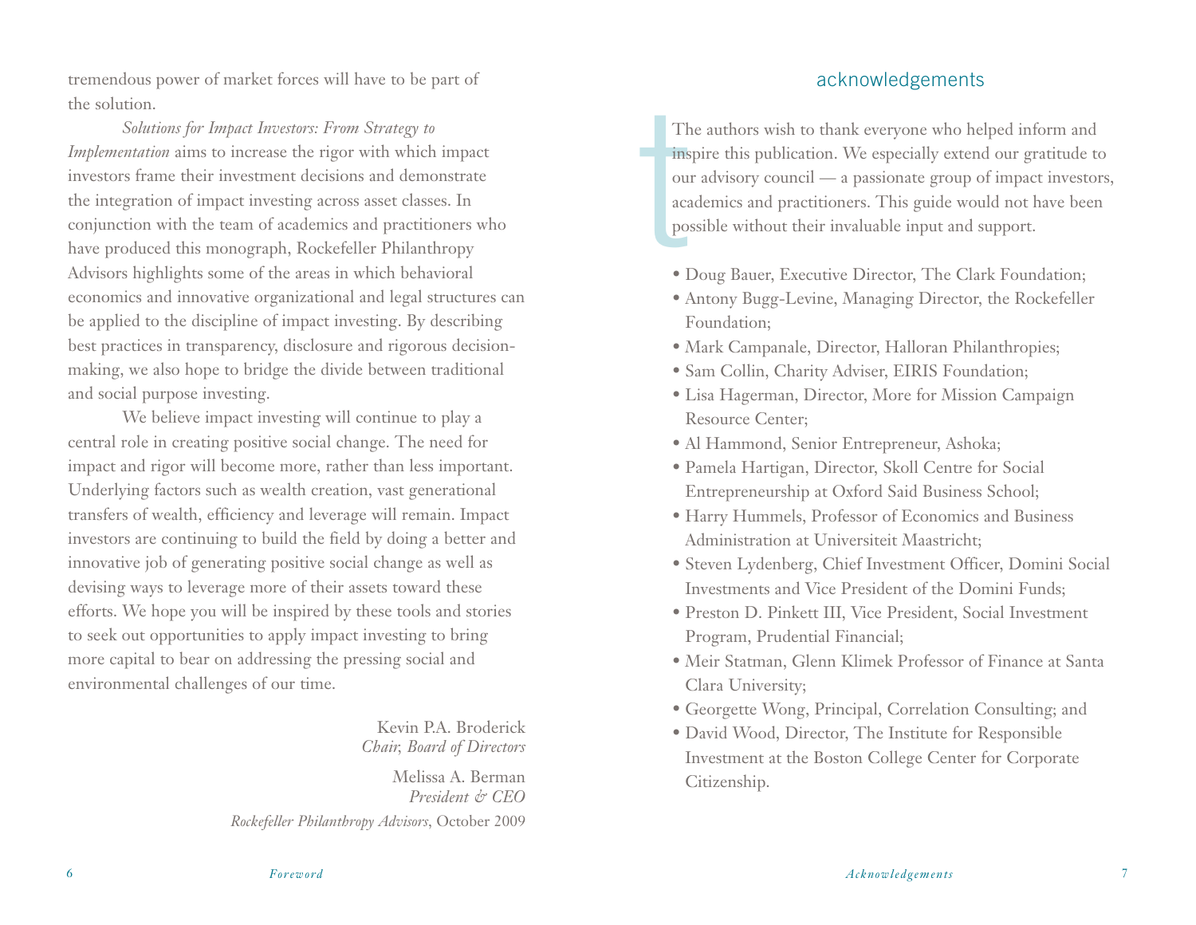tremendous power of market forces will have to be part of the solution.

*Solutions for Impact Investors: From Strategy to Implementation* aims to increase the rigor with which impact investors frame their investment decisions and demonstrate the integration of impact investing across asset classes. In conjunction with the team of academics and practitioners who have produced this monograph, Rockefeller Philanthropy Advisors highlights some of the areas in which behavioral economics and innovative organizational and legal structures can be applied to the discipline of impact investing. By describing best practices in transparency, disclosure and rigorous decision-making, we also hope to bridge the divide between traditional and social purpose investing.

We believe impact investing will continue to play a central role in creating positive social change. The need for impact and rigor will become more, rather than less important. Underlying factors such as wealth creation, vast generational transfers of wealth, efficiency and leverage will remain. Impact investors are continuing to build the field by doing a better and innovative job of generating positive social change as well as devising ways to leverage more of their assets toward these efforts. We hope you will be inspired by these tools and stories to seek out opportunities to apply impact investing to bring more capital to bear on addressing the pressing social and environmental challenges of our time.

Kevin P.A. Broderick
*Chair, Board of Directors*

Melissa A. Berman
*President & CEO*

*Rockefeller Philanthropy Advisors*, October 2009

## acknowledgements

The authors wish to thank everyone who helped inform and inspire this publication. We especially extend our gratitude to our advisory council — a passionate group of impact investors, academics and practitioners. This guide would not have been possible without their invaluable input and support.

- Doug Bauer, Executive Director, The Clark Foundation;
- Antony Bugg-Levine, Managing Director, the Rockefeller Foundation;
- Mark Campanale, Director, Halloran Philanthropies;
- Sam Collin, Charity Adviser, EIRIS Foundation;
- Lisa Hagerman, Director, More for Mission Campaign Resource Center;
- Al Hammond, Senior Entrepreneur, Ashoka;
- Pamela Hartigan, Director, Skoll Centre for Social Entrepreneurship at Oxford Said Business School;
- Harry Hummels, Professor of Economics and Business Administration at Universiteit Maastricht;
- Steven Lydenberg, Chief Investment Officer, Domini Social Investments and Vice President of the Domini Funds;
- Preston D. Pinkett III, Vice President, Social Investment Program, Prudential Financial;
- Meir Statman, Glenn Klimek Professor of Finance at Santa Clara University;
- Georgette Wong, Principal, Correlation Consulting; and
- David Wood, Director, The Institute for Responsible Investment at the Boston College Center for Corporate Citizenship.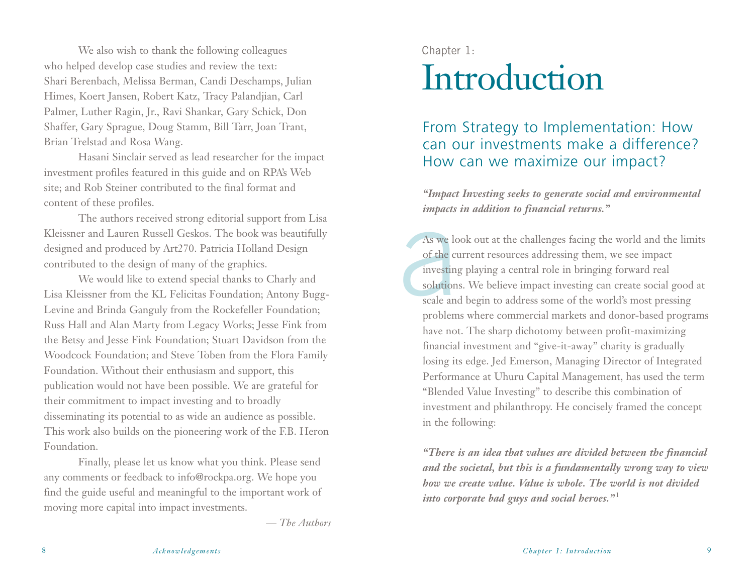We also wish to thank the following colleagues who helped develop case studies and review the text: Shari Berenbach, Melissa Berman, Candi Deschamps, Julian Himes, Koert Jansen, Robert Katz, Tracy Palandjian, Carl Palmer, Luther Ragin, Jr., Ravi Shankar, Gary Schick, Don Shaffer, Gary Sprague, Doug Stamm, Bill Tarr, Joan Trant, Brian Trelstad and Rosa Wang.

Hasani Sinclair served as lead researcher for the impact investment profiles featured in this guide and on RPA's Web site; and Rob Steiner contributed to the final format and content of these profiles.

The authors received strong editorial support from Lisa Kleissner and Lauren Russell Geskos. The book was beautifully designed and produced by Art270. Patricia Holland Design contributed to the design of many of the graphics.

We would like to extend special thanks to Charly and Lisa Kleissner from the KL Felicitas Foundation; Antony Bugg-Levine and Brinda Ganguly from the Rockefeller Foundation; Russ Hall and Alan Marty from Legacy Works; Jesse Fink from the Betsy and Jesse Fink Foundation; Stuart Davidson from the Woodcock Foundation; and Steve Toben from the Flora Family Foundation. Without their enthusiasm and support, this publication would not have been possible. We are grateful for their commitment to impact investing and to broadly disseminating its potential to as wide an audience as possible. This work also builds on the pioneering work of the F.B. Heron Foundation.

Finally, please let us know what you think. Please send any comments or feedback to info@rockpa.org. We hope you find the guide useful and meaningful to the important work of moving more capital into impact investments.

*— The Authors*

Chapter 1:

# Introduction

## From Strategy to Implementation: How can our investments make a difference? How can we maximize our impact?

***"Impact Investing seeks to generate social and environmental impacts in addition to financial returns."***

As we look out at the challenges facing the world and the limits of the current resources addressing them, we see impact investing playing a central role in bringing forward real solutions. We believe impact investing can create social good at scale and begin to address some of the world's most pressing problems where commercial markets and donor-based programs have not. The sharp dichotomy between profit-maximizing financial investment and "give-it-away" charity is gradually losing its edge. Jed Emerson, Managing Director of Integrated Performance at Uhuru Capital Management, has used the term "Blended Value Investing" to describe this combination of investment and philanthropy. He concisely framed the concept in the following:

***"There is an idea that values are divided between the financial and the societal, but this is a fundamentally wrong way to view how we create value. Value is whole. The world is not divided into corporate bad guys and social heroes."***[1]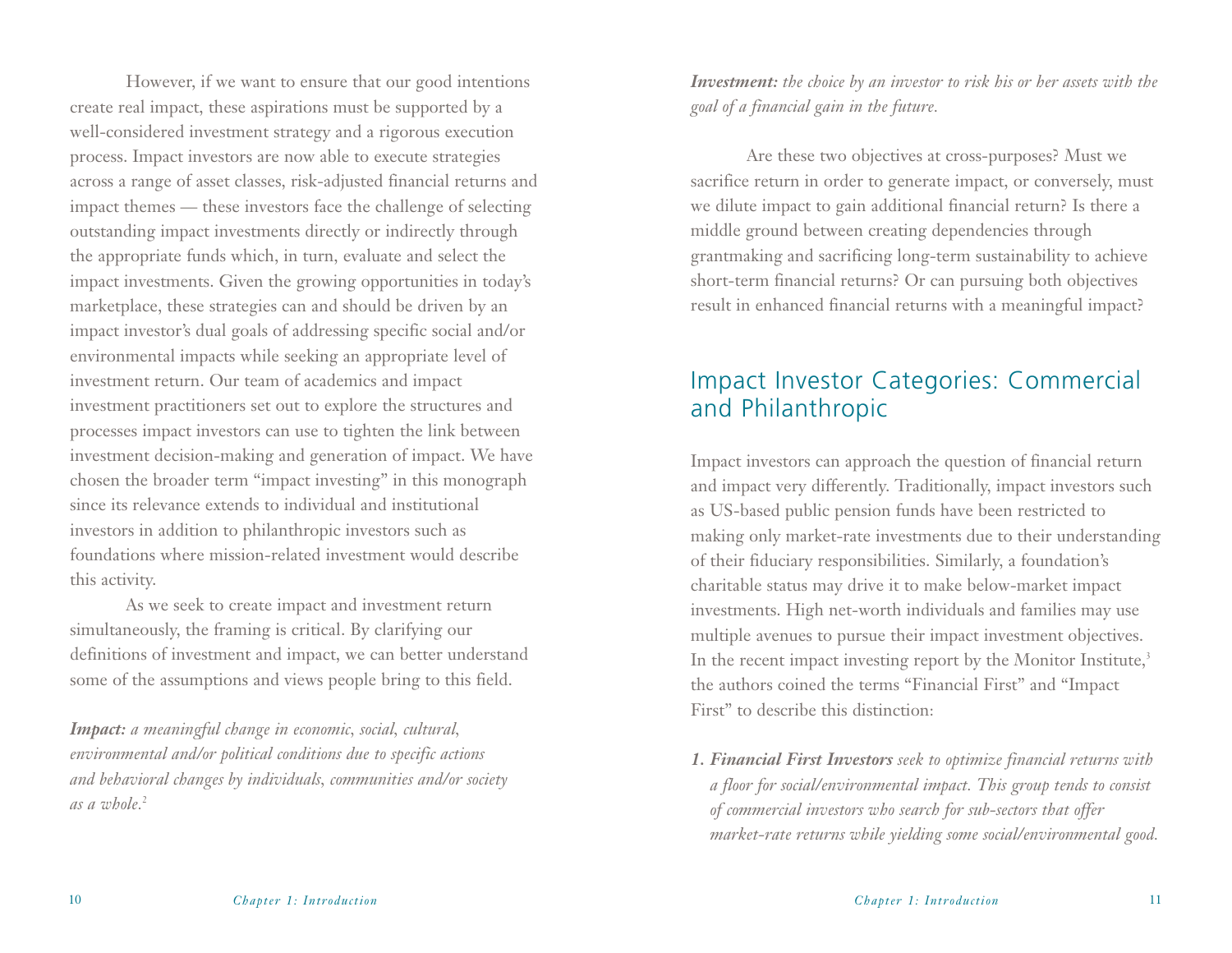However, if we want to ensure that our good intentions create real impact, these aspirations must be supported by a well-considered investment strategy and a rigorous execution process. Impact investors are now able to execute strategies across a range of asset classes, risk-adjusted financial returns and impact themes — these investors face the challenge of selecting outstanding impact investments directly or indirectly through the appropriate funds which, in turn, evaluate and select the impact investments. Given the growing opportunities in today's marketplace, these strategies can and should be driven by an impact investor's dual goals of addressing specific social and/or environmental impacts while seeking an appropriate level of investment return. Our team of academics and impact investment practitioners set out to explore the structures and processes impact investors can use to tighten the link between investment decision-making and generation of impact. We have chosen the broader term "impact investing" in this monograph since its relevance extends to individual and institutional investors in addition to philanthropic investors such as foundations where mission-related investment would describe this activity.

As we seek to create impact and investment return simultaneously, the framing is critical. By clarifying our definitions of investment and impact, we can better understand some of the assumptions and views people bring to this field.

***Impact:*** *a meaningful change in economic, social, cultural, environmental and/or political conditions due to specific actions and behavioral changes by individuals, communities and/or society as a whole.*[2]

***Investment:*** *the choice by an investor to risk his or her assets with the goal of a financial gain in the future.*

Are these two objectives at cross-purposes? Must we sacrifice return in order to generate impact, or conversely, must we dilute impact to gain additional financial return? Is there a middle ground between creating dependencies through grantmaking and sacrificing long-term sustainability to achieve short-term financial returns? Or can pursuing both objectives result in enhanced financial returns with a meaningful impact?

## Impact Investor Categories: Commercial and Philanthropic

Impact investors can approach the question of financial return and impact very differently. Traditionally, impact investors such as US-based public pension funds have been restricted to making only market-rate investments due to their understanding of their fiduciary responsibilities. Similarly, a foundation's charitable status may drive it to make below-market impact investments. High net-worth individuals and families may use multiple avenues to pursue their impact investment objectives. In the recent impact investing report by the Monitor Institute,[3] the authors coined the terms "Financial First" and "Impact First" to describe this distinction:

1. ***Financial First Investors*** *seek to optimize financial returns with a floor for social/environmental impact. This group tends to consist of commercial investors who search for sub-sectors that offer market-rate returns while yielding some social/environmental good.*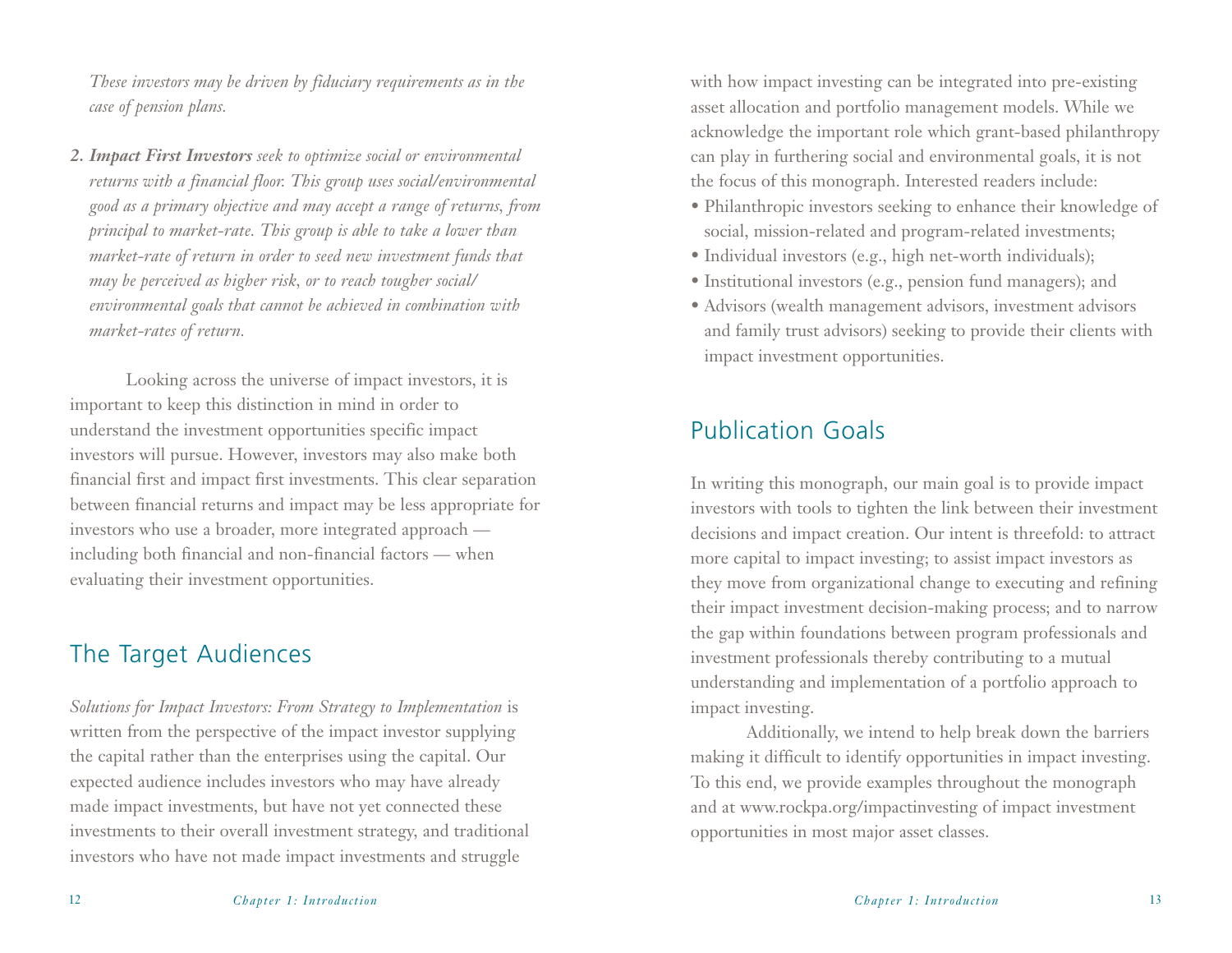*These investors may be driven by fiduciary requirements as in the case of pension plans.*

2. ***Impact First Investors*** *seek to optimize social or environmental returns with a financial floor. This group uses social/environmental good as a primary objective and may accept a range of returns, from principal to market-rate. This group is able to take a lower than market-rate of return in order to seed new investment funds that may be perceived as higher risk, or to reach tougher social/environmental goals that cannot be achieved in combination with market-rates of return.*

Looking across the universe of impact investors, it is important to keep this distinction in mind in order to understand the investment opportunities specific impact investors will pursue. However, investors may also make both financial first and impact first investments. This clear separation between financial returns and impact may be less appropriate for investors who use a broader, more integrated approach — including both financial and non-financial factors — when evaluating their investment opportunities.

## The Target Audiences

*Solutions for Impact Investors: From Strategy to Implementation* is written from the perspective of the impact investor supplying the capital rather than the enterprises using the capital. Our expected audience includes investors who may have already made impact investments, but have not yet connected these investments to their overall investment strategy, and traditional investors who have not made impact investments and struggle with how impact investing can be integrated into pre-existing asset allocation and portfolio management models. While we acknowledge the important role which grant-based philanthropy can play in furthering social and environmental goals, it is not the focus of this monograph. Interested readers include:

- Philanthropic investors seeking to enhance their knowledge of social, mission-related and program-related investments;
- Individual investors (e.g., high net-worth individuals);
- Institutional investors (e.g., pension fund managers); and
- Advisors (wealth management advisors, investment advisors and family trust advisors) seeking to provide their clients with impact investment opportunities.

## Publication Goals

In writing this monograph, our main goal is to provide impact investors with tools to tighten the link between their investment decisions and impact creation. Our intent is threefold: to attract more capital to impact investing; to assist impact investors as they move from organizational change to executing and refining their impact investment decision-making process; and to narrow the gap within foundations between program professionals and investment professionals thereby contributing to a mutual understanding and implementation of a portfolio approach to impact investing.

Additionally, we intend to help break down the barriers making it difficult to identify opportunities in impact investing. To this end, we provide examples throughout the monograph and at www.rockpa.org/impactinvesting of impact investment opportunities in most major asset classes.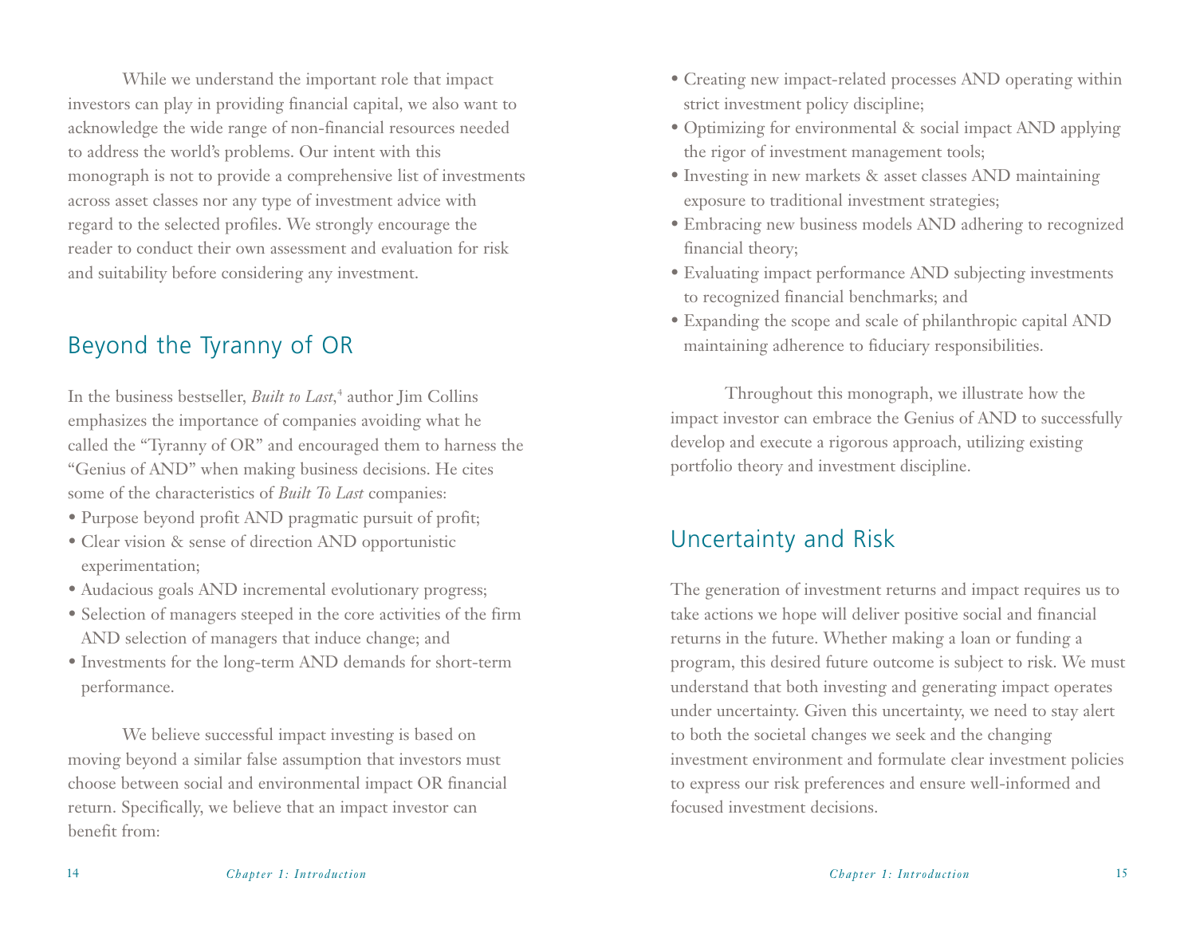While we understand the important role that impact investors can play in providing financial capital, we also want to acknowledge the wide range of non-financial resources needed to address the world's problems. Our intent with this monograph is not to provide a comprehensive list of investments across asset classes nor any type of investment advice with regard to the selected profiles. We strongly encourage the reader to conduct their own assessment and evaluation for risk and suitability before considering any investment.

## Beyond the Tyranny of OR

In the business bestseller, *Built to Last*,[4] author Jim Collins emphasizes the importance of companies avoiding what he called the "Tyranny of OR" and encouraged them to harness the "Genius of AND" when making business decisions. He cites some of the characteristics of *Built To Last* companies:

- Purpose beyond profit AND pragmatic pursuit of profit;
- Clear vision & sense of direction AND opportunistic experimentation;
- Audacious goals AND incremental evolutionary progress;
- Selection of managers steeped in the core activities of the firm AND selection of managers that induce change; and
- Investments for the long-term AND demands for short-term performance.

We believe successful impact investing is based on moving beyond a similar false assumption that investors must choose between social and environmental impact OR financial return. Specifically, we believe that an impact investor can benefit from:

- Creating new impact-related processes AND operating within strict investment policy discipline;
- Optimizing for environmental & social impact AND applying the rigor of investment management tools;
- Investing in new markets & asset classes AND maintaining exposure to traditional investment strategies;
- Embracing new business models AND adhering to recognized financial theory;
- Evaluating impact performance AND subjecting investments to recognized financial benchmarks; and
- Expanding the scope and scale of philanthropic capital AND maintaining adherence to fiduciary responsibilities.

Throughout this monograph, we illustrate how the impact investor can embrace the Genius of AND to successfully develop and execute a rigorous approach, utilizing existing portfolio theory and investment discipline.

## Uncertainty and Risk

The generation of investment returns and impact requires us to take actions we hope will deliver positive social and financial returns in the future. Whether making a loan or funding a program, this desired future outcome is subject to risk. We must understand that both investing and generating impact operates under uncertainty. Given this uncertainty, we need to stay alert to both the societal changes we seek and the changing investment environment and formulate clear investment policies to express our risk preferences and ensure well-informed and focused investment decisions.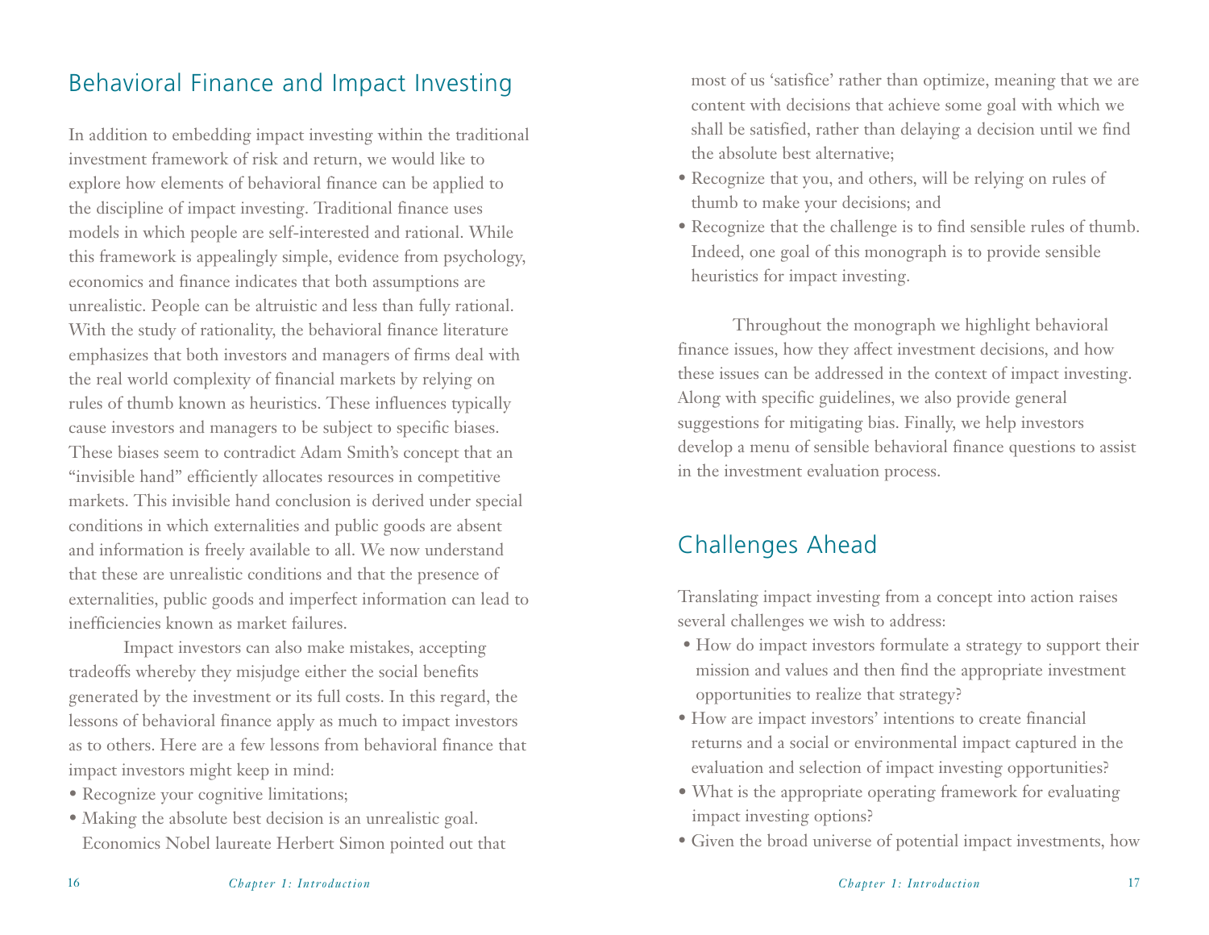## Behavioral Finance and Impact Investing

In addition to embedding impact investing within the traditional investment framework of risk and return, we would like to explore how elements of behavioral finance can be applied to the discipline of impact investing. Traditional finance uses models in which people are self-interested and rational. While this framework is appealingly simple, evidence from psychology, economics and finance indicates that both assumptions are unrealistic. People can be altruistic and less than fully rational. With the study of rationality, the behavioral finance literature emphasizes that both investors and managers of firms deal with the real world complexity of financial markets by relying on rules of thumb known as heuristics. These influences typically cause investors and managers to be subject to specific biases. These biases seem to contradict Adam Smith's concept that an "invisible hand" efficiently allocates resources in competitive markets. This invisible hand conclusion is derived under special conditions in which externalities and public goods are absent and information is freely available to all. We now understand that these are unrealistic conditions and that the presence of externalities, public goods and imperfect information can lead to inefficiencies known as market failures.

Impact investors can also make mistakes, accepting tradeoffs whereby they misjudge either the social benefits generated by the investment or its full costs. In this regard, the lessons of behavioral finance apply as much to impact investors as to others. Here are a few lessons from behavioral finance that impact investors might keep in mind:

- Recognize your cognitive limitations;
- Making the absolute best decision is an unrealistic goal. Economics Nobel laureate Herbert Simon pointed out that most of us 'satisfice' rather than optimize, meaning that we are content with decisions that achieve some goal with which we shall be satisfied, rather than delaying a decision until we find the absolute best alternative;
- Recognize that you, and others, will be relying on rules of thumb to make your decisions; and
- Recognize that the challenge is to find sensible rules of thumb. Indeed, one goal of this monograph is to provide sensible heuristics for impact investing.

Throughout the monograph we highlight behavioral finance issues, how they affect investment decisions, and how these issues can be addressed in the context of impact investing. Along with specific guidelines, we also provide general suggestions for mitigating bias. Finally, we help investors develop a menu of sensible behavioral finance questions to assist in the investment evaluation process.

## Challenges Ahead

Translating impact investing from a concept into action raises several challenges we wish to address:

- How do impact investors formulate a strategy to support their mission and values and then find the appropriate investment opportunities to realize that strategy?
- How are impact investors' intentions to create financial returns and a social or environmental impact captured in the evaluation and selection of impact investing opportunities?
- What is the appropriate operating framework for evaluating impact investing options?
- Given the broad universe of potential impact investments, how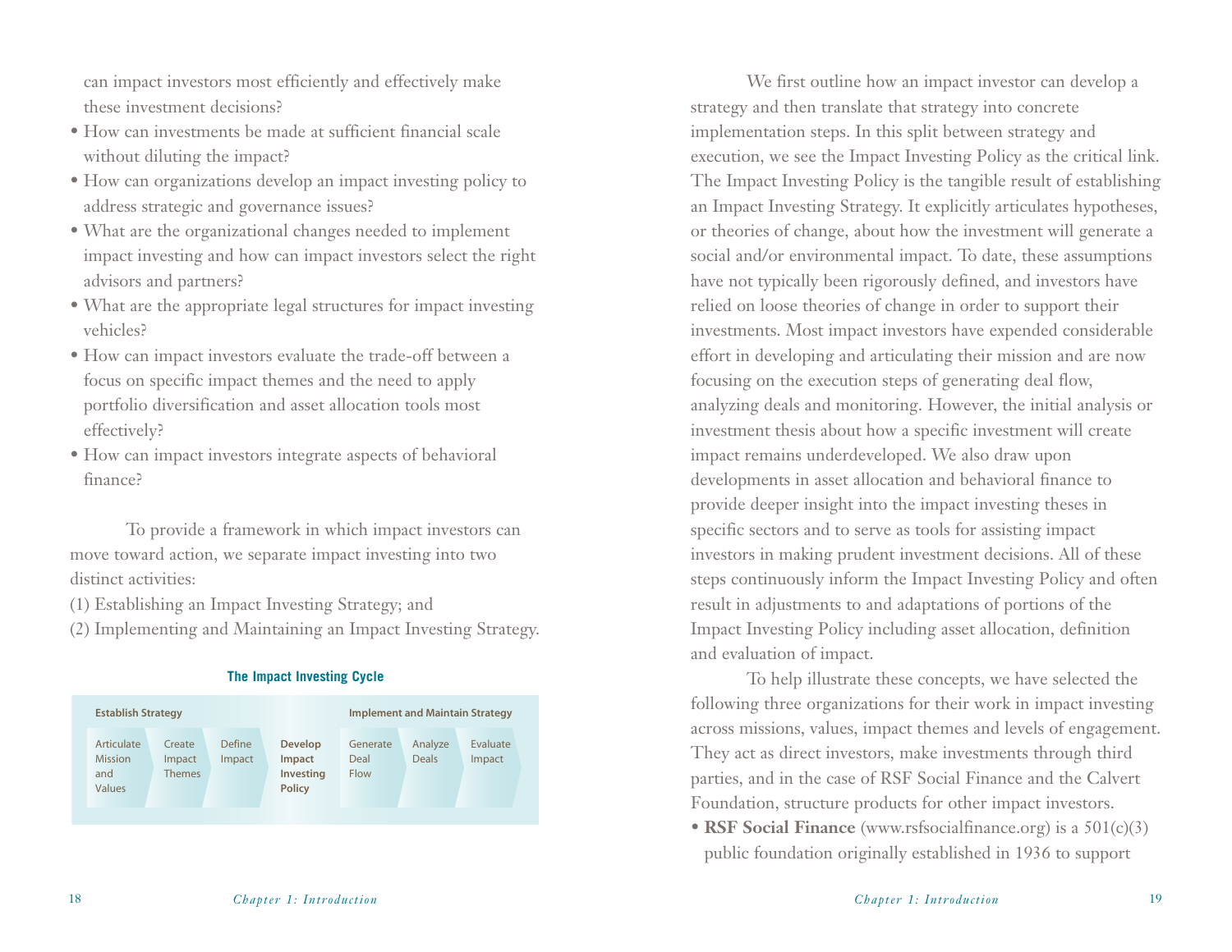can impact investors most efficiently and effectively make these investment decisions?

- How can investments be made at sufficient financial scale without diluting the impact?
- How can organizations develop an impact investing policy to address strategic and governance issues?
- What are the organizational changes needed to implement impact investing and how can impact investors select the right advisors and partners?
- What are the appropriate legal structures for impact investing vehicles?
- How can impact investors evaluate the trade-off between a focus on specific impact themes and the need to apply portfolio diversification and asset allocation tools most effectively?
- How can impact investors integrate aspects of behavioral finance?

To provide a framework in which impact investors can move toward action, we separate impact investing into two distinct activities:

(1) Establishing an Impact Investing Strategy; and

(2) Implementing and Maintaining an Impact Investing Strategy.

**The Impact Investing Cycle**

Establish Strategy

Articulate Mission and Values

Create Impact Themes

Define Impact

**Develop Impact Investing Policy**

Implement and Maintain Strategy

Generate Deal Flow

Analyze Deals

Evaluate Impact

We first outline how an impact investor can develop a strategy and then translate that strategy into concrete implementation steps. In this split between strategy and execution, we see the Impact Investing Policy as the critical link. The Impact Investing Policy is the tangible result of establishing an Impact Investing Strategy. It explicitly articulates hypotheses, or theories of change, about how the investment will generate a social and/or environmental impact. To date, these assumptions have not typically been rigorously defined, and investors have relied on loose theories of change in order to support their investments. Most impact investors have expended considerable effort in developing and articulating their mission and are now focusing on the execution steps of generating deal flow, analyzing deals and monitoring. However, the initial analysis or investment thesis about how a specific investment will create impact remains underdeveloped. We also draw upon developments in asset allocation and behavioral finance to provide deeper insight into the impact investing theses in specific sectors and to serve as tools for assisting impact investors in making prudent investment decisions. All of these steps continuously inform the Impact Investing Policy and often result in adjustments to and adaptations of portions of the Impact Investing Policy including asset allocation, definition and evaluation of impact.

To help illustrate these concepts, we have selected the following three organizations for their work in impact investing across missions, values, impact themes and levels of engagement. They act as direct investors, make investments through third parties, and in the case of RSF Social Finance and the Calvert Foundation, structure products for other impact investors.

- **RSF Social Finance** (www.rsfsocialfinance.org) is a 501(c)(3) public foundation originally established in 1936 to support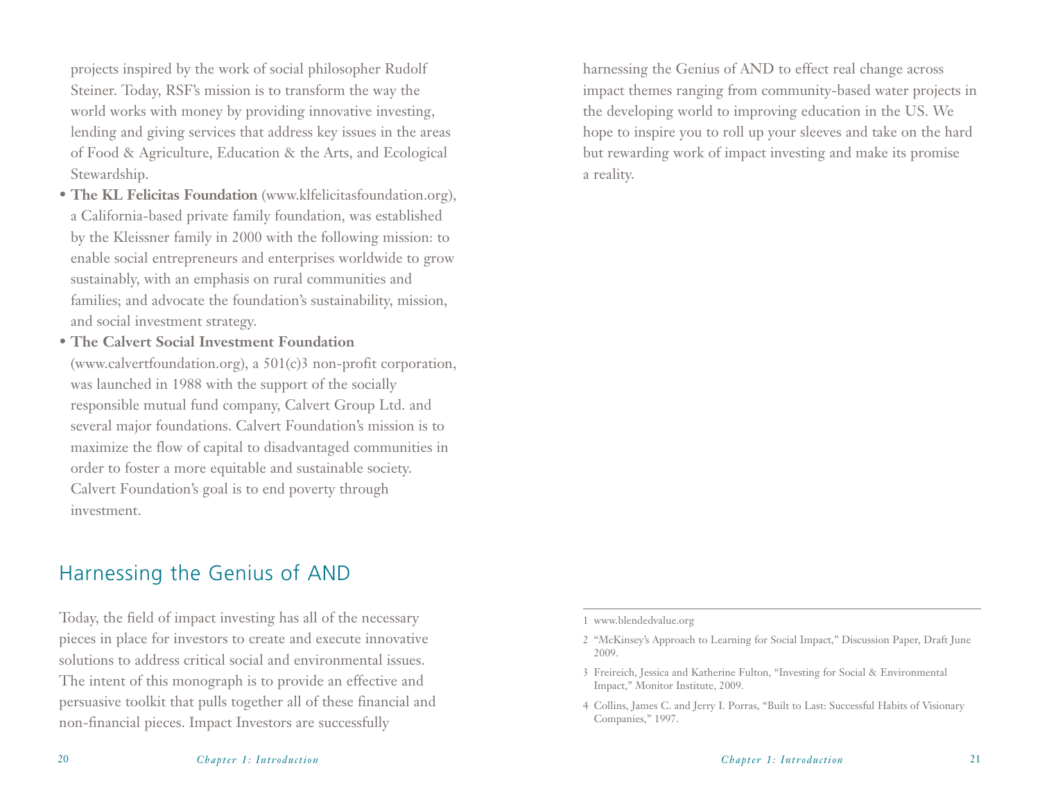projects inspired by the work of social philosopher Rudolf Steiner. Today, RSF's mission is to transform the way the world works with money by providing innovative investing, lending and giving services that address key issues in the areas of Food & Agriculture, Education & the Arts, and Ecological Stewardship.

- **The KL Felicitas Foundation** (www.klfelicitasfoundation.org), a California-based private family foundation, was established by the Kleissner family in 2000 with the following mission: to enable social entrepreneurs and enterprises worldwide to grow sustainably, with an emphasis on rural communities and families; and advocate the foundation's sustainability, mission, and social investment strategy.
- **The Calvert Social Investment Foundation** (www.calvertfoundation.org), a 501(c)3 non-profit corporation, was launched in 1988 with the support of the socially responsible mutual fund company, Calvert Group Ltd. and several major foundations. Calvert Foundation's mission is to maximize the flow of capital to disadvantaged communities in order to foster a more equitable and sustainable society. Calvert Foundation's goal is to end poverty through investment.

## Harnessing the Genius of AND

Today, the field of impact investing has all of the necessary pieces in place for investors to create and execute innovative solutions to address critical social and environmental issues. The intent of this monograph is to provide an effective and persuasive toolkit that pulls together all of these financial and non-financial pieces. Impact Investors are successfully harnessing the Genius of AND to effect real change across impact themes ranging from community-based water projects in the developing world to improving education in the US. We hope to inspire you to roll up your sleeves and take on the hard but rewarding work of impact investing and make its promise a reality.

---

1 www.blendedvalue.org

2 "McKinsey's Approach to Learning for Social Impact," Discussion Paper, Draft June 2009.

3 Freireich, Jessica and Katherine Fulton, "Investing for Social & Environmental Impact," Monitor Institute, 2009.

4 Collins, James C. and Jerry I. Porras, "Built to Last: Successful Habits of Visionary Companies," 1997.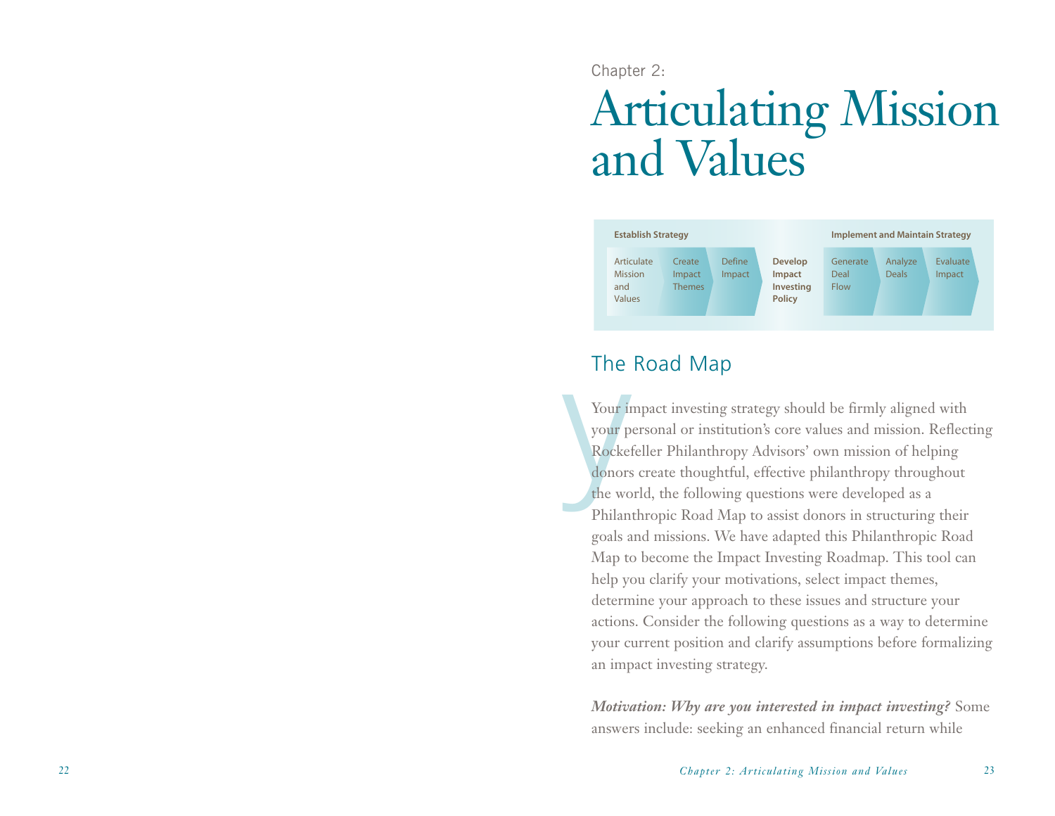Chapter 2:

# Articulating Mission and Values

| Establish Strategy | | | | Implement and Maintain Strategy | | |
|---|---|---|---|---|---|---|
| Articulate Mission and Values | Create Impact Themes | Define Impact | **Develop Impact Investing Policy** | Generate Deal Flow | Analyze Deals | Evaluate Impact |

## The Road Map

Your impact investing strategy should be firmly aligned with your personal or institution's core values and mission. Reflecting Rockefeller Philanthropy Advisors' own mission of helping donors create thoughtful, effective philanthropy throughout the world, the following questions were developed as a Philanthropic Road Map to assist donors in structuring their goals and missions. We have adapted this Philanthropic Road Map to become the Impact Investing Roadmap. This tool can help you clarify your motivations, select impact themes, determine your approach to these issues and structure your actions. Consider the following questions as a way to determine your current position and clarify assumptions before formalizing an impact investing strategy.

***Motivation: Why are you interested in impact investing?*** Some answers include: seeking an enhanced financial return while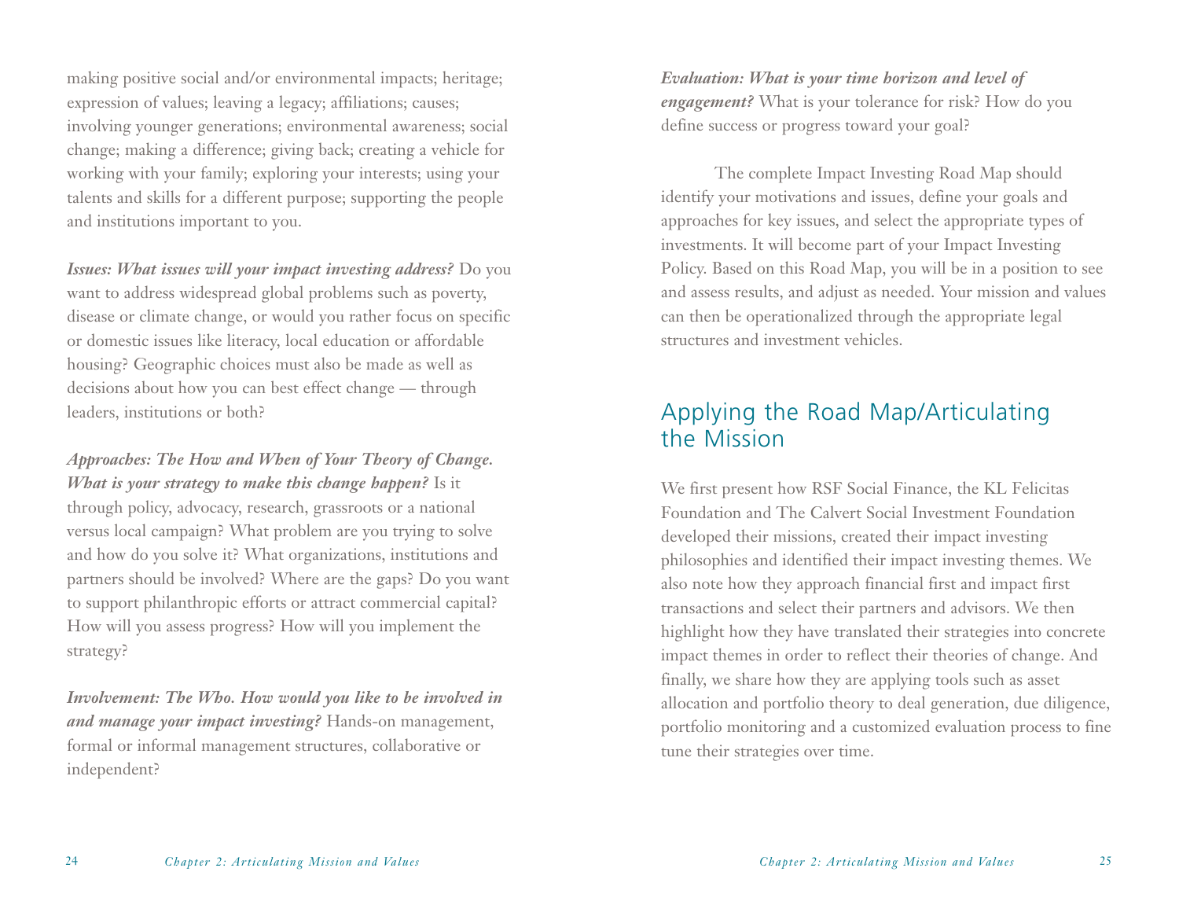making positive social and/or environmental impacts; heritage; expression of values; leaving a legacy; affiliations; causes; involving younger generations; environmental awareness; social change; making a difference; giving back; creating a vehicle for working with your family; exploring your interests; using your talents and skills for a different purpose; supporting the people and institutions important to you.

***Issues: What issues will your impact investing address?*** Do you want to address widespread global problems such as poverty, disease or climate change, or would you rather focus on specific or domestic issues like literacy, local education or affordable housing? Geographic choices must also be made as well as decisions about how you can best effect change — through leaders, institutions or both?

***Approaches: The How and When of Your Theory of Change. What is your strategy to make this change happen?*** Is it through policy, advocacy, research, grassroots or a national versus local campaign? What problem are you trying to solve and how do you solve it? What organizations, institutions and partners should be involved? Where are the gaps? Do you want to support philanthropic efforts or attract commercial capital? How will you assess progress? How will you implement the strategy?

***Involvement: The Who. How would you like to be involved in and manage your impact investing?*** Hands-on management, formal or informal management structures, collaborative or independent?

***Evaluation: What is your time horizon and level of engagement?*** What is your tolerance for risk? How do you define success or progress toward your goal?

The complete Impact Investing Road Map should identify your motivations and issues, define your goals and approaches for key issues, and select the appropriate types of investments. It will become part of your Impact Investing Policy. Based on this Road Map, you will be in a position to see and assess results, and adjust as needed. Your mission and values can then be operationalized through the appropriate legal structures and investment vehicles.

## Applying the Road Map/Articulating the Mission

We first present how RSF Social Finance, the KL Felicitas Foundation and The Calvert Social Investment Foundation developed their missions, created their impact investing philosophies and identified their impact investing themes. We also note how they approach financial first and impact first transactions and select their partners and advisors. We then highlight how they have translated their strategies into concrete impact themes in order to reflect their theories of change. And finally, we share how they are applying tools such as asset allocation and portfolio theory to deal generation, due diligence, portfolio monitoring and a customized evaluation process to fine tune their strategies over time.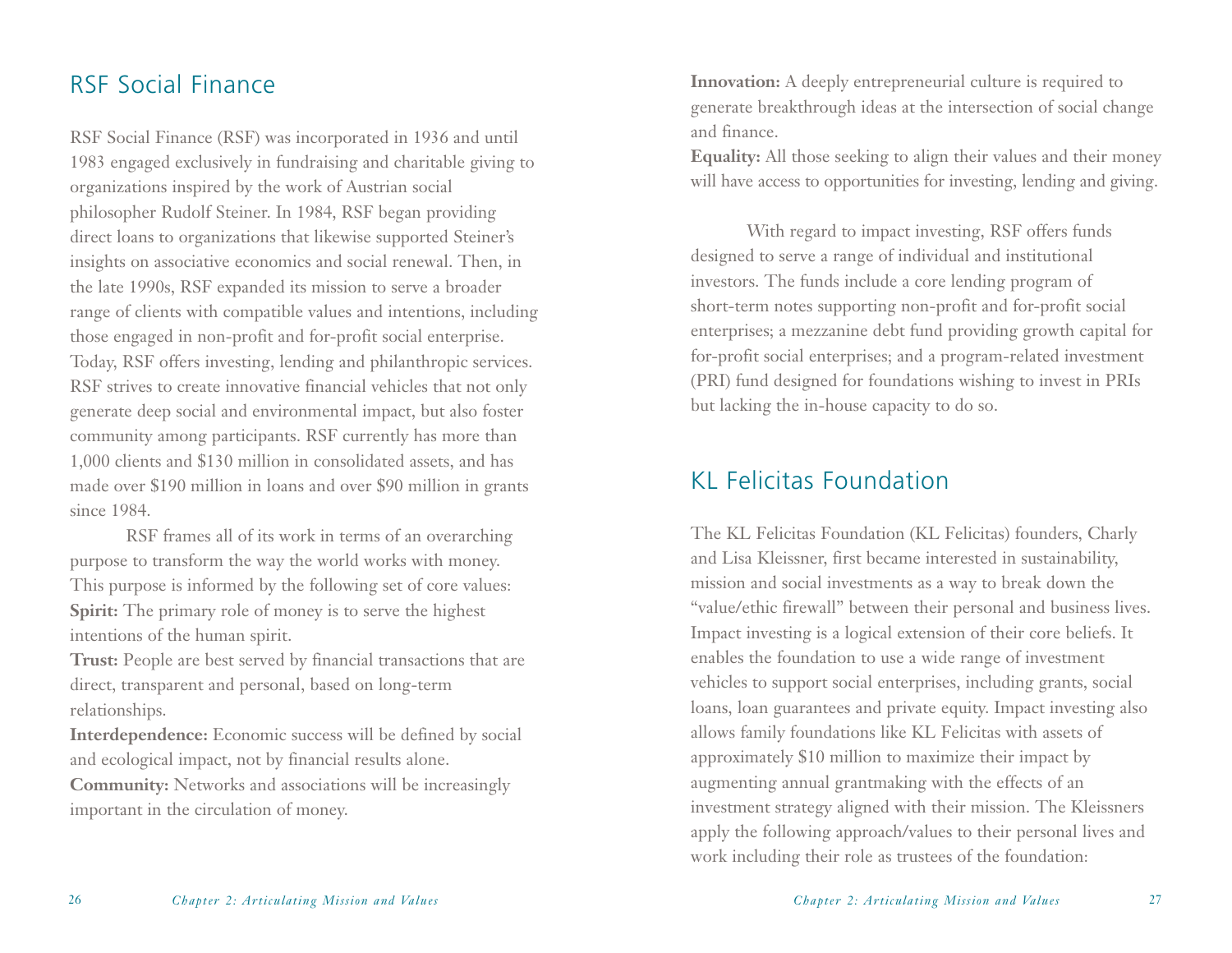## RSF Social Finance

RSF Social Finance (RSF) was incorporated in 1936 and until 1983 engaged exclusively in fundraising and charitable giving to organizations inspired by the work of Austrian social philosopher Rudolf Steiner. In 1984, RSF began providing direct loans to organizations that likewise supported Steiner's insights on associative economics and social renewal. Then, in the late 1990s, RSF expanded its mission to serve a broader range of clients with compatible values and intentions, including those engaged in non-profit and for-profit social enterprise. Today, RSF offers investing, lending and philanthropic services. RSF strives to create innovative financial vehicles that not only generate deep social and environmental impact, but also foster community among participants. RSF currently has more than 1,000 clients and $130 million in consolidated assets, and has made over $190 million in loans and over $90 million in grants since 1984.

RSF frames all of its work in terms of an overarching purpose to transform the way the world works with money. This purpose is informed by the following set of core values:

**Spirit:** The primary role of money is to serve the highest intentions of the human spirit.

**Trust:** People are best served by financial transactions that are direct, transparent and personal, based on long-term relationships.

**Interdependence:** Economic success will be defined by social and ecological impact, not by financial results alone.

**Community:** Networks and associations will be increasingly important in the circulation of money.

**Innovation:** A deeply entrepreneurial culture is required to generate breakthrough ideas at the intersection of social change and finance.

**Equality:** All those seeking to align their values and their money will have access to opportunities for investing, lending and giving.

With regard to impact investing, RSF offers funds designed to serve a range of individual and institutional investors. The funds include a core lending program of short-term notes supporting non-profit and for-profit social enterprises; a mezzanine debt fund providing growth capital for for-profit social enterprises; and a program-related investment (PRI) fund designed for foundations wishing to invest in PRIs but lacking the in-house capacity to do so.

## KL Felicitas Foundation

The KL Felicitas Foundation (KL Felicitas) founders, Charly and Lisa Kleissner, first became interested in sustainability, mission and social investments as a way to break down the "value/ethic firewall" between their personal and business lives. Impact investing is a logical extension of their core beliefs. It enables the foundation to use a wide range of investment vehicles to support social enterprises, including grants, social loans, loan guarantees and private equity. Impact investing also allows family foundations like KL Felicitas with assets of approximately $10 million to maximize their impact by augmenting annual grantmaking with the effects of an investment strategy aligned with their mission. The Kleissners apply the following approach/values to their personal lives and work including their role as trustees of the foundation: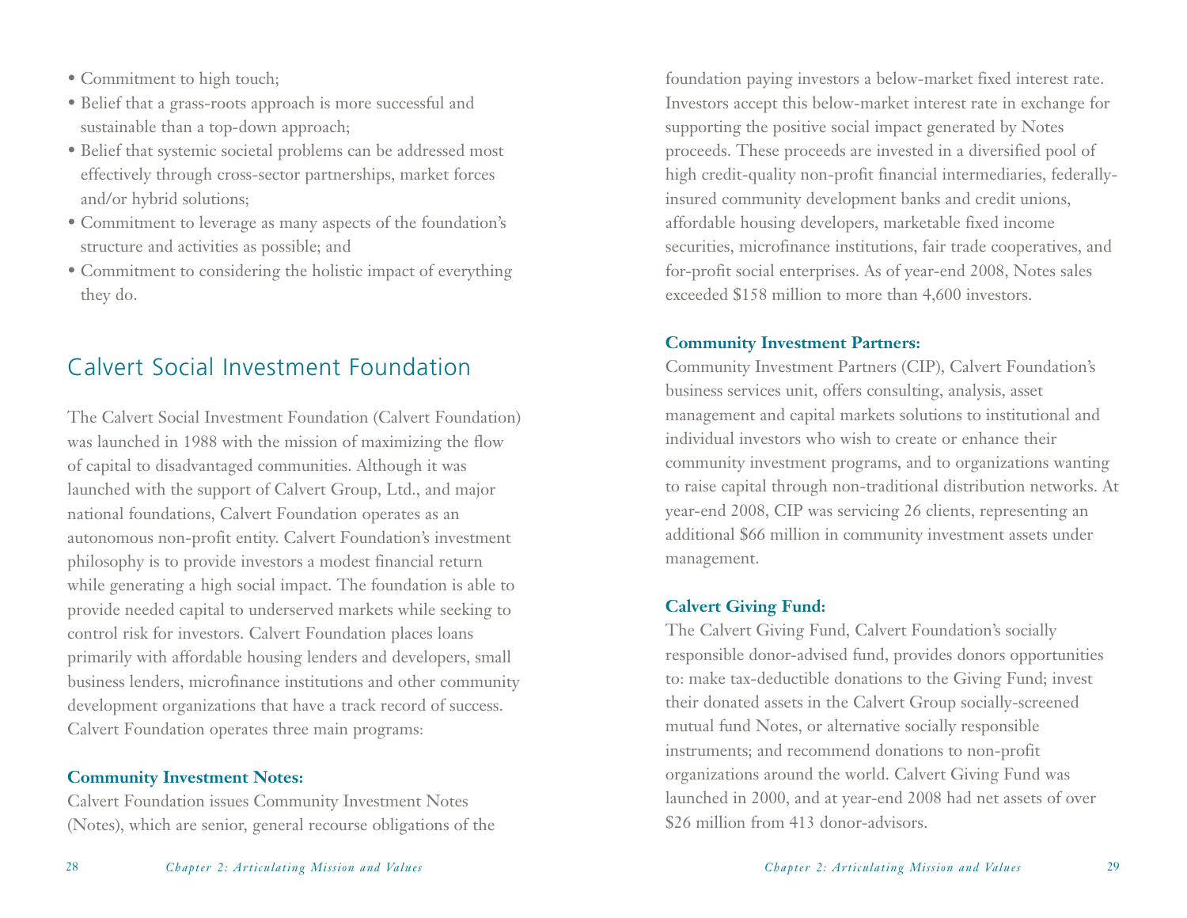- Commitment to high touch;
- Belief that a grass-roots approach is more successful and sustainable than a top-down approach;
- Belief that systemic societal problems can be addressed most effectively through cross-sector partnerships, market forces and/or hybrid solutions;
- Commitment to leverage as many aspects of the foundation's structure and activities as possible; and
- Commitment to considering the holistic impact of everything they do.

## Calvert Social Investment Foundation

The Calvert Social Investment Foundation (Calvert Foundation) was launched in 1988 with the mission of maximizing the flow of capital to disadvantaged communities. Although it was launched with the support of Calvert Group, Ltd., and major national foundations, Calvert Foundation operates as an autonomous non-profit entity. Calvert Foundation's investment philosophy is to provide investors a modest financial return while generating a high social impact. The foundation is able to provide needed capital to underserved markets while seeking to control risk for investors. Calvert Foundation places loans primarily with affordable housing lenders and developers, small business lenders, microfinance institutions and other community development organizations that have a track record of success. Calvert Foundation operates three main programs:

**Community Investment Notes:**
Calvert Foundation issues Community Investment Notes (Notes), which are senior, general recourse obligations of the foundation paying investors a below-market fixed interest rate. Investors accept this below-market interest rate in exchange for supporting the positive social impact generated by Notes proceeds. These proceeds are invested in a diversified pool of high credit-quality non-profit financial intermediaries, federally-insured community development banks and credit unions, affordable housing developers, marketable fixed income securities, microfinance institutions, fair trade cooperatives, and for-profit social enterprises. As of year-end 2008, Notes sales exceeded $158 million to more than 4,600 investors.

**Community Investment Partners:**
Community Investment Partners (CIP), Calvert Foundation's business services unit, offers consulting, analysis, asset management and capital markets solutions to institutional and individual investors who wish to create or enhance their community investment programs, and to organizations wanting to raise capital through non-traditional distribution networks. At year-end 2008, CIP was servicing 26 clients, representing an additional $66 million in community investment assets under management.

**Calvert Giving Fund:**
The Calvert Giving Fund, Calvert Foundation's socially responsible donor-advised fund, provides donors opportunities to: make tax-deductible donations to the Giving Fund; invest their donated assets in the Calvert Group socially-screened mutual fund Notes, or alternative socially responsible instruments; and recommend donations to non-profit organizations around the world. Calvert Giving Fund was launched in 2000, and at year-end 2008 had net assets of over $26 million from 413 donor-advisors.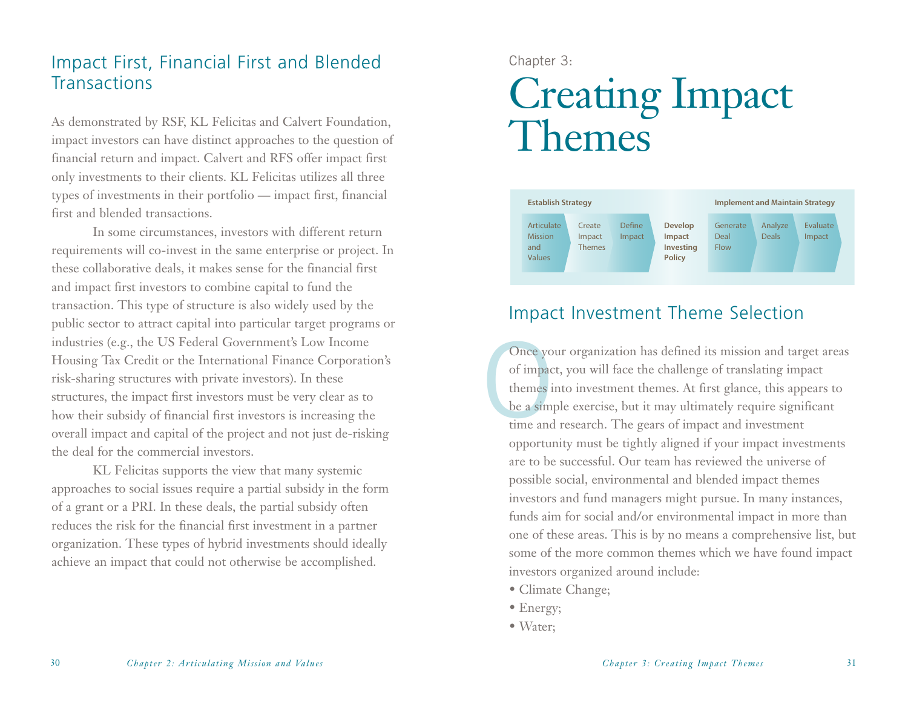## Impact First, Financial First and Blended Transactions

As demonstrated by RSF, KL Felicitas and Calvert Foundation, impact investors can have distinct approaches to the question of financial return and impact. Calvert and RFS offer impact first only investments to their clients. KL Felicitas utilizes all three types of investments in their portfolio — impact first, financial first and blended transactions.

In some circumstances, investors with different return requirements will co-invest in the same enterprise or project. In these collaborative deals, it makes sense for the financial first and impact first investors to combine capital to fund the transaction. This type of structure is also widely used by the public sector to attract capital into particular target programs or industries (e.g., the US Federal Government's Low Income Housing Tax Credit or the International Finance Corporation's risk-sharing structures with private investors). In these structures, the impact first investors must be very clear as to how their subsidy of financial first investors is increasing the overall impact and capital of the project and not just de-risking the deal for the commercial investors.

KL Felicitas supports the view that many systemic approaches to social issues require a partial subsidy in the form of a grant or a PRI. In these deals, the partial subsidy often reduces the risk for the financial first investment in a partner organization. These types of hybrid investments should ideally achieve an impact that could not otherwise be accomplished.

Chapter 3:

# Creating Impact Themes

| Establish Strategy | | | | Implement and Maintain Strategy | | |
|---|---|---|---|---|---|---|
| Articulate Mission and Values | Create Impact Themes | Define Impact | **Develop Impact Investing Policy** | Generate Deal Flow | Analyze Deals | Evaluate Impact |

## Impact Investment Theme Selection

Once your organization has defined its mission and target areas of impact, you will face the challenge of translating impact themes into investment themes. At first glance, this appears to be a simple exercise, but it may ultimately require significant time and research. The gears of impact and investment opportunity must be tightly aligned if your impact investments are to be successful. Our team has reviewed the universe of possible social, environmental and blended impact themes investors and fund managers might pursue. In many instances, funds aim for social and/or environmental impact in more than one of these areas. This is by no means a comprehensive list, but some of the more common themes which we have found impact investors organized around include:

- Climate Change;
- Energy;
- Water;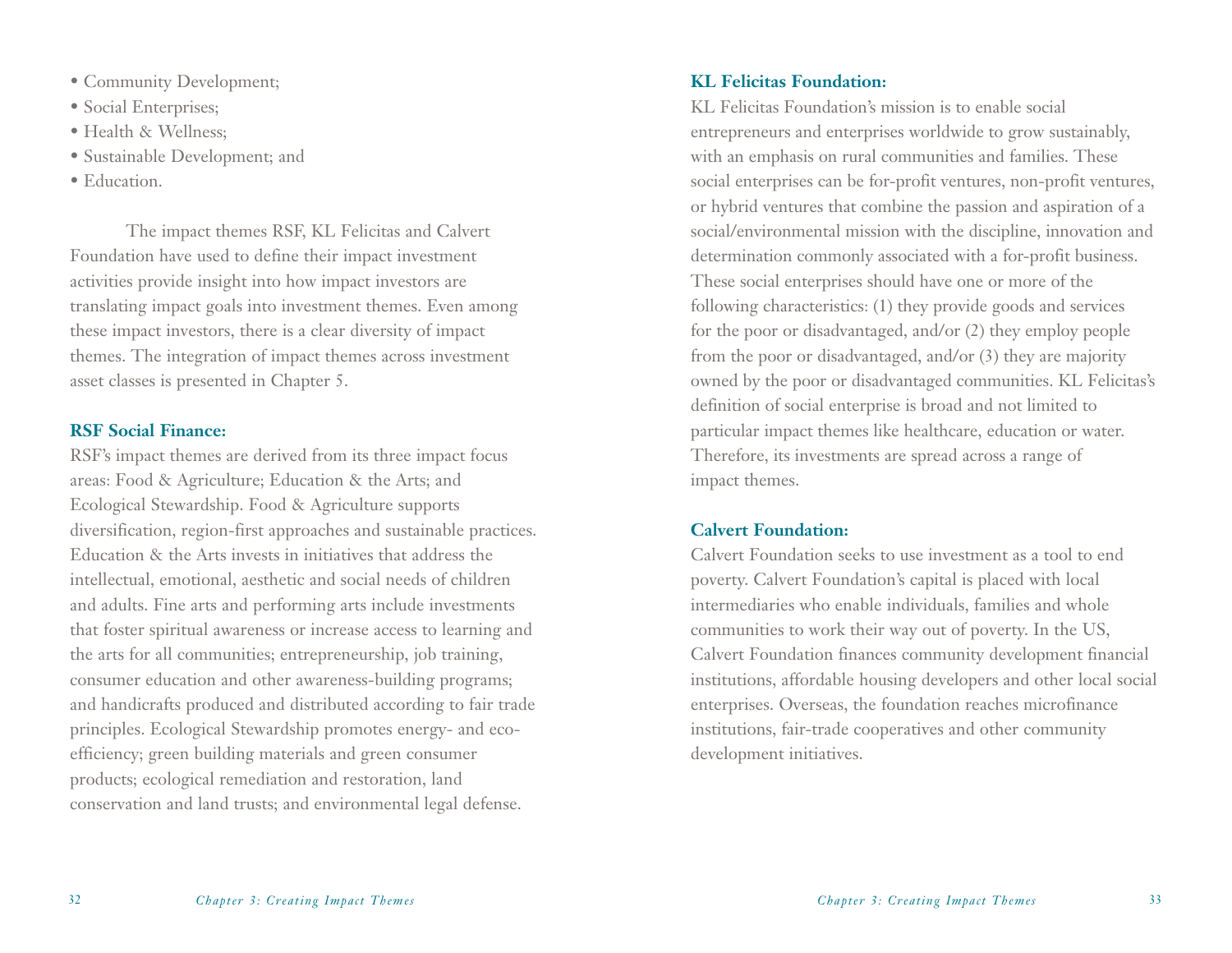- Community Development;
- Social Enterprises;
- Health & Wellness;
- Sustainable Development; and
- Education.

The impact themes RSF, KL Felicitas and Calvert Foundation have used to define their impact investment activities provide insight into how impact investors are translating impact goals into investment themes. Even among these impact investors, there is a clear diversity of impact themes. The integration of impact themes across investment asset classes is presented in Chapter 5.

**RSF Social Finance:**

RSF's impact themes are derived from its three impact focus areas: Food & Agriculture; Education & the Arts; and Ecological Stewardship. Food & Agriculture supports diversification, region-first approaches and sustainable practices. Education & the Arts invests in initiatives that address the intellectual, emotional, aesthetic and social needs of children and adults. Fine arts and performing arts include investments that foster spiritual awareness or increase access to learning and the arts for all communities; entrepreneurship, job training, consumer education and other awareness-building programs; and handicrafts produced and distributed according to fair trade principles. Ecological Stewardship promotes energy- and eco-efficiency; green building materials and green consumer products; ecological remediation and restoration, land conservation and land trusts; and environmental legal defense.

**KL Felicitas Foundation:**

KL Felicitas Foundation's mission is to enable social entrepreneurs and enterprises worldwide to grow sustainably, with an emphasis on rural communities and families. These social enterprises can be for-profit ventures, non-profit ventures, or hybrid ventures that combine the passion and aspiration of a social/environmental mission with the discipline, innovation and determination commonly associated with a for-profit business. These social enterprises should have one or more of the following characteristics: (1) they provide goods and services for the poor or disadvantaged, and/or (2) they employ people from the poor or disadvantaged, and/or (3) they are majority owned by the poor or disadvantaged communities. KL Felicitas's definition of social enterprise is broad and not limited to particular impact themes like healthcare, education or water. Therefore, its investments are spread across a range of impact themes.

**Calvert Foundation:**

Calvert Foundation seeks to use investment as a tool to end poverty. Calvert Foundation's capital is placed with local intermediaries who enable individuals, families and whole communities to work their way out of poverty. In the US, Calvert Foundation finances community development financial institutions, affordable housing developers and other local social enterprises. Overseas, the foundation reaches microfinance institutions, fair-trade cooperatives and other community development initiatives.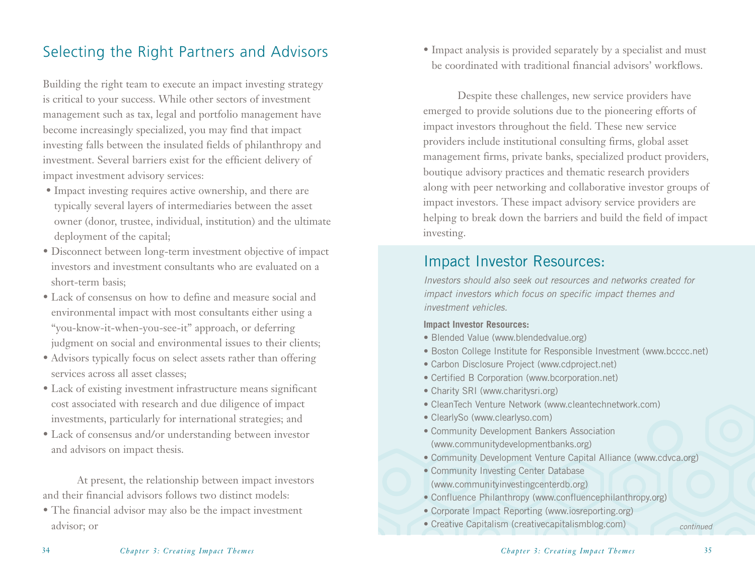## Selecting the Right Partners and Advisors

Building the right team to execute an impact investing strategy is critical to your success. While other sectors of investment management such as tax, legal and portfolio management have become increasingly specialized, you may find that impact investing falls between the insulated fields of philanthropy and investment. Several barriers exist for the efficient delivery of impact investment advisory services:

- Impact investing requires active ownership, and there are typically several layers of intermediaries between the asset owner (donor, trustee, individual, institution) and the ultimate deployment of the capital;
- Disconnect between long-term investment objective of impact investors and investment consultants who are evaluated on a short-term basis;
- Lack of consensus on how to define and measure social and environmental impact with most consultants either using a "you-know-it-when-you-see-it" approach, or deferring judgment on social and environmental issues to their clients;
- Advisors typically focus on select assets rather than offering services across all asset classes;
- Lack of existing investment infrastructure means significant cost associated with research and due diligence of impact investments, particularly for international strategies; and
- Lack of consensus and/or understanding between investor and advisors on impact thesis.

At present, the relationship between impact investors and their financial advisors follows two distinct models:

- The financial advisor may also be the impact investment advisor; or
- Impact analysis is provided separately by a specialist and must be coordinated with traditional financial advisors' workflows.

Despite these challenges, new service providers have emerged to provide solutions due to the pioneering efforts of impact investors throughout the field. These new service providers include institutional consulting firms, global asset management firms, private banks, specialized product providers, boutique advisory practices and thematic research providers along with peer networking and collaborative investor groups of impact investors. These impact advisory service providers are helping to break down the barriers and build the field of impact investing.

## Impact Investor Resources:

*Investors should also seek out resources and networks created for impact investors which focus on specific impact themes and investment vehicles.*

**Impact Investor Resources:**

- Blended Value (www.blendedvalue.org)
- Boston College Institute for Responsible Investment (www.bcccc.net)
- Carbon Disclosure Project (www.cdproject.net)
- Certified B Corporation (www.bcorporation.net)
- Charity SRI (www.charitysri.org)
- CleanTech Venture Network (www.cleantechnetwork.com)
- ClearlySo (www.clearlyso.com)
- Community Development Bankers Association (www.communitydevelopmentbanks.org)
- Community Development Venture Capital Alliance (www.cdvca.org)
- Community Investing Center Database (www.communityinvestingcenterdb.org)
- Confluence Philanthropy (www.confluencephilanthropy.org)
- Corporate Impact Reporting (www.iosreporting.org)
- Creative Capitalism (creativecapitalismblog.com)

*continued*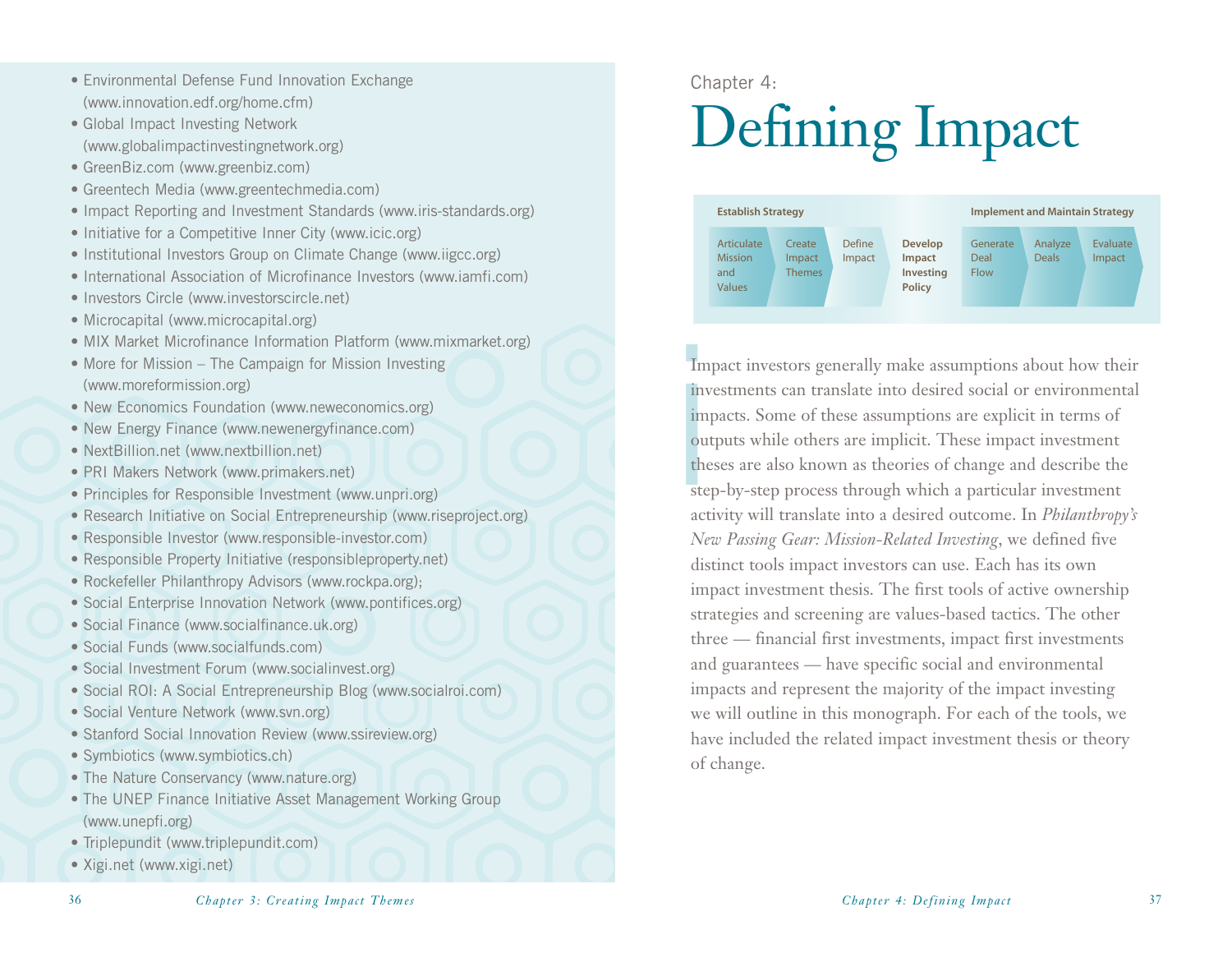- Environmental Defense Fund Innovation Exchange (www.innovation.edf.org/home.cfm)
- Global Impact Investing Network (www.globalimpactinvestingnetwork.org)
- GreenBiz.com (www.greenbiz.com)
- Greentech Media (www.greentechmedia.com)
- Impact Reporting and Investment Standards (www.iris-standards.org)
- Initiative for a Competitive Inner City (www.icic.org)
- Institutional Investors Group on Climate Change (www.iigcc.org)
- International Association of Microfinance Investors (www.iamfi.com)
- Investors Circle (www.investorscircle.net)
- Microcapital (www.microcapital.org)
- MIX Market Microfinance Information Platform (www.mixmarket.org)
- More for Mission – The Campaign for Mission Investing (www.moreformission.org)
- New Economics Foundation (www.neweconomics.org)
- New Energy Finance (www.newenergyfinance.com)
- NextBillion.net (www.nextbillion.net)
- PRI Makers Network (www.primakers.net)
- Principles for Responsible Investment (www.unpri.org)
- Research Initiative on Social Entrepreneurship (www.riseproject.org)
- Responsible Investor (www.responsible-investor.com)
- Responsible Property Initiative (responsibleproperty.net)
- Rockefeller Philanthropy Advisors (www.rockpa.org);
- Social Enterprise Innovation Network (www.pontifices.org)
- Social Finance (www.socialfinance.uk.org)
- Social Funds (www.socialfunds.com)
- Social Investment Forum (www.socialinvest.org)
- Social ROI: A Social Entrepreneurship Blog (www.socialroi.com)
- Social Venture Network (www.svn.org)
- Stanford Social Innovation Review (www.ssireview.org)
- Symbiotics (www.symbiotics.ch)
- The Nature Conservancy (www.nature.org)
- The UNEP Finance Initiative Asset Management Working Group (www.unepfi.org)
- Triplepundit (www.triplepundit.com)
- Xigi.net (www.xigi.net)

Chapter 4:

# Defining Impact

| Establish Strategy | | | | Implement and Maintain Strategy | | |
|---|---|---|---|---|---|---|
| Articulate Mission and Values | Create Impact Themes | Define Impact | **Develop Impact Investing Policy** | Generate Deal Flow | Analyze Deals | Evaluate Impact |

Impact investors generally make assumptions about how their investments can translate into desired social or environmental impacts. Some of these assumptions are explicit in terms of outputs while others are implicit. These impact investment theses are also known as theories of change and describe the step-by-step process through which a particular investment activity will translate into a desired outcome. In *Philanthropy's New Passing Gear: Mission-Related Investing*, we defined five distinct tools impact investors can use. Each has its own impact investment thesis. The first tools of active ownership strategies and screening are values-based tactics. The other three — financial first investments, impact first investments and guarantees — have specific social and environmental impacts and represent the majority of the impact investing we will outline in this monograph. For each of the tools, we have included the related impact investment thesis or theory of change.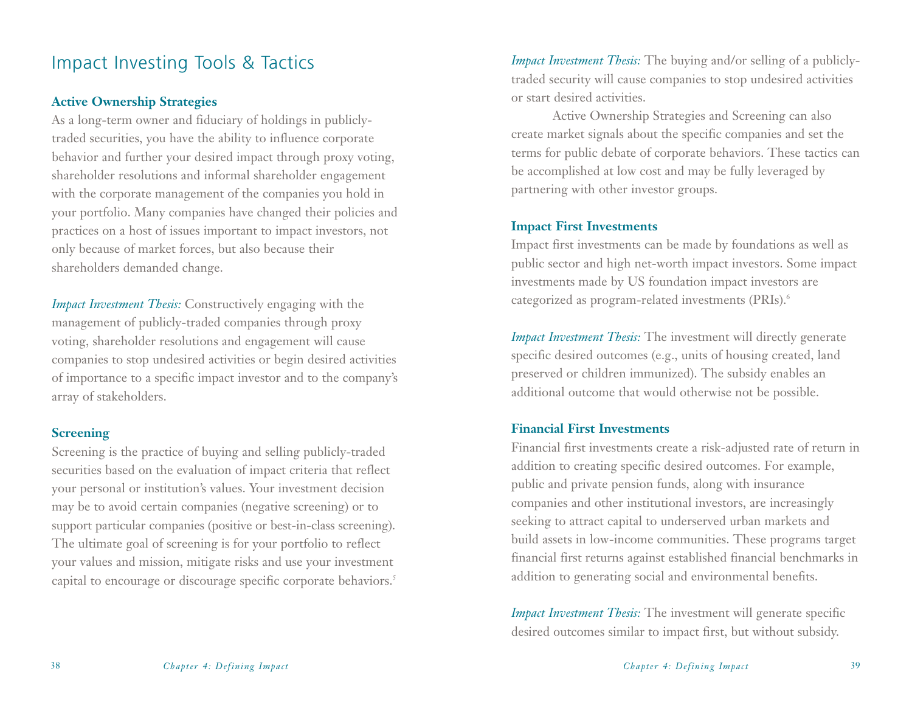## Impact Investing Tools & Tactics

### Active Ownership Strategies

As a long-term owner and fiduciary of holdings in publicly-traded securities, you have the ability to influence corporate behavior and further your desired impact through proxy voting, shareholder resolutions and informal shareholder engagement with the corporate management of the companies you hold in your portfolio. Many companies have changed their policies and practices on a host of issues important to impact investors, not only because of market forces, but also because their shareholders demanded change.

*Impact Investment Thesis:* Constructively engaging with the management of publicly-traded companies through proxy voting, shareholder resolutions and engagement will cause companies to stop undesired activities or begin desired activities of importance to a specific impact investor and to the company's array of stakeholders.

### Screening

Screening is the practice of buying and selling publicly-traded securities based on the evaluation of impact criteria that reflect your personal or institution's values. Your investment decision may be to avoid certain companies (negative screening) or to support particular companies (positive or best-in-class screening). The ultimate goal of screening is for your portfolio to reflect your values and mission, mitigate risks and use your investment capital to encourage or discourage specific corporate behaviors.[5]

*Impact Investment Thesis:* The buying and/or selling of a publicly-traded security will cause companies to stop undesired activities or start desired activities.

Active Ownership Strategies and Screening can also create market signals about the specific companies and set the terms for public debate of corporate behaviors. These tactics can be accomplished at low cost and may be fully leveraged by partnering with other investor groups.

### Impact First Investments

Impact first investments can be made by foundations as well as public sector and high net-worth impact investors. Some impact investments made by US foundation impact investors are categorized as program-related investments (PRIs).[6]

*Impact Investment Thesis:* The investment will directly generate specific desired outcomes (e.g., units of housing created, land preserved or children immunized). The subsidy enables an additional outcome that would otherwise not be possible.

### Financial First Investments

Financial first investments create a risk-adjusted rate of return in addition to creating specific desired outcomes. For example, public and private pension funds, along with insurance companies and other institutional investors, are increasingly seeking to attract capital to underserved urban markets and build assets in low-income communities. These programs target financial first returns against established financial benchmarks in addition to generating social and environmental benefits.

*Impact Investment Thesis:* The investment will generate specific desired outcomes similar to impact first, but without subsidy.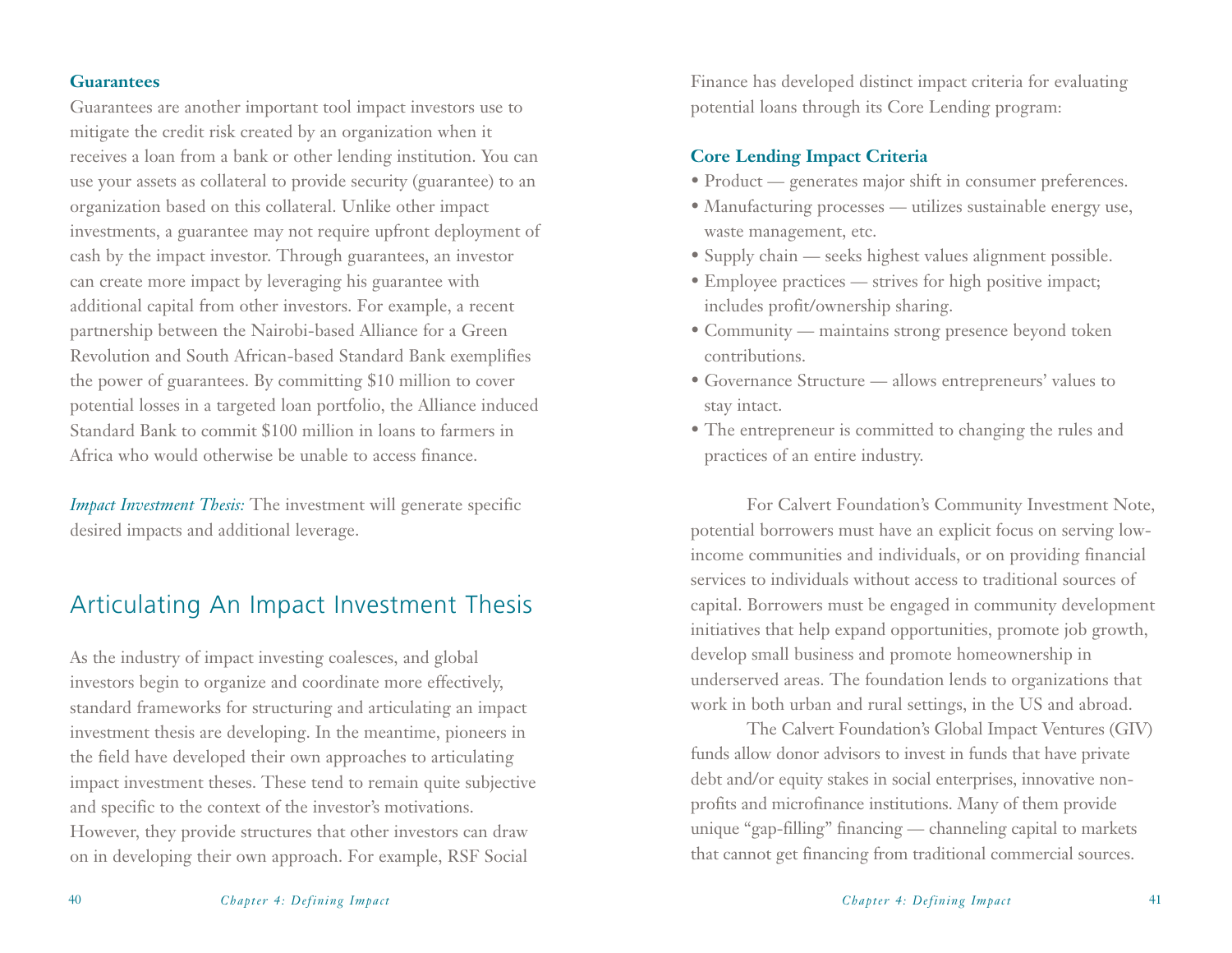### Guarantees

Guarantees are another important tool impact investors use to mitigate the credit risk created by an organization when it receives a loan from a bank or other lending institution. You can use your assets as collateral to provide security (guarantee) to an organization based on this collateral. Unlike other impact investments, a guarantee may not require upfront deployment of cash by the impact investor. Through guarantees, an investor can create more impact by leveraging his guarantee with additional capital from other investors. For example, a recent partnership between the Nairobi-based Alliance for a Green Revolution and South African-based Standard Bank exemplifies the power of guarantees. By committing $10 million to cover potential losses in a targeted loan portfolio, the Alliance induced Standard Bank to commit $100 million in loans to farmers in Africa who would otherwise be unable to access finance.

*Impact Investment Thesis:* The investment will generate specific desired impacts and additional leverage.

## Articulating An Impact Investment Thesis

As the industry of impact investing coalesces, and global investors begin to organize and coordinate more effectively, standard frameworks for structuring and articulating an impact investment thesis are developing. In the meantime, pioneers in the field have developed their own approaches to articulating impact investment theses. These tend to remain quite subjective and specific to the context of the investor's motivations. However, they provide structures that other investors can draw on in developing their own approach. For example, RSF Social Finance has developed distinct impact criteria for evaluating potential loans through its Core Lending program:

### Core Lending Impact Criteria

- Product — generates major shift in consumer preferences.
- Manufacturing processes — utilizes sustainable energy use, waste management, etc.
- Supply chain — seeks highest values alignment possible.
- Employee practices — strives for high positive impact; includes profit/ownership sharing.
- Community — maintains strong presence beyond token contributions.
- Governance Structure — allows entrepreneurs' values to stay intact.
- The entrepreneur is committed to changing the rules and practices of an entire industry.

For Calvert Foundation's Community Investment Note, potential borrowers must have an explicit focus on serving low-income communities and individuals, or on providing financial services to individuals without access to traditional sources of capital. Borrowers must be engaged in community development initiatives that help expand opportunities, promote job growth, develop small business and promote homeownership in underserved areas. The foundation lends to organizations that work in both urban and rural settings, in the US and abroad.

The Calvert Foundation's Global Impact Ventures (GIV) funds allow donor advisors to invest in funds that have private debt and/or equity stakes in social enterprises, innovative non-profits and microfinance institutions. Many of them provide unique "gap-filling" financing — channeling capital to markets that cannot get financing from traditional commercial sources.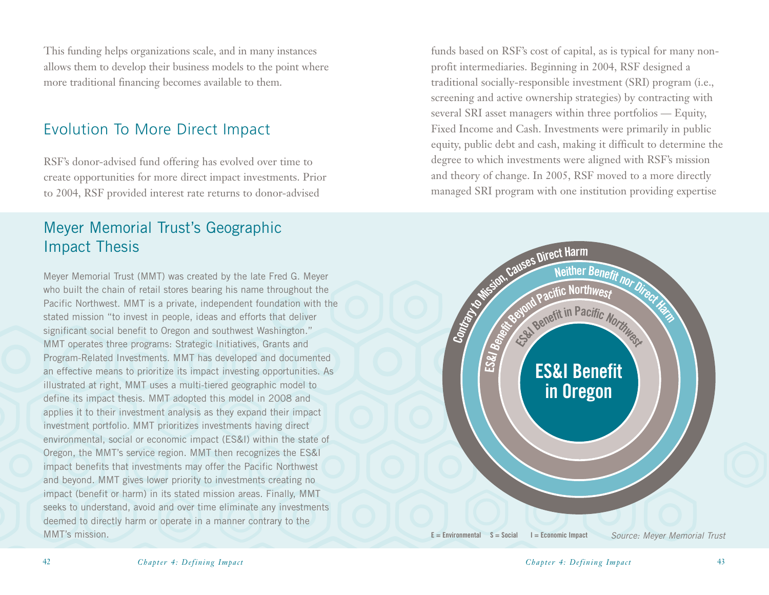This funding helps organizations scale, and in many instances allows them to develop their business models to the point where more traditional financing becomes available to them.

## Evolution To More Direct Impact

RSF's donor-advised fund offering has evolved over time to create opportunities for more direct impact investments. Prior to 2004, RSF provided interest rate returns to donor-advised funds based on RSF's cost of capital, as is typical for many non-profit intermediaries. Beginning in 2004, RSF designed a traditional socially-responsible investment (SRI) program (i.e., screening and active ownership strategies) by contracting with several SRI asset managers within three portfolios — Equity, Fixed Income and Cash. Investments were primarily in public equity, public debt and cash, making it difficult to determine the degree to which investments were aligned with RSF's mission and theory of change. In 2005, RSF moved to a more directly managed SRI program with one institution providing expertise

## Meyer Memorial Trust's Geographic Impact Thesis

Meyer Memorial Trust (MMT) was created by the late Fred G. Meyer who built the chain of retail stores bearing his name throughout the Pacific Northwest. MMT is a private, independent foundation with the stated mission "to invest in people, ideas and efforts that deliver significant social benefit to Oregon and southwest Washington." MMT operates three programs: Strategic Initiatives, Grants and Program-Related Investments. MMT has developed and documented an effective means to prioritize its impact investing opportunities. As illustrated at right, MMT uses a multi-tiered geographic model to define its impact thesis. MMT adopted this model in 2008 and applies it to their investment analysis as they expand their impact investment portfolio. MMT prioritizes investments having direct environmental, social or economic impact (ES&I) within the state of Oregon, the MMT's service region. MMT then recognizes the ES&I impact benefits that investments may offer the Pacific Northwest and beyond. MMT gives lower priority to investments creating no impact (benefit or harm) in its stated mission areas. Finally, MMT seeks to understand, avoid and over time eliminate any investments deemed to directly harm or operate in a manner contrary to the MMT's mission.

ES&I Benefit in Oregon

ES&I Benefit in Pacific Northwest

ES&I Benefit Beyond Pacific Northwest

Neither Benefit nor Direct Harm

Contrary to Mission, Causes Direct Harm

E = Environmental S = Social I = Economic Impact

*Source: Meyer Memorial Trust*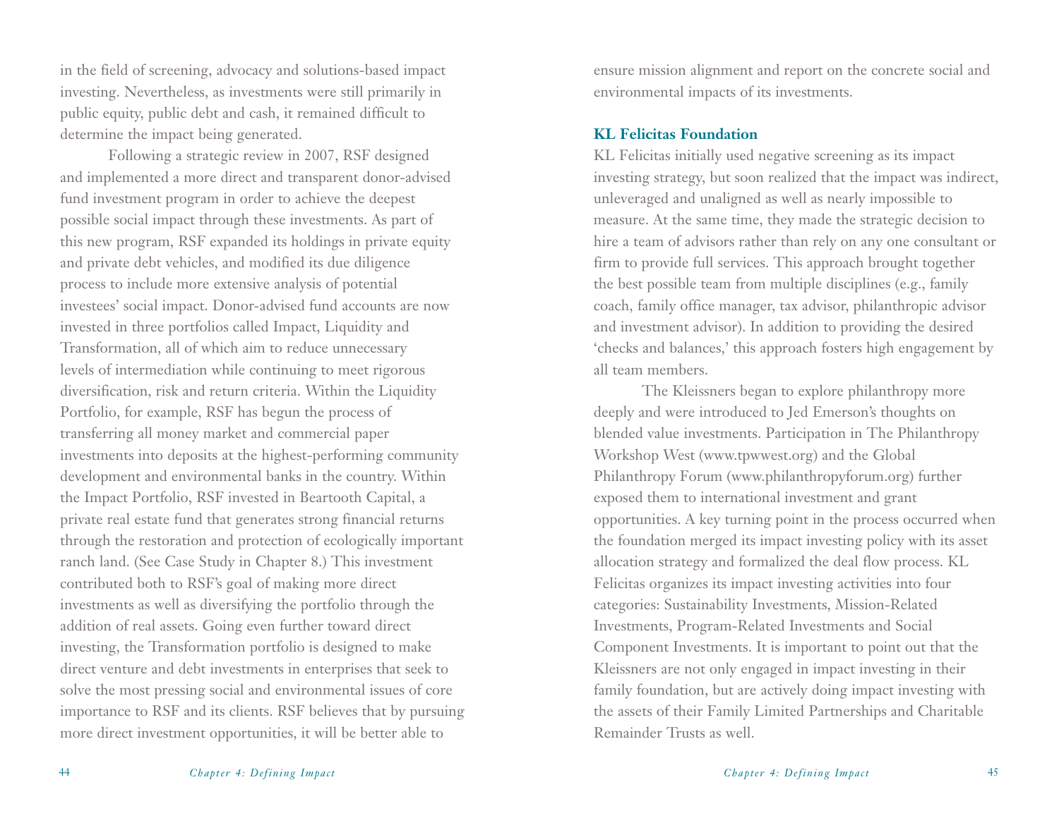in the field of screening, advocacy and solutions-based impact investing. Nevertheless, as investments were still primarily in public equity, public debt and cash, it remained difficult to determine the impact being generated.

Following a strategic review in 2007, RSF designed and implemented a more direct and transparent donor-advised fund investment program in order to achieve the deepest possible social impact through these investments. As part of this new program, RSF expanded its holdings in private equity and private debt vehicles, and modified its due diligence process to include more extensive analysis of potential investees' social impact. Donor-advised fund accounts are now invested in three portfolios called Impact, Liquidity and Transformation, all of which aim to reduce unnecessary levels of intermediation while continuing to meet rigorous diversification, risk and return criteria. Within the Liquidity Portfolio, for example, RSF has begun the process of transferring all money market and commercial paper investments into deposits at the highest-performing community development and environmental banks in the country. Within the Impact Portfolio, RSF invested in Beartooth Capital, a private real estate fund that generates strong financial returns through the restoration and protection of ecologically important ranch land. (See Case Study in Chapter 8.) This investment contributed both to RSF's goal of making more direct investments as well as diversifying the portfolio through the addition of real assets. Going even further toward direct investing, the Transformation portfolio is designed to make direct venture and debt investments in enterprises that seek to solve the most pressing social and environmental issues of core importance to RSF and its clients. RSF believes that by pursuing more direct investment opportunities, it will be better able to ensure mission alignment and report on the concrete social and environmental impacts of its investments.

### KL Felicitas Foundation

KL Felicitas initially used negative screening as its impact investing strategy, but soon realized that the impact was indirect, unleveraged and unaligned as well as nearly impossible to measure. At the same time, they made the strategic decision to hire a team of advisors rather than rely on any one consultant or firm to provide full services. This approach brought together the best possible team from multiple disciplines (e.g., family coach, family office manager, tax advisor, philanthropic advisor and investment advisor). In addition to providing the desired 'checks and balances,' this approach fosters high engagement by all team members.

The Kleissners began to explore philanthropy more deeply and were introduced to Jed Emerson's thoughts on blended value investments. Participation in The Philanthropy Workshop West (www.tpwwest.org) and the Global Philanthropy Forum (www.philanthropyforum.org) further exposed them to international investment and grant opportunities. A key turning point in the process occurred when the foundation merged its impact investing policy with its asset allocation strategy and formalized the deal flow process. KL Felicitas organizes its impact investing activities into four categories: Sustainability Investments, Mission-Related Investments, Program-Related Investments and Social Component Investments. It is important to point out that the Kleissners are not only engaged in impact investing in their family foundation, but are actively doing impact investing with the assets of their Family Limited Partnerships and Charitable Remainder Trusts as well.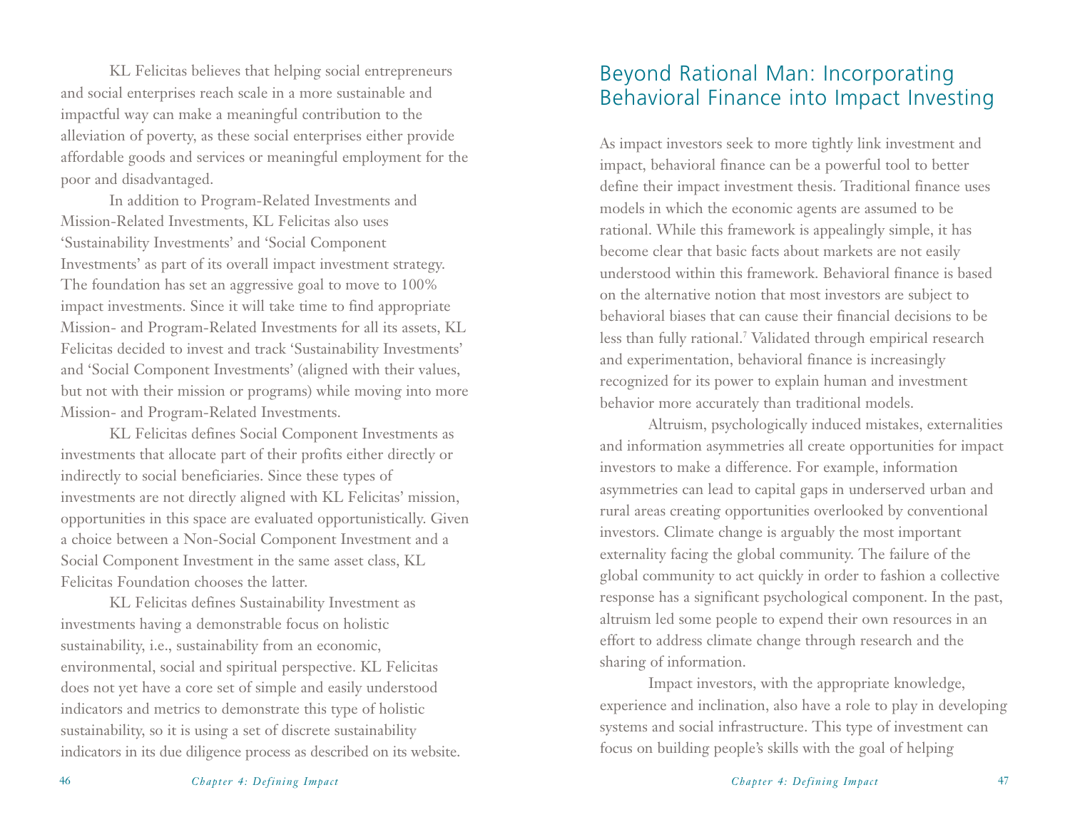KL Felicitas believes that helping social entrepreneurs and social enterprises reach scale in a more sustainable and impactful way can make a meaningful contribution to the alleviation of poverty, as these social enterprises either provide affordable goods and services or meaningful employment for the poor and disadvantaged.

In addition to Program-Related Investments and Mission-Related Investments, KL Felicitas also uses 'Sustainability Investments' and 'Social Component Investments' as part of its overall impact investment strategy. The foundation has set an aggressive goal to move to 100% impact investments. Since it will take time to find appropriate Mission- and Program-Related Investments for all its assets, KL Felicitas decided to invest and track 'Sustainability Investments' and 'Social Component Investments' (aligned with their values, but not with their mission or programs) while moving into more Mission- and Program-Related Investments.

KL Felicitas defines Social Component Investments as investments that allocate part of their profits either directly or indirectly to social beneficiaries. Since these types of investments are not directly aligned with KL Felicitas' mission, opportunities in this space are evaluated opportunistically. Given a choice between a Non-Social Component Investment and a Social Component Investment in the same asset class, KL Felicitas Foundation chooses the latter.

KL Felicitas defines Sustainability Investment as investments having a demonstrable focus on holistic sustainability, i.e., sustainability from an economic, environmental, social and spiritual perspective. KL Felicitas does not yet have a core set of simple and easily understood indicators and metrics to demonstrate this type of holistic sustainability, so it is using a set of discrete sustainability indicators in its due diligence process as described on its website.

## Beyond Rational Man: Incorporating Behavioral Finance into Impact Investing

As impact investors seek to more tightly link investment and impact, behavioral finance can be a powerful tool to better define their impact investment thesis. Traditional finance uses models in which the economic agents are assumed to be rational. While this framework is appealingly simple, it has become clear that basic facts about markets are not easily understood within this framework. Behavioral finance is based on the alternative notion that most investors are subject to behavioral biases that can cause their financial decisions to be less than fully rational.[7] Validated through empirical research and experimentation, behavioral finance is increasingly recognized for its power to explain human and investment behavior more accurately than traditional models.

Altruism, psychologically induced mistakes, externalities and information asymmetries all create opportunities for impact investors to make a difference. For example, information asymmetries can lead to capital gaps in underserved urban and rural areas creating opportunities overlooked by conventional investors. Climate change is arguably the most important externality facing the global community. The failure of the global community to act quickly in order to fashion a collective response has a significant psychological component. In the past, altruism led some people to expend their own resources in an effort to address climate change through research and the sharing of information.

Impact investors, with the appropriate knowledge, experience and inclination, also have a role to play in developing systems and social infrastructure. This type of investment can focus on building people's skills with the goal of helping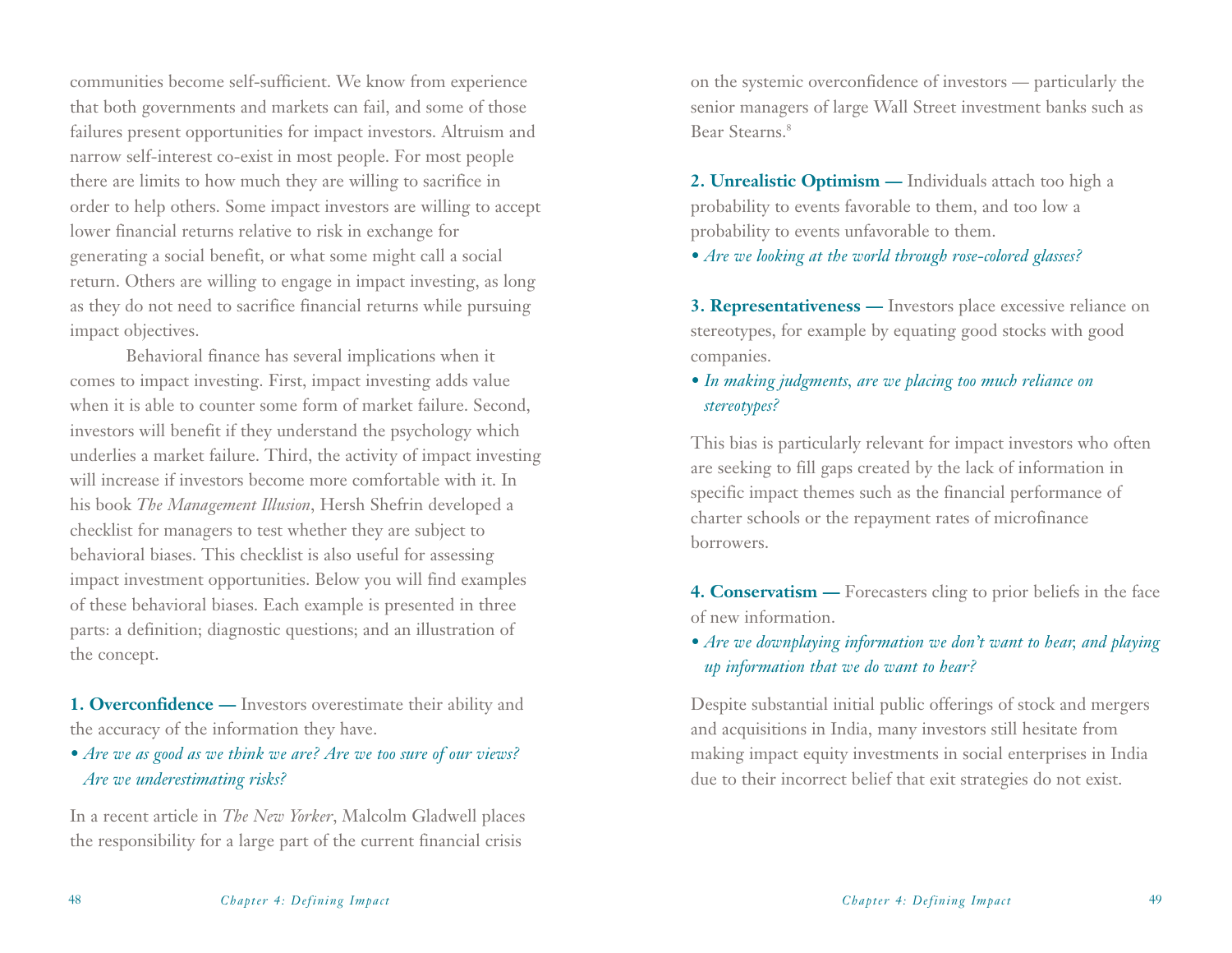communities become self-sufficient. We know from experience that both governments and markets can fail, and some of those failures present opportunities for impact investors. Altruism and narrow self-interest co-exist in most people. For most people there are limits to how much they are willing to sacrifice in order to help others. Some impact investors are willing to accept lower financial returns relative to risk in exchange for generating a social benefit, or what some might call a social return. Others are willing to engage in impact investing, as long as they do not need to sacrifice financial returns while pursuing impact objectives.

Behavioral finance has several implications when it comes to impact investing. First, impact investing adds value when it is able to counter some form of market failure. Second, investors will benefit if they understand the psychology which underlies a market failure. Third, the activity of impact investing will increase if investors become more comfortable with it. In his book *The Management Illusion*, Hersh Shefrin developed a checklist for managers to test whether they are subject to behavioral biases. This checklist is also useful for assessing impact investment opportunities. Below you will find examples of these behavioral biases. Each example is presented in three parts: a definition; diagnostic questions; and an illustration of the concept.

**1. Overconfidence —** Investors overestimate their ability and the accuracy of the information they have.

- *Are we as good as we think we are? Are we too sure of our views? Are we underestimating risks?*

In a recent article in *The New Yorker*, Malcolm Gladwell places the responsibility for a large part of the current financial crisis on the systemic overconfidence of investors — particularly the senior managers of large Wall Street investment banks such as Bear Stearns.[8]

**2. Unrealistic Optimism —** Individuals attach too high a probability to events favorable to them, and too low a probability to events unfavorable to them.

- *Are we looking at the world through rose-colored glasses?*

**3. Representativeness —** Investors place excessive reliance on stereotypes, for example by equating good stocks with good companies.

- *In making judgments, are we placing too much reliance on stereotypes?*

This bias is particularly relevant for impact investors who often are seeking to fill gaps created by the lack of information in specific impact themes such as the financial performance of charter schools or the repayment rates of microfinance borrowers.

**4. Conservatism —** Forecasters cling to prior beliefs in the face of new information.

- *Are we downplaying information we don't want to hear, and playing up information that we do want to hear?*

Despite substantial initial public offerings of stock and mergers and acquisitions in India, many investors still hesitate from making impact equity investments in social enterprises in India due to their incorrect belief that exit strategies do not exist.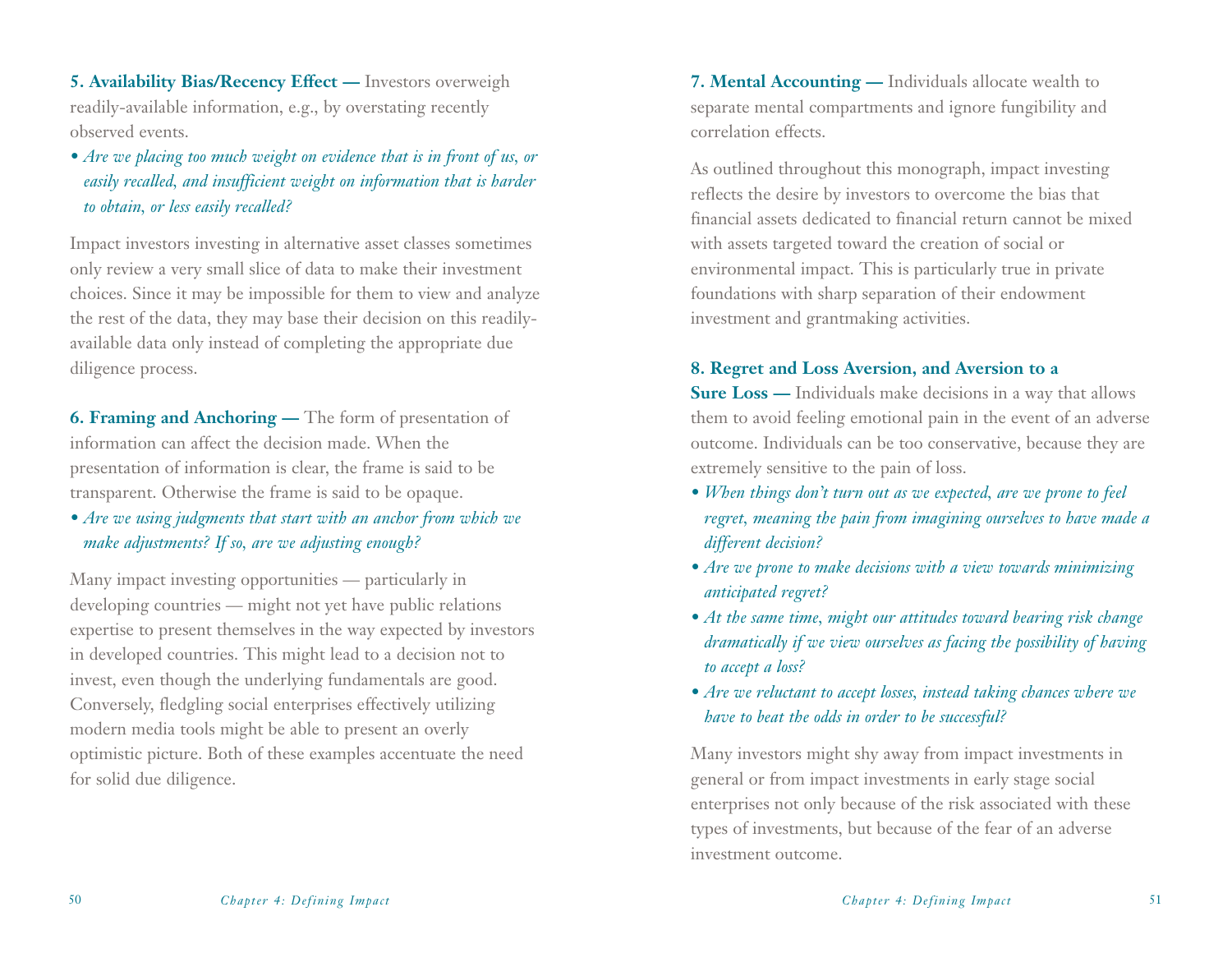**5. Availability Bias/Recency Effect —** Investors overweigh readily-available information, e.g., by overstating recently observed events.

- *Are we placing too much weight on evidence that is in front of us, or easily recalled, and insufficient weight on information that is harder to obtain, or less easily recalled?*

Impact investors investing in alternative asset classes sometimes only review a very small slice of data to make their investment choices. Since it may be impossible for them to view and analyze the rest of the data, they may base their decision on this readily-available data only instead of completing the appropriate due diligence process.

**6. Framing and Anchoring —** The form of presentation of information can affect the decision made. When the presentation of information is clear, the frame is said to be transparent. Otherwise the frame is said to be opaque.

- *Are we using judgments that start with an anchor from which we make adjustments? If so, are we adjusting enough?*

Many impact investing opportunities — particularly in developing countries — might not yet have public relations expertise to present themselves in the way expected by investors in developed countries. This might lead to a decision not to invest, even though the underlying fundamentals are good. Conversely, fledgling social enterprises effectively utilizing modern media tools might be able to present an overly optimistic picture. Both of these examples accentuate the need for solid due diligence.

**7. Mental Accounting —** Individuals allocate wealth to separate mental compartments and ignore fungibility and correlation effects.

As outlined throughout this monograph, impact investing reflects the desire by investors to overcome the bias that financial assets dedicated to financial return cannot be mixed with assets targeted toward the creation of social or environmental impact. This is particularly true in private foundations with sharp separation of their endowment investment and grantmaking activities.

**8. Regret and Loss Aversion, and Aversion to a Sure Loss —** Individuals make decisions in a way that allows them to avoid feeling emotional pain in the event of an adverse outcome. Individuals can be too conservative, because they are extremely sensitive to the pain of loss.

- *When things don't turn out as we expected, are we prone to feel regret, meaning the pain from imagining ourselves to have made a different decision?*
- *Are we prone to make decisions with a view towards minimizing anticipated regret?*
- *At the same time, might our attitudes toward bearing risk change dramatically if we view ourselves as facing the possibility of having to accept a loss?*
- *Are we reluctant to accept losses, instead taking chances where we have to beat the odds in order to be successful?*

Many investors might shy away from impact investments in general or from impact investments in early stage social enterprises not only because of the risk associated with these types of investments, but because of the fear of an adverse investment outcome.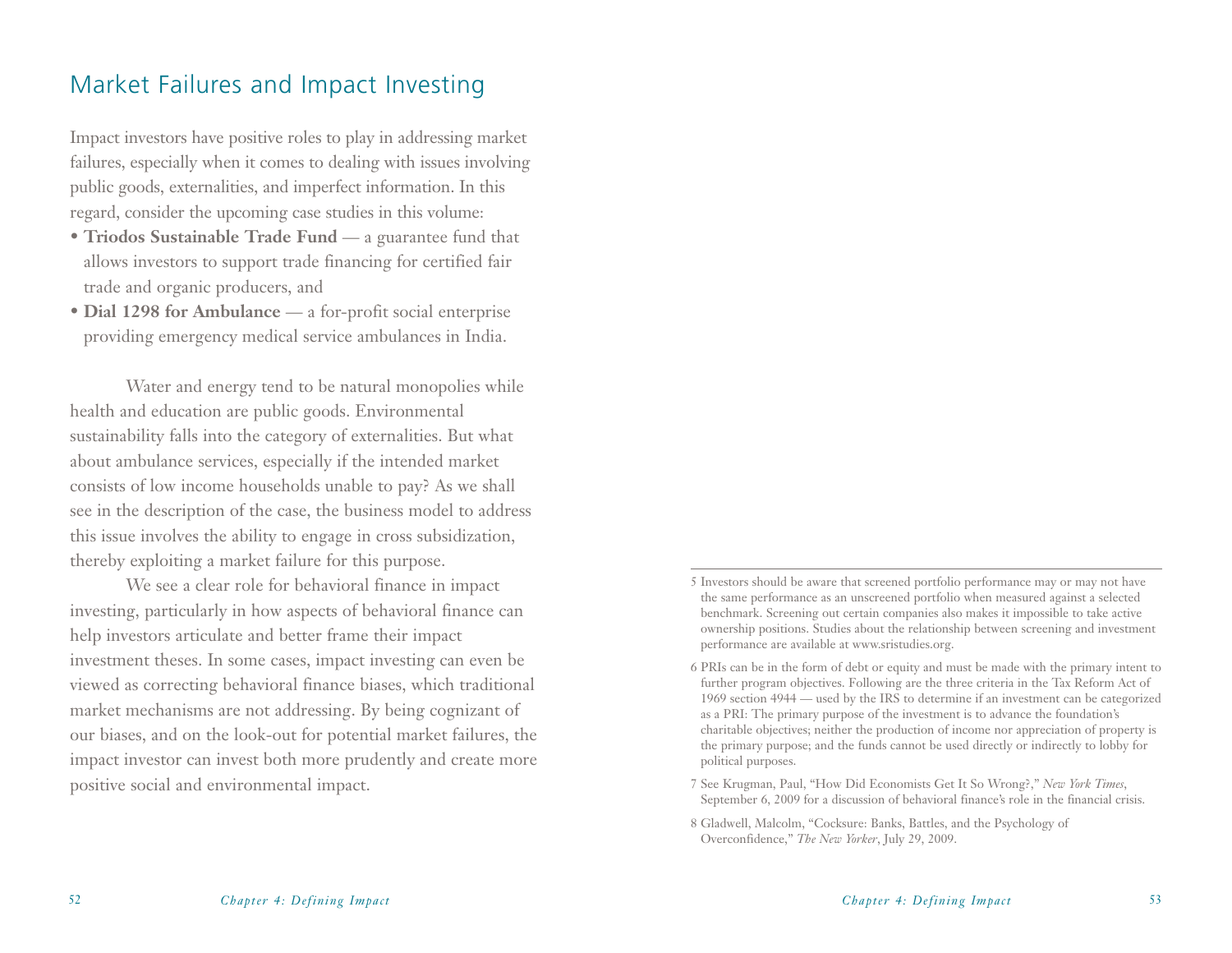## Market Failures and Impact Investing

Impact investors have positive roles to play in addressing market failures, especially when it comes to dealing with issues involving public goods, externalities, and imperfect information. In this regard, consider the upcoming case studies in this volume:

- **Triodos Sustainable Trade Fund** — a guarantee fund that allows investors to support trade financing for certified fair trade and organic producers, and
- **Dial 1298 for Ambulance** — a for-profit social enterprise providing emergency medical service ambulances in India.

Water and energy tend to be natural monopolies while health and education are public goods. Environmental sustainability falls into the category of externalities. But what about ambulance services, especially if the intended market consists of low income households unable to pay? As we shall see in the description of the case, the business model to address this issue involves the ability to engage in cross subsidization, thereby exploiting a market failure for this purpose.

We see a clear role for behavioral finance in impact investing, particularly in how aspects of behavioral finance can help investors articulate and better frame their impact investment theses. In some cases, impact investing can even be viewed as correcting behavioral finance biases, which traditional market mechanisms are not addressing. By being cognizant of our biases, and on the look-out for potential market failures, the impact investor can invest both more prudently and create more positive social and environmental impact.

---

5 Investors should be aware that screened portfolio performance may or may not have the same performance as an unscreened portfolio when measured against a selected benchmark. Screening out certain companies also makes it impossible to take active ownership positions. Studies about the relationship between screening and investment performance are available at www.sristudies.org.

6 PRIs can be in the form of debt or equity and must be made with the primary intent to further program objectives. Following are the three criteria in the Tax Reform Act of 1969 section 4944 — used by the IRS to determine if an investment can be categorized as a PRI: The primary purpose of the investment is to advance the foundation's charitable objectives; neither the production of income nor appreciation of property is the primary purpose; and the funds cannot be used directly or indirectly to lobby for political purposes.

7 See Krugman, Paul, "How Did Economists Get It So Wrong?," *New York Times*, September 6, 2009 for a discussion of behavioral finance's role in the financial crisis.

8 Gladwell, Malcolm, "Cocksure: Banks, Battles, and the Psychology of Overconfidence," *The New Yorker*, July 29, 2009.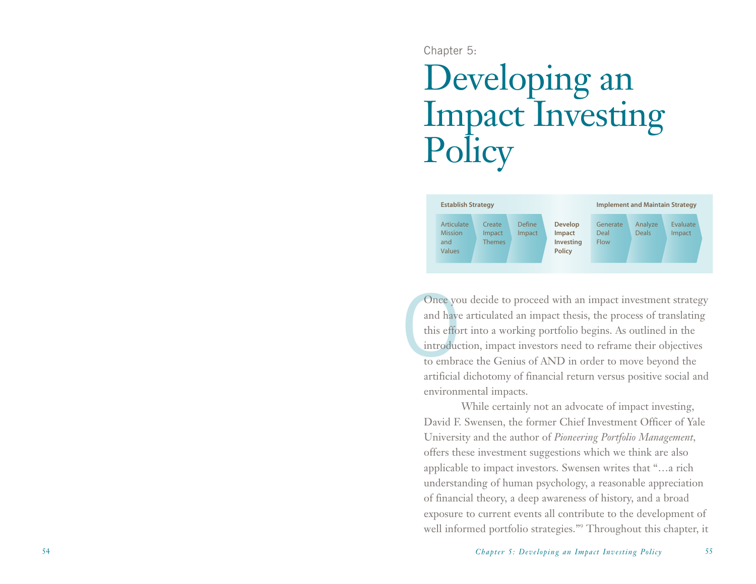Chapter 5:

# Developing an Impact Investing Policy

| Establish Strategy | | | | Implement and Maintain Strategy | | |
|---|---|---|---|---|---|---|
| Articulate Mission and Values | Create Impact Themes | Define Impact | **Develop Impact Investing Policy** | Generate Deal Flow | Analyze Deals | Evaluate Impact |

Once you decide to proceed with an impact investment strategy and have articulated an impact thesis, the process of translating this effort into a working portfolio begins. As outlined in the introduction, impact investors need to reframe their objectives to embrace the Genius of AND in order to move beyond the artificial dichotomy of financial return versus positive social and environmental impacts.

While certainly not an advocate of impact investing, David F. Swensen, the former Chief Investment Officer of Yale University and the author of *Pioneering Portfolio Management*, offers these investment suggestions which we think are also applicable to impact investors. Swensen writes that "…a rich understanding of human psychology, a reasonable appreciation of financial theory, a deep awareness of history, and a broad exposure to current events all contribute to the development of well informed portfolio strategies."[9] Throughout this chapter, it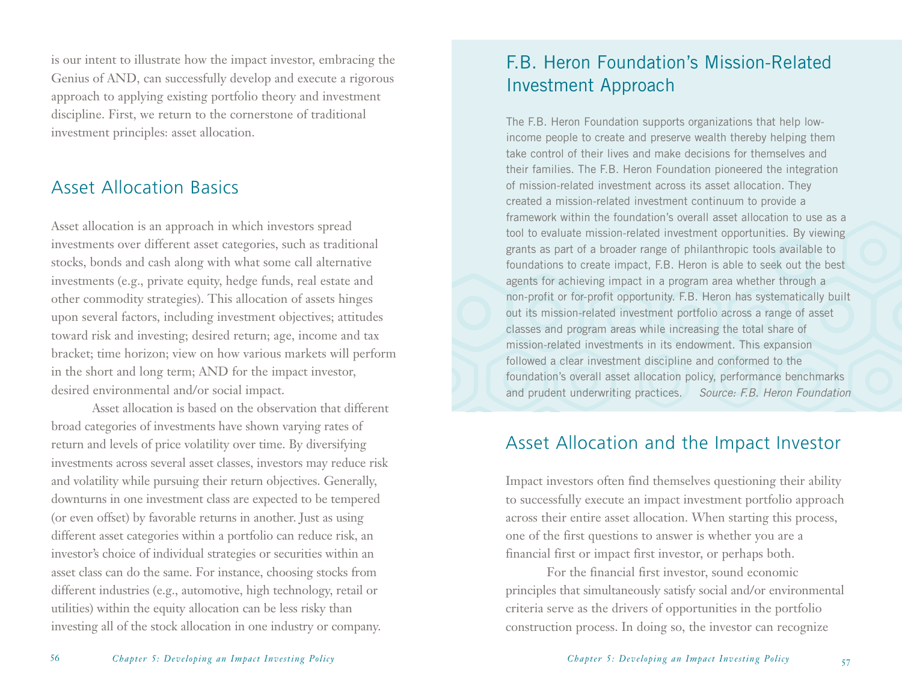is our intent to illustrate how the impact investor, embracing the Genius of AND, can successfully develop and execute a rigorous approach to applying existing portfolio theory and investment discipline. First, we return to the cornerstone of traditional investment principles: asset allocation.

## Asset Allocation Basics

Asset allocation is an approach in which investors spread investments over different asset categories, such as traditional stocks, bonds and cash along with what some call alternative investments (e.g., private equity, hedge funds, real estate and other commodity strategies). This allocation of assets hinges upon several factors, including investment objectives; attitudes toward risk and investing; desired return; age, income and tax bracket; time horizon; view on how various markets will perform in the short and long term; AND for the impact investor, desired environmental and/or social impact.

Asset allocation is based on the observation that different broad categories of investments have shown varying rates of return and levels of price volatility over time. By diversifying investments across several asset classes, investors may reduce risk and volatility while pursuing their return objectives. Generally, downturns in one investment class are expected to be tempered (or even offset) by favorable returns in another. Just as using different asset categories within a portfolio can reduce risk, an investor's choice of individual strategies or securities within an asset class can do the same. For instance, choosing stocks from different industries (e.g., automotive, high technology, retail or utilities) within the equity allocation can be less risky than investing all of the stock allocation in one industry or company.

## F.B. Heron Foundation's Mission-Related Investment Approach

The F.B. Heron Foundation supports organizations that help low-income people to create and preserve wealth thereby helping them take control of their lives and make decisions for themselves and their families. The F.B. Heron Foundation pioneered the integration of mission-related investment across its asset allocation. They created a mission-related investment continuum to provide a framework within the foundation's overall asset allocation to use as a tool to evaluate mission-related investment opportunities. By viewing grants as part of a broader range of philanthropic tools available to foundations to create impact, F.B. Heron is able to seek out the best agents for achieving impact in a program area whether through a non-profit or for-profit opportunity. F.B. Heron has systematically built out its mission-related investment portfolio across a range of asset classes and program areas while increasing the total share of mission-related investments in its endowment. This expansion followed a clear investment discipline and conformed to the foundation's overall asset allocation policy, performance benchmarks and prudent underwriting practices. *Source: F.B. Heron Foundation*

## Asset Allocation and the Impact Investor

Impact investors often find themselves questioning their ability to successfully execute an impact investment portfolio approach across their entire asset allocation. When starting this process, one of the first questions to answer is whether you are a financial first or impact first investor, or perhaps both.

For the financial first investor, sound economic principles that simultaneously satisfy social and/or environmental criteria serve as the drivers of opportunities in the portfolio construction process. In doing so, the investor can recognize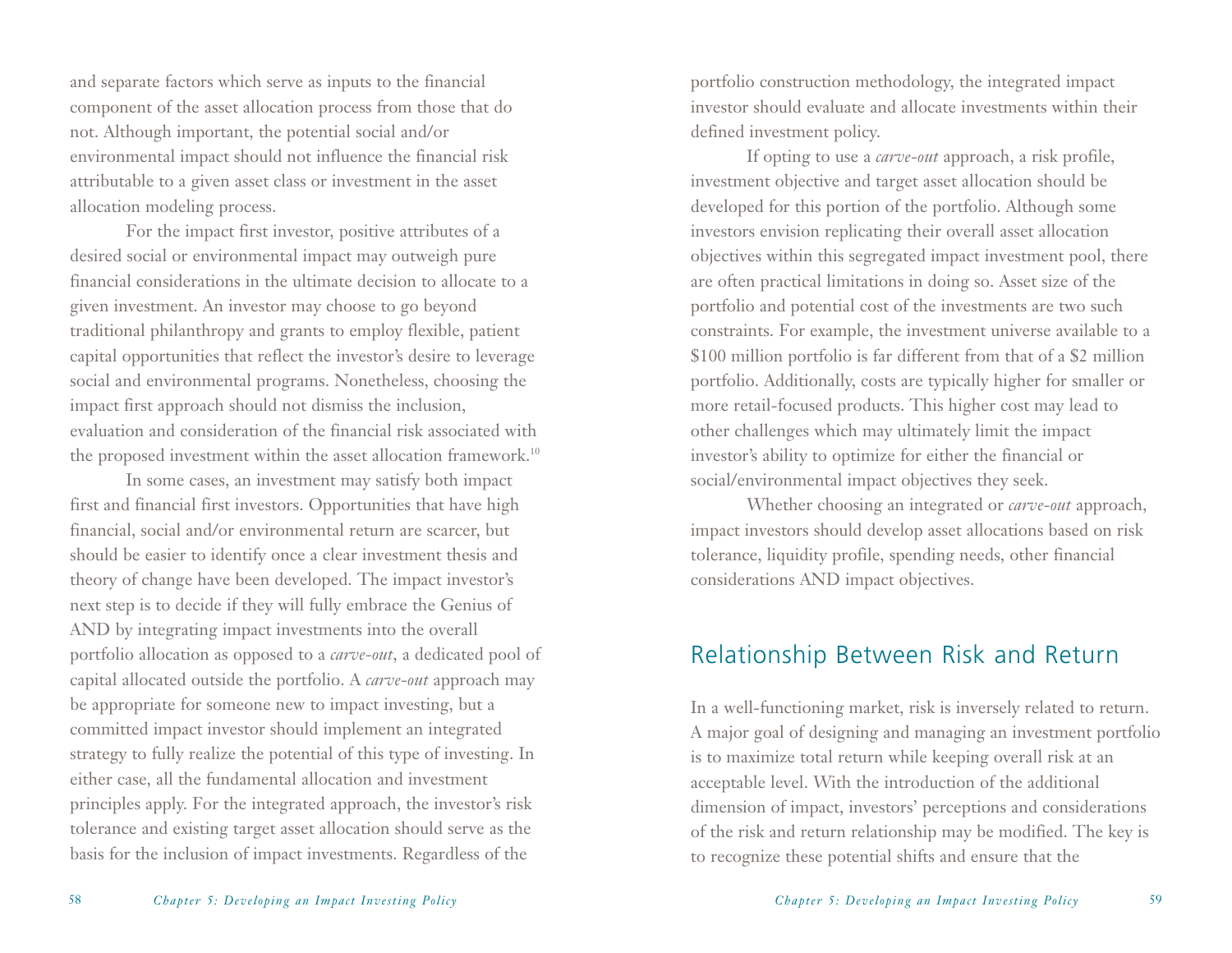and separate factors which serve as inputs to the financial component of the asset allocation process from those that do not. Although important, the potential social and/or environmental impact should not influence the financial risk attributable to a given asset class or investment in the asset allocation modeling process.

For the impact first investor, positive attributes of a desired social or environmental impact may outweigh pure financial considerations in the ultimate decision to allocate to a given investment. An investor may choose to go beyond traditional philanthropy and grants to employ flexible, patient capital opportunities that reflect the investor's desire to leverage social and environmental programs. Nonetheless, choosing the impact first approach should not dismiss the inclusion, evaluation and consideration of the financial risk associated with the proposed investment within the asset allocation framework.[10]

In some cases, an investment may satisfy both impact first and financial first investors. Opportunities that have high financial, social and/or environmental return are scarcer, but should be easier to identify once a clear investment thesis and theory of change have been developed. The impact investor's next step is to decide if they will fully embrace the Genius of AND by integrating impact investments into the overall portfolio allocation as opposed to a *carve-out*, a dedicated pool of capital allocated outside the portfolio. A *carve-out* approach may be appropriate for someone new to impact investing, but a committed impact investor should implement an integrated strategy to fully realize the potential of this type of investing. In either case, all the fundamental allocation and investment principles apply. For the integrated approach, the investor's risk tolerance and existing target asset allocation should serve as the basis for the inclusion of impact investments. Regardless of the portfolio construction methodology, the integrated impact investor should evaluate and allocate investments within their defined investment policy.

If opting to use a *carve-out* approach, a risk profile, investment objective and target asset allocation should be developed for this portion of the portfolio. Although some investors envision replicating their overall asset allocation objectives within this segregated impact investment pool, there are often practical limitations in doing so. Asset size of the portfolio and potential cost of the investments are two such constraints. For example, the investment universe available to a $100 million portfolio is far different from that of a $2 million portfolio. Additionally, costs are typically higher for smaller or more retail-focused products. This higher cost may lead to other challenges which may ultimately limit the impact investor's ability to optimize for either the financial or social/environmental impact objectives they seek.

Whether choosing an integrated or *carve-out* approach, impact investors should develop asset allocations based on risk tolerance, liquidity profile, spending needs, other financial considerations AND impact objectives.

## Relationship Between Risk and Return

In a well-functioning market, risk is inversely related to return. A major goal of designing and managing an investment portfolio is to maximize total return while keeping overall risk at an acceptable level. With the introduction of the additional dimension of impact, investors' perceptions and considerations of the risk and return relationship may be modified. The key is to recognize these potential shifts and ensure that the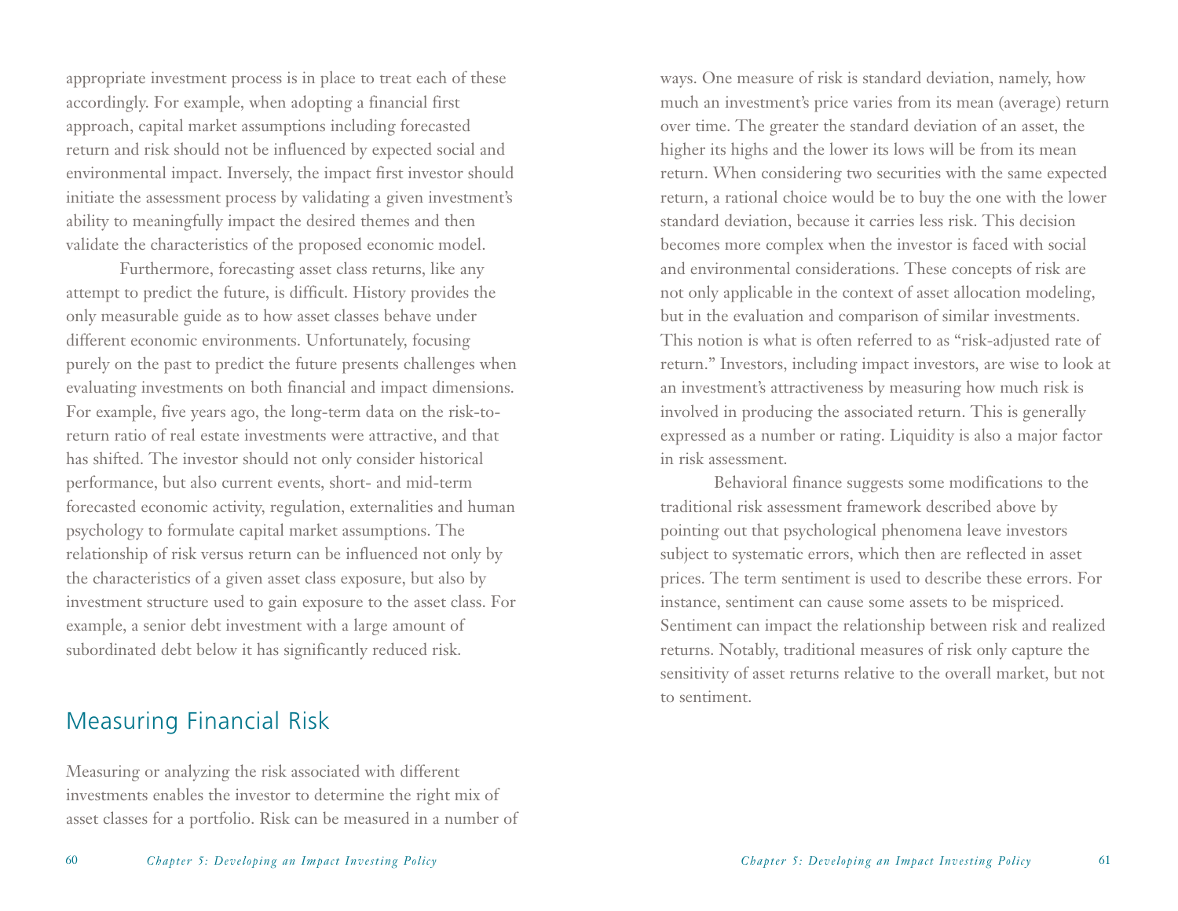appropriate investment process is in place to treat each of these accordingly. For example, when adopting a financial first approach, capital market assumptions including forecasted return and risk should not be influenced by expected social and environmental impact. Inversely, the impact first investor should initiate the assessment process by validating a given investment's ability to meaningfully impact the desired themes and then validate the characteristics of the proposed economic model.

Furthermore, forecasting asset class returns, like any attempt to predict the future, is difficult. History provides the only measurable guide as to how asset classes behave under different economic environments. Unfortunately, focusing purely on the past to predict the future presents challenges when evaluating investments on both financial and impact dimensions. For example, five years ago, the long-term data on the risk-to-return ratio of real estate investments were attractive, and that has shifted. The investor should not only consider historical performance, but also current events, short- and mid-term forecasted economic activity, regulation, externalities and human psychology to formulate capital market assumptions. The relationship of risk versus return can be influenced not only by the characteristics of a given asset class exposure, but also by investment structure used to gain exposure to the asset class. For example, a senior debt investment with a large amount of subordinated debt below it has significantly reduced risk.

## Measuring Financial Risk

Measuring or analyzing the risk associated with different investments enables the investor to determine the right mix of asset classes for a portfolio. Risk can be measured in a number of ways. One measure of risk is standard deviation, namely, how much an investment's price varies from its mean (average) return over time. The greater the standard deviation of an asset, the higher its highs and the lower its lows will be from its mean return. When considering two securities with the same expected return, a rational choice would be to buy the one with the lower standard deviation, because it carries less risk. This decision becomes more complex when the investor is faced with social and environmental considerations. These concepts of risk are not only applicable in the context of asset allocation modeling, but in the evaluation and comparison of similar investments. This notion is what is often referred to as "risk-adjusted rate of return." Investors, including impact investors, are wise to look at an investment's attractiveness by measuring how much risk is involved in producing the associated return. This is generally expressed as a number or rating. Liquidity is also a major factor in risk assessment.

Behavioral finance suggests some modifications to the traditional risk assessment framework described above by pointing out that psychological phenomena leave investors subject to systematic errors, which then are reflected in asset prices. The term sentiment is used to describe these errors. For instance, sentiment can cause some assets to be mispriced. Sentiment can impact the relationship between risk and realized returns. Notably, traditional measures of risk only capture the sensitivity of asset returns relative to the overall market, but not to sentiment.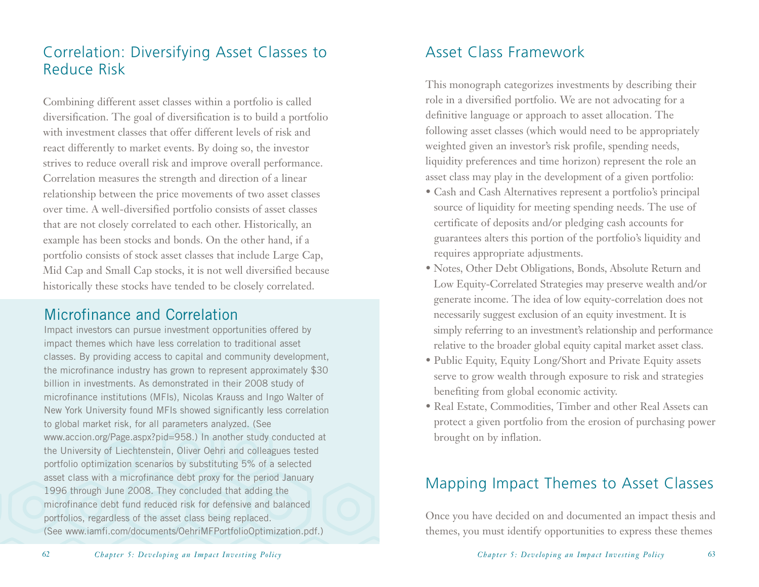## Correlation: Diversifying Asset Classes to Reduce Risk

Combining different asset classes within a portfolio is called diversification. The goal of diversification is to build a portfolio with investment classes that offer different levels of risk and react differently to market events. By doing so, the investor strives to reduce overall risk and improve overall performance. Correlation measures the strength and direction of a linear relationship between the price movements of two asset classes over time. A well-diversified portfolio consists of asset classes that are not closely correlated to each other. Historically, an example has been stocks and bonds. On the other hand, if a portfolio consists of stock asset classes that include Large Cap, Mid Cap and Small Cap stocks, it is not well diversified because historically these stocks have tended to be closely correlated.

### Microfinance and Correlation

Impact investors can pursue investment opportunities offered by impact themes which have less correlation to traditional asset classes. By providing access to capital and community development, the microfinance industry has grown to represent approximately $30 billion in investments. As demonstrated in their 2008 study of microfinance institutions (MFIs), Nicolas Krauss and Ingo Walter of New York University found MFIs showed significantly less correlation to global market risk, for all parameters analyzed. (See www.accion.org/Page.aspx?pid=958.) In another study conducted at the University of Liechtenstein, Oliver Oehri and colleagues tested portfolio optimization scenarios by substituting 5% of a selected asset class with a microfinance debt proxy for the period January 1996 through June 2008. They concluded that adding the microfinance debt fund reduced risk for defensive and balanced portfolios, regardless of the asset class being replaced. (See www.iamfi.com/documents/OehriMFPortfolioOptimization.pdf.)

## Asset Class Framework

This monograph categorizes investments by describing their role in a diversified portfolio. We are not advocating for a definitive language or approach to asset allocation. The following asset classes (which would need to be appropriately weighted given an investor's risk profile, spending needs, liquidity preferences and time horizon) represent the role an asset class may play in the development of a given portfolio:

- Cash and Cash Alternatives represent a portfolio's principal source of liquidity for meeting spending needs. The use of certificate of deposits and/or pledging cash accounts for guarantees alters this portion of the portfolio's liquidity and requires appropriate adjustments.
- Notes, Other Debt Obligations, Bonds, Absolute Return and Low Equity-Correlated Strategies may preserve wealth and/or generate income. The idea of low equity-correlation does not necessarily suggest exclusion of an equity investment. It is simply referring to an investment's relationship and performance relative to the broader global equity capital market asset class.
- Public Equity, Equity Long/Short and Private Equity assets serve to grow wealth through exposure to risk and strategies benefiting from global economic activity.
- Real Estate, Commodities, Timber and other Real Assets can protect a given portfolio from the erosion of purchasing power brought on by inflation.

## Mapping Impact Themes to Asset Classes

Once you have decided on and documented an impact thesis and themes, you must identify opportunities to express these themes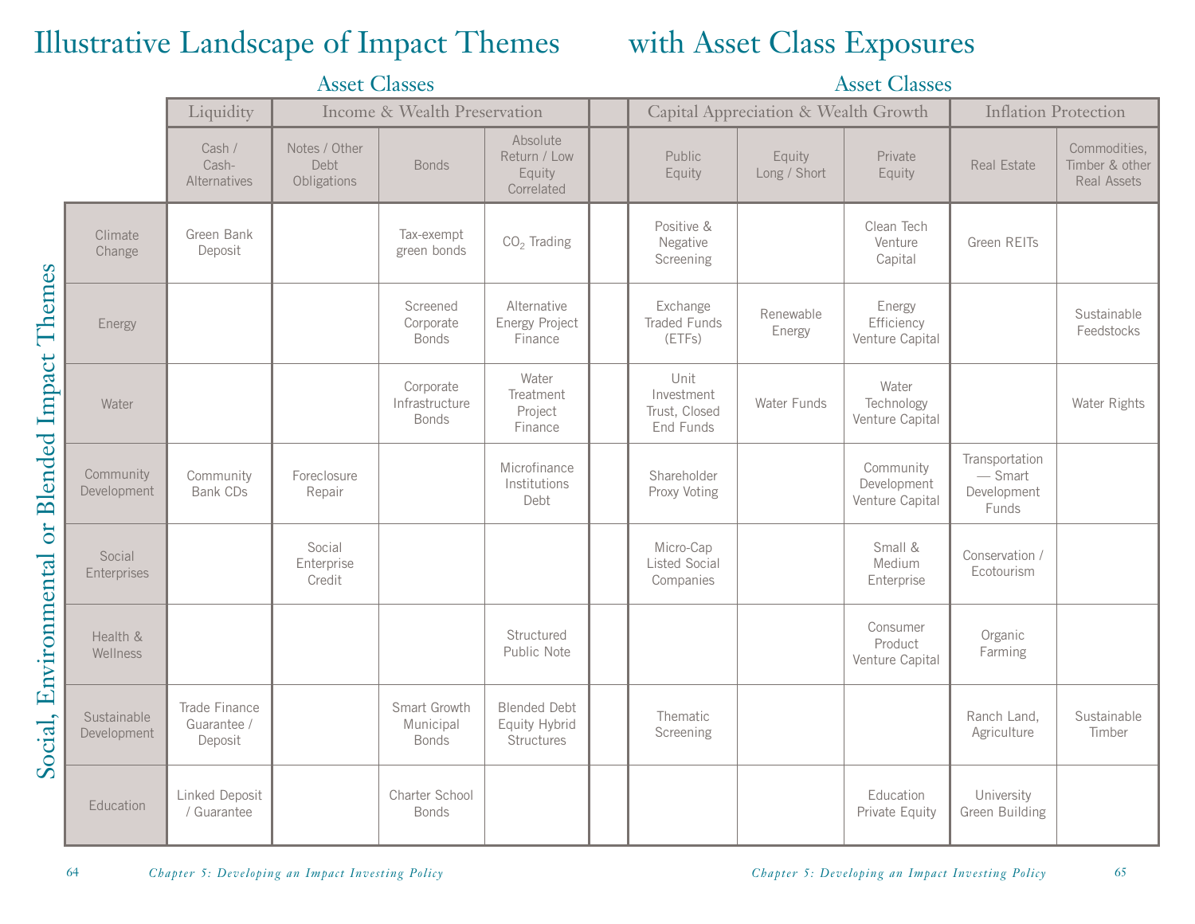# Illustrative Landscape of Impact Themes with Asset Class Exposures

| Social, Environmental or Blended Impact Themes | Asset Classes | | | | | | | | |
|---|---|---|---|---|---|---|---|---|---|
| | Liquidity | Income & Wealth Preservation | | | Capital Appreciation & Wealth Growth | | | Inflation Protection | |
| | Cash / Cash-Alternatives | Notes / Other Debt Obligations | Bonds | Absolute Return / Low Equity Correlated | Public Equity | Equity Long / Short | Private Equity | Real Estate | Commodities, Timber & other Real Assets |
| Climate Change | Green Bank Deposit | | Tax-exempt green bonds | $CO_2$ Trading | Positive & Negative Screening | | Clean Tech Venture Capital | Green REITs | |
| Energy | | | Screened Corporate Bonds | Alternative Energy Project Finance | Exchange Traded Funds (ETFs) | Renewable Energy | Energy Efficiency Venture Capital | | Sustainable Feedstocks |
| Water | | | Corporate Infrastructure Bonds | Water Treatment Project Finance | Unit Investment Trust, Closed End Funds | Water Funds | Water Technology Venture Capital | | Water Rights |
| Community Development | Community Bank CDs | Foreclosure Repair | | Microfinance Institutions Debt | Shareholder Proxy Voting | | Community Development Venture Capital | Transportation — Smart Development Funds | |
| Social Enterprises | | Social Enterprise Credit | | | Micro-Cap Listed Social Companies | | Small & Medium Enterprise | Conservation / Ecotourism | |
| Health & Wellness | | | | Structured Public Note | | | Consumer Product Venture Capital | Organic Farming | |
| Sustainable Development | Trade Finance Guarantee / Deposit | | Smart Growth Municipal Bonds | Blended Debt Equity Hybrid Structures | Thematic Screening | | | Ranch Land, Agriculture | Sustainable Timber |
| Education | Linked Deposit / Guarantee | | Charter School Bonds | | | | Education Private Equity | University Green Building | |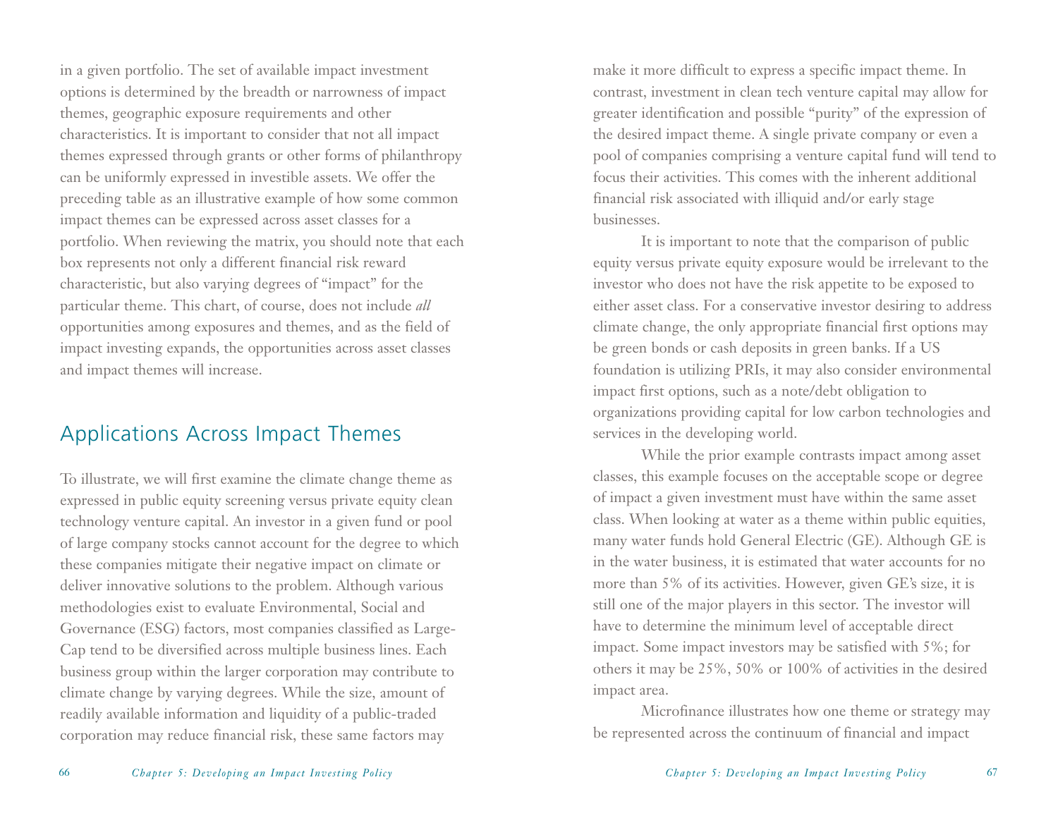in a given portfolio. The set of available impact investment options is determined by the breadth or narrowness of impact themes, geographic exposure requirements and other characteristics. It is important to consider that not all impact themes expressed through grants or other forms of philanthropy can be uniformly expressed in investible assets. We offer the preceding table as an illustrative example of how some common impact themes can be expressed across asset classes for a portfolio. When reviewing the matrix, you should note that each box represents not only a different financial risk reward characteristic, but also varying degrees of "impact" for the particular theme. This chart, of course, does not include *all* opportunities among exposures and themes, and as the field of impact investing expands, the opportunities across asset classes and impact themes will increase.

## Applications Across Impact Themes

To illustrate, we will first examine the climate change theme as expressed in public equity screening versus private equity clean technology venture capital. An investor in a given fund or pool of large company stocks cannot account for the degree to which these companies mitigate their negative impact on climate or deliver innovative solutions to the problem. Although various methodologies exist to evaluate Environmental, Social and Governance (ESG) factors, most companies classified as Large-Cap tend to be diversified across multiple business lines. Each business group within the larger corporation may contribute to climate change by varying degrees. While the size, amount of readily available information and liquidity of a public-traded corporation may reduce financial risk, these same factors may make it more difficult to express a specific impact theme. In contrast, investment in clean tech venture capital may allow for greater identification and possible "purity" of the expression of the desired impact theme. A single private company or even a pool of companies comprising a venture capital fund will tend to focus their activities. This comes with the inherent additional financial risk associated with illiquid and/or early stage businesses.

It is important to note that the comparison of public equity versus private equity exposure would be irrelevant to the investor who does not have the risk appetite to be exposed to either asset class. For a conservative investor desiring to address climate change, the only appropriate financial first options may be green bonds or cash deposits in green banks. If a US foundation is utilizing PRIs, it may also consider environmental impact first options, such as a note/debt obligation to organizations providing capital for low carbon technologies and services in the developing world.

While the prior example contrasts impact among asset classes, this example focuses on the acceptable scope or degree of impact a given investment must have within the same asset class. When looking at water as a theme within public equities, many water funds hold General Electric (GE). Although GE is in the water business, it is estimated that water accounts for no more than 5% of its activities. However, given GE's size, it is still one of the major players in this sector. The investor will have to determine the minimum level of acceptable direct impact. Some impact investors may be satisfied with 5%; for others it may be 25%, 50% or 100% of activities in the desired impact area.

Microfinance illustrates how one theme or strategy may be represented across the continuum of financial and impact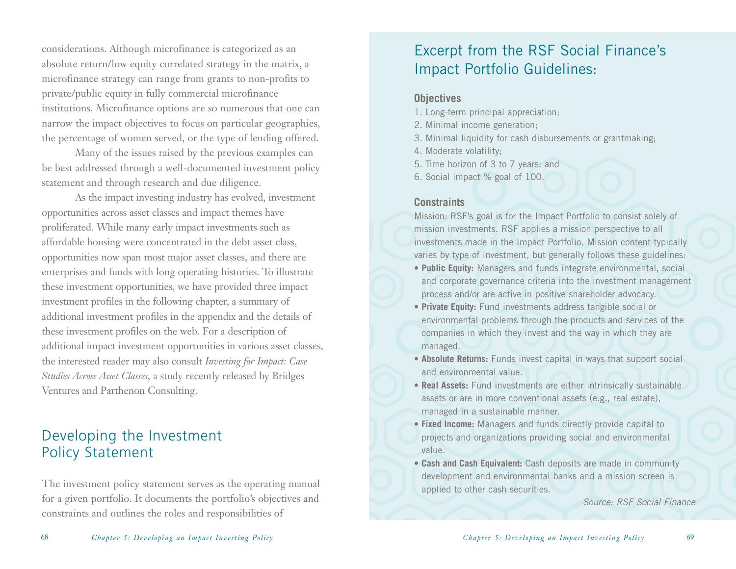considerations. Although microfinance is categorized as an absolute return/low equity correlated strategy in the matrix, a microfinance strategy can range from grants to non-profits to private/public equity in fully commercial microfinance institutions. Microfinance options are so numerous that one can narrow the impact objectives to focus on particular geographies, the percentage of women served, or the type of lending offered.

Many of the issues raised by the previous examples can be best addressed through a well-documented investment policy statement and through research and due diligence.

As the impact investing industry has evolved, investment opportunities across asset classes and impact themes have proliferated. While many early impact investments such as affordable housing were concentrated in the debt asset class, opportunities now span most major asset classes, and there are enterprises and funds with long operating histories. To illustrate these investment opportunities, we have provided three impact investment profiles in the following chapter, a summary of additional investment profiles in the appendix and the details of these investment profiles on the web. For a description of additional impact investment opportunities in various asset classes, the interested reader may also consult *Investing for Impact: Case Studies Across Asset Classes*, a study recently released by Bridges Ventures and Parthenon Consulting.

## Developing the Investment Policy Statement

The investment policy statement serves as the operating manual for a given portfolio. It documents the portfolio's objectives and constraints and outlines the roles and responsibilities of

## Excerpt from the RSF Social Finance's Impact Portfolio Guidelines:

### Objectives

1. Long-term principal appreciation;
2. Minimal income generation;
3. Minimal liquidity for cash disbursements or grantmaking;
4. Moderate volatility;
5. Time horizon of 3 to 7 years; and
6. Social impact % goal of 100.

### Constraints

Mission: RSF's goal is for the Impact Portfolio to consist solely of mission investments. RSF applies a mission perspective to all investments made in the Impact Portfolio. Mission content typically varies by type of investment, but generally follows these guidelines:

- **Public Equity:** Managers and funds integrate environmental, social and corporate governance criteria into the investment management process and/or are active in positive shareholder advocacy.
- **Private Equity:** Fund investments address tangible social or environmental problems through the products and services of the companies in which they invest and the way in which they are managed.
- **Absolute Returns:** Funds invest capital in ways that support social and environmental value.
- **Real Assets:** Fund investments are either intrinsically sustainable assets or are in more conventional assets (e.g., real estate), managed in a sustainable manner.
- **Fixed Income:** Managers and funds directly provide capital to projects and organizations providing social and environmental value.
- **Cash and Cash Equivalent:** Cash deposits are made in community development and environmental banks and a mission screen is applied to other cash securities.

*Source: RSF Social Finance*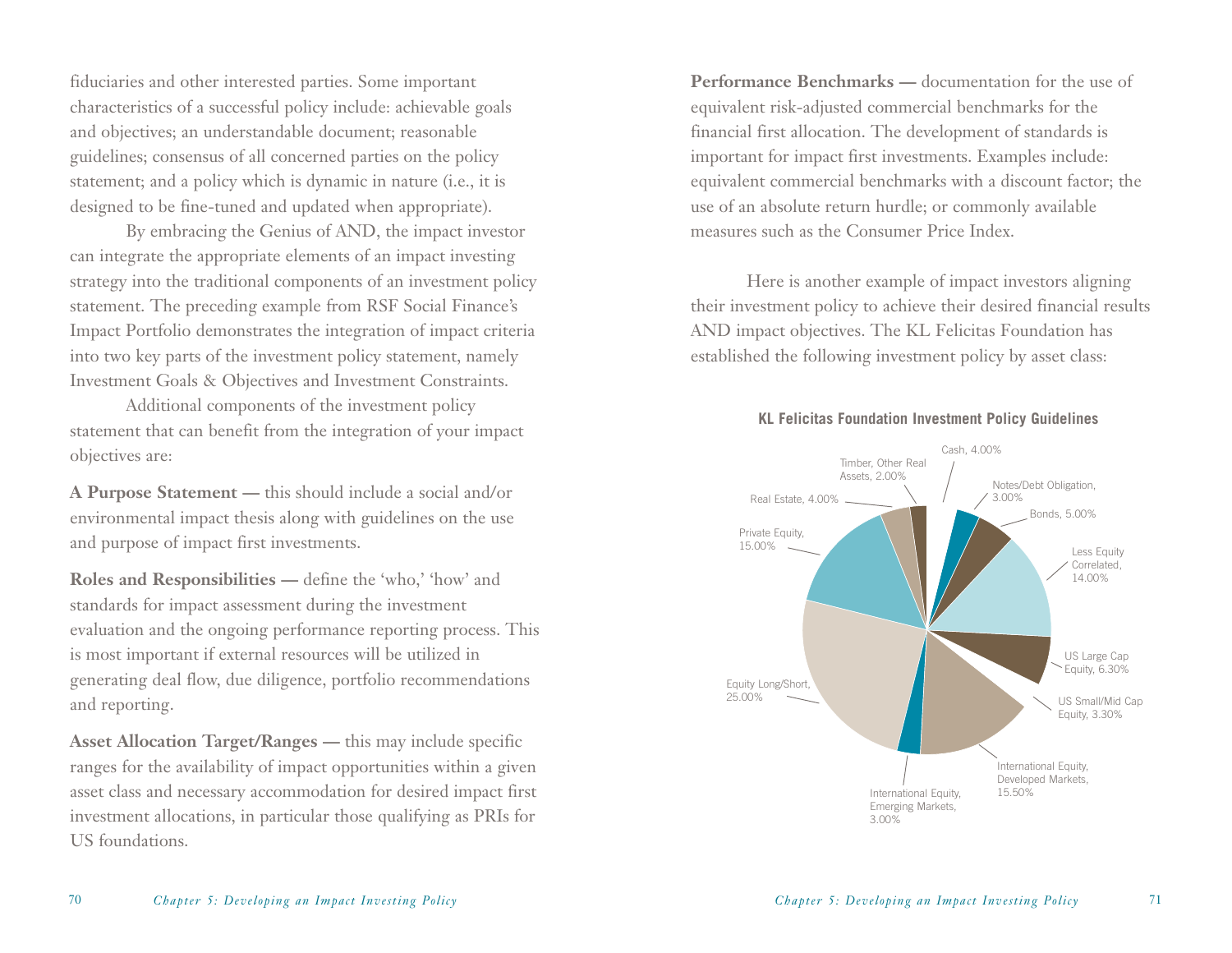fiduciaries and other interested parties. Some important characteristics of a successful policy include: achievable goals and objectives; an understandable document; reasonable guidelines; consensus of all concerned parties on the policy statement; and a policy which is dynamic in nature (i.e., it is designed to be fine-tuned and updated when appropriate).

By embracing the Genius of AND, the impact investor can integrate the appropriate elements of an impact investing strategy into the traditional components of an investment policy statement. The preceding example from RSF Social Finance's Impact Portfolio demonstrates the integration of impact criteria into two key parts of the investment policy statement, namely Investment Goals & Objectives and Investment Constraints.

Additional components of the investment policy statement that can benefit from the integration of your impact objectives are:

**A Purpose Statement —** this should include a social and/or environmental impact thesis along with guidelines on the use and purpose of impact first investments.

**Roles and Responsibilities —** define the 'who,' 'how' and standards for impact assessment during the investment evaluation and the ongoing performance reporting process. This is most important if external resources will be utilized in generating deal flow, due diligence, portfolio recommendations and reporting.

**Asset Allocation Target/Ranges —** this may include specific ranges for the availability of impact opportunities within a given asset class and necessary accommodation for desired impact first investment allocations, in particular those qualifying as PRIs for US foundations.

**Performance Benchmarks —** documentation for the use of equivalent risk-adjusted commercial benchmarks for the financial first allocation. The development of standards is important for impact first investments. Examples include: equivalent commercial benchmarks with a discount factor; the use of an absolute return hurdle; or commonly available measures such as the Consumer Price Index.

Here is another example of impact investors aligning their investment policy to achieve their desired financial results AND impact objectives. The KL Felicitas Foundation has established the following investment policy by asset class:

**KL Felicitas Foundation Investment Policy Guidelines**

| Asset Class | Allocation |
|---|---|
| Cash | 4.00% |
| Notes/Debt Obligation | 3.00% |
| Bonds | 5.00% |
| Less Equity Correlated | 14.00% |
| US Large Cap Equity | 6.30% |
| US Small/Mid Cap Equity | 3.30% |
| International Equity, Developed Markets | 15.50% |
| International Equity, Emerging Markets | 3.00% |
| Equity Long/Short | 25.00% |
| Private Equity | 15.00% |
| Real Estate | 4.00% |
| Timber, Other Real Assets | 2.00% |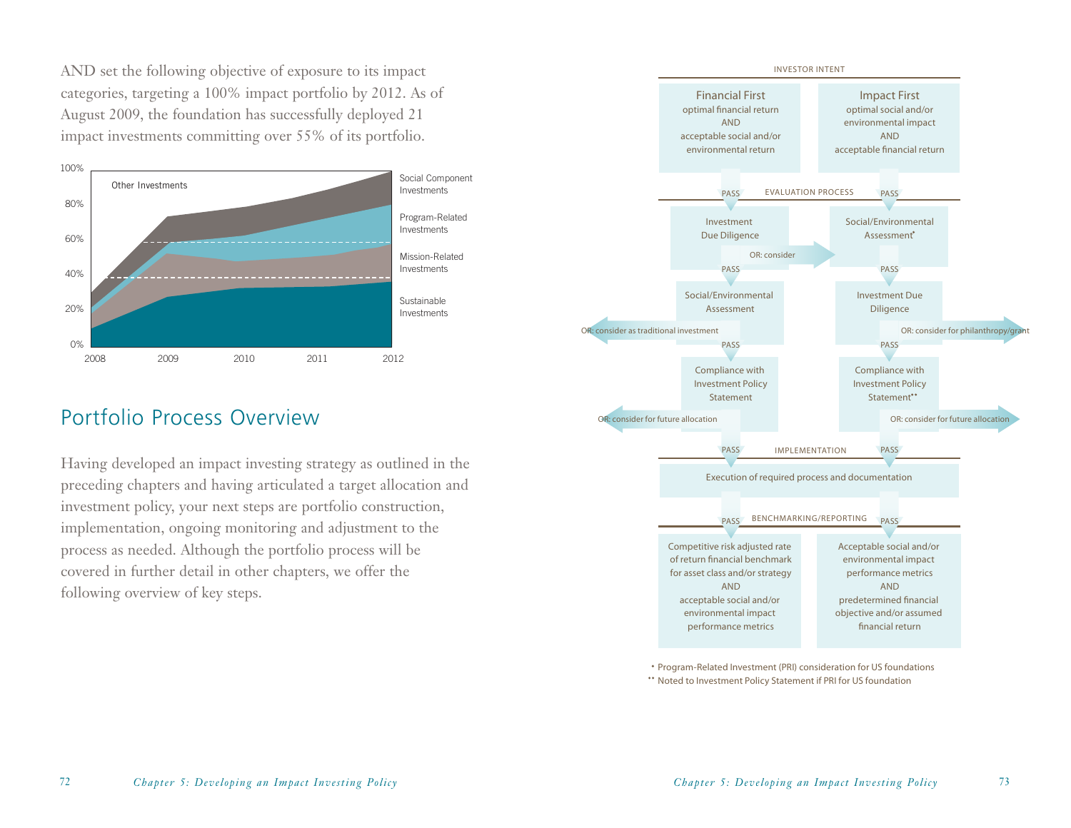AND set the following objective of exposure to its impact categories, targeting a 100% impact portfolio by 2012. As of August 2009, the foundation has successfully deployed 21 impact investments committing over 55% of its portfolio.

## Portfolio Process Overview

Having developed an impact investing strategy as outlined in the preceding chapters and having articulated a target allocation and investment policy, your next steps are portfolio construction, implementation, ongoing monitoring and adjustment to the process as needed. Although the portfolio process will be covered in further detail in other chapters, we offer the following overview of key steps.

INVESTOR INTENT

**Financial First**
optimal financial return
AND
acceptable social and/or environmental return

**Impact First**
optimal social and/or environmental impact
AND
acceptable financial return

EVALUATION PROCESS

Financial First path:
- Investment Due Diligence (OR: consider Social/Environmental Assessment)
- PASS → Social/Environmental Assessment (OR: consider as traditional investment)
- PASS → Compliance with Investment Policy Statement (OR: consider for future allocation)
- PASS

Impact First path:
- Social/Environmental Assessment*
- PASS → Investment Due Diligence (OR: consider for philanthropy/grant)
- PASS → Compliance with Investment Policy Statement** (OR: consider for future allocation)
- PASS

IMPLEMENTATION

Execution of required process and documentation

PASS

BENCHMARKING/REPORTING

Financial First: Competitive risk adjusted rate of return financial benchmark for asset class and/or strategy AND acceptable social and/or environmental impact performance metrics

Impact First: Acceptable social and/or environmental impact performance metrics AND predetermined financial objective and/or assumed financial return

\* Program-Related Investment (PRI) consideration for US foundations
\*\* Noted to Investment Policy Statement if PRI for US foundation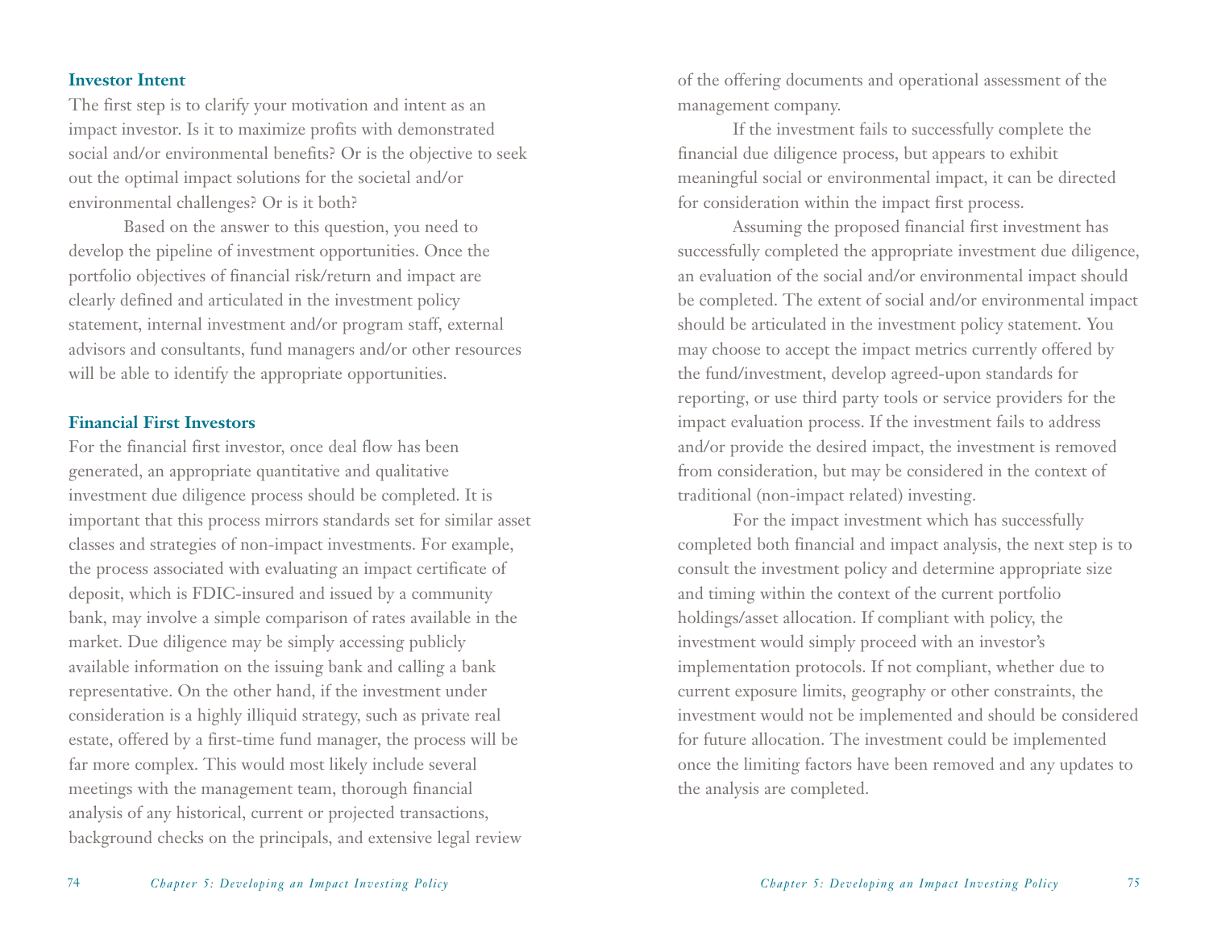### Investor Intent

The first step is to clarify your motivation and intent as an impact investor. Is it to maximize profits with demonstrated social and/or environmental benefits? Or is the objective to seek out the optimal impact solutions for the societal and/or environmental challenges? Or is it both?

Based on the answer to this question, you need to develop the pipeline of investment opportunities. Once the portfolio objectives of financial risk/return and impact are clearly defined and articulated in the investment policy statement, internal investment and/or program staff, external advisors and consultants, fund managers and/or other resources will be able to identify the appropriate opportunities.

### Financial First Investors

For the financial first investor, once deal flow has been generated, an appropriate quantitative and qualitative investment due diligence process should be completed. It is important that this process mirrors standards set for similar asset classes and strategies of non-impact investments. For example, the process associated with evaluating an impact certificate of deposit, which is FDIC-insured and issued by a community bank, may involve a simple comparison of rates available in the market. Due diligence may be simply accessing publicly available information on the issuing bank and calling a bank representative. On the other hand, if the investment under consideration is a highly illiquid strategy, such as private real estate, offered by a first-time fund manager, the process will be far more complex. This would most likely include several meetings with the management team, thorough financial analysis of any historical, current or projected transactions, background checks on the principals, and extensive legal review of the offering documents and operational assessment of the management company.

If the investment fails to successfully complete the financial due diligence process, but appears to exhibit meaningful social or environmental impact, it can be directed for consideration within the impact first process.

Assuming the proposed financial first investment has successfully completed the appropriate investment due diligence, an evaluation of the social and/or environmental impact should be completed. The extent of social and/or environmental impact should be articulated in the investment policy statement. You may choose to accept the impact metrics currently offered by the fund/investment, develop agreed-upon standards for reporting, or use third party tools or service providers for the impact evaluation process. If the investment fails to address and/or provide the desired impact, the investment is removed from consideration, but may be considered in the context of traditional (non-impact related) investing.

For the impact investment which has successfully completed both financial and impact analysis, the next step is to consult the investment policy and determine appropriate size and timing within the context of the current portfolio holdings/asset allocation. If compliant with policy, the investment would simply proceed with an investor's implementation protocols. If not compliant, whether due to current exposure limits, geography or other constraints, the investment would not be implemented and should be considered for future allocation. The investment could be implemented once the limiting factors have been removed and any updates to the analysis are completed.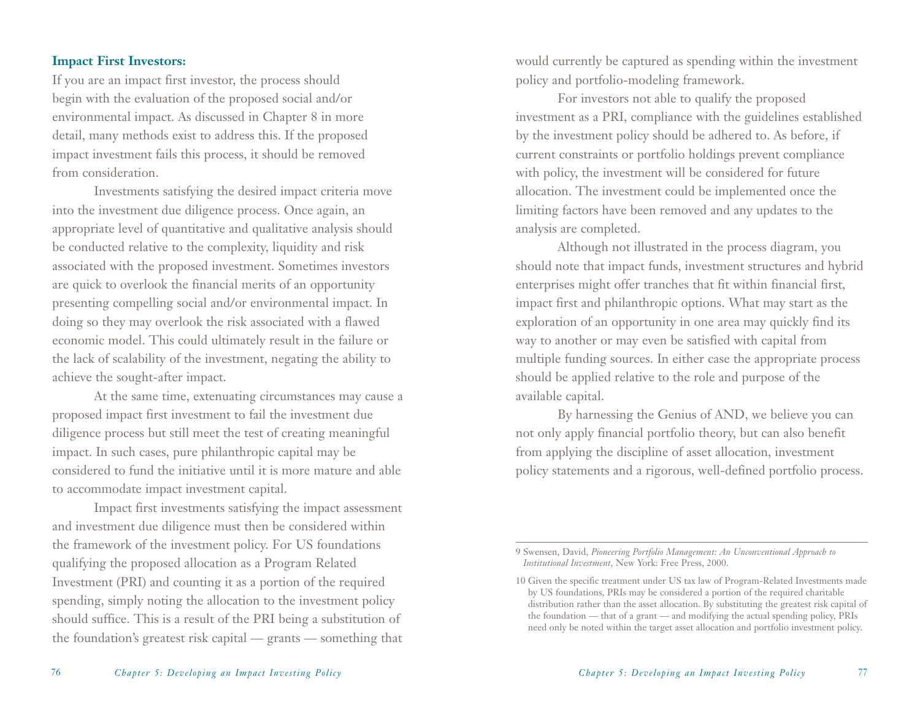**Impact First Investors:**

If you are an impact first investor, the process should begin with the evaluation of the proposed social and/or environmental impact. As discussed in Chapter 8 in more detail, many methods exist to address this. If the proposed impact investment fails this process, it should be removed from consideration.

Investments satisfying the desired impact criteria move into the investment due diligence process. Once again, an appropriate level of quantitative and qualitative analysis should be conducted relative to the complexity, liquidity and risk associated with the proposed investment. Sometimes investors are quick to overlook the financial merits of an opportunity presenting compelling social and/or environmental impact. In doing so they may overlook the risk associated with a flawed economic model. This could ultimately result in the failure or the lack of scalability of the investment, negating the ability to achieve the sought-after impact.

At the same time, extenuating circumstances may cause a proposed impact first investment to fail the investment due diligence process but still meet the test of creating meaningful impact. In such cases, pure philanthropic capital may be considered to fund the initiative until it is more mature and able to accommodate impact investment capital.

Impact first investments satisfying the impact assessment and investment due diligence must then be considered within the framework of the investment policy. For US foundations qualifying the proposed allocation as a Program Related Investment (PRI) and counting it as a portion of the required spending, simply noting the allocation to the investment policy should suffice. This is a result of the PRI being a substitution of the foundation's greatest risk capital — grants — something that would currently be captured as spending within the investment policy and portfolio-modeling framework.

For investors not able to qualify the proposed investment as a PRI, compliance with the guidelines established by the investment policy should be adhered to. As before, if current constraints or portfolio holdings prevent compliance with policy, the investment will be considered for future allocation. The investment could be implemented once the limiting factors have been removed and any updates to the analysis are completed.

Although not illustrated in the process diagram, you should note that impact funds, investment structures and hybrid enterprises might offer tranches that fit within financial first, impact first and philanthropic options. What may start as the exploration of an opportunity in one area may quickly find its way to another or may even be satisfied with capital from multiple funding sources. In either case the appropriate process should be applied relative to the role and purpose of the available capital.

By harnessing the Genius of AND, we believe you can not only apply financial portfolio theory, but can also benefit from applying the discipline of asset allocation, investment policy statements and a rigorous, well-defined portfolio process.

---

9 Swensen, David, *Pioneering Portfolio Management: An Unconventional Approach to Institutional Investment*, New York: Free Press, 2000.

10 Given the specific treatment under US tax law of Program-Related Investments made by US foundations, PRIs may be considered a portion of the required charitable distribution rather than the asset allocation. By substituting the greatest risk capital of the foundation — that of a grant — and modifying the actual spending policy, PRIs need only be noted within the target asset allocation and portfolio investment policy.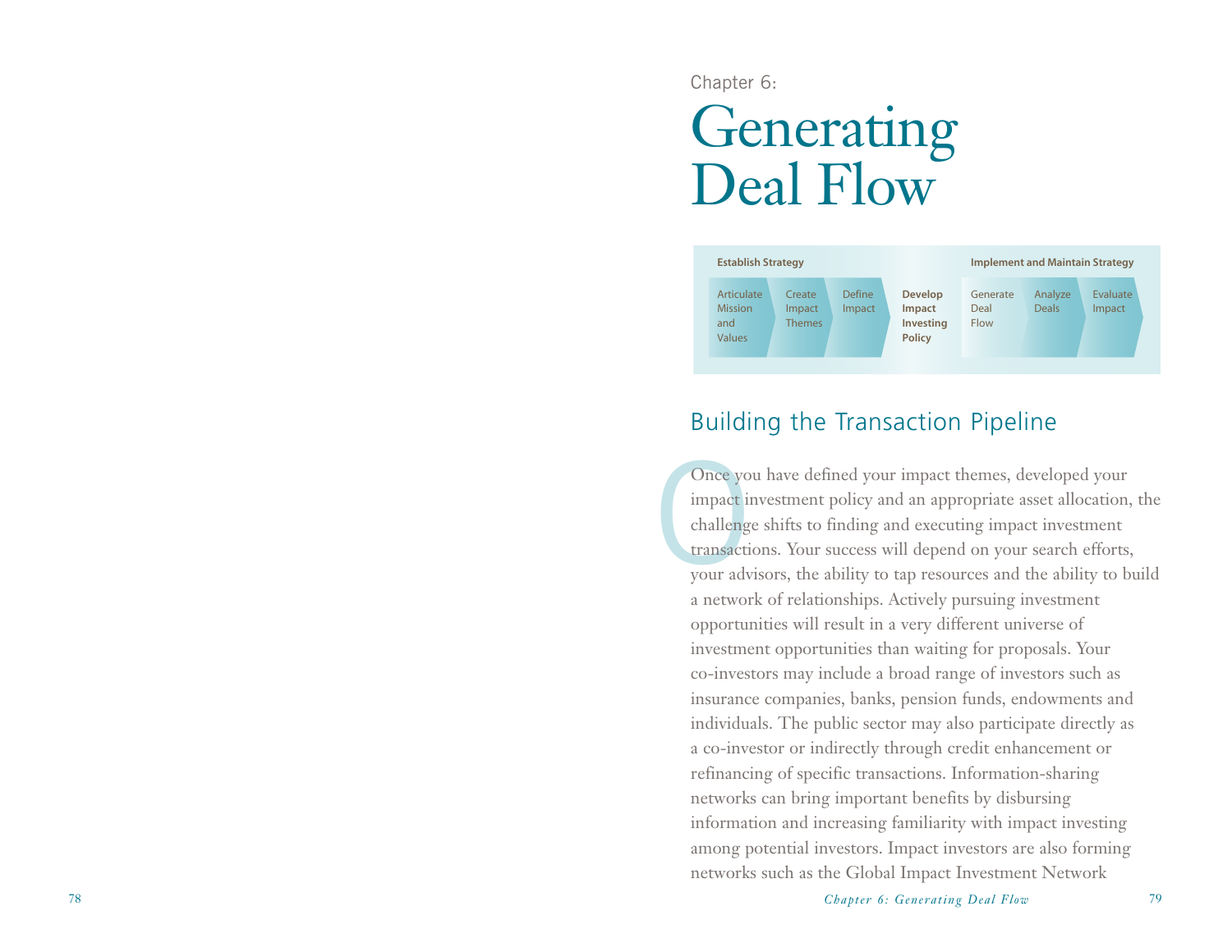Chapter 6:

# Generating Deal Flow

| Establish Strategy | | | | Implement and Maintain Strategy | | |
|---|---|---|---|---|---|---|
| Articulate Mission and Values | Create Impact Themes | Define Impact | **Develop Impact Investing Policy** | Generate Deal Flow | Analyze Deals | Evaluate Impact |

## Building the Transaction Pipeline

Once you have defined your impact themes, developed your impact investment policy and an appropriate asset allocation, the challenge shifts to finding and executing impact investment transactions. Your success will depend on your search efforts, your advisors, the ability to tap resources and the ability to build a network of relationships. Actively pursuing investment opportunities will result in a very different universe of investment opportunities than waiting for proposals. Your co-investors may include a broad range of investors such as insurance companies, banks, pension funds, endowments and individuals. The public sector may also participate directly as a co-investor or indirectly through credit enhancement or refinancing of specific transactions. Information-sharing networks can bring important benefits by disbursing information and increasing familiarity with impact investing among potential investors. Impact investors are also forming networks such as the Global Impact Investment Network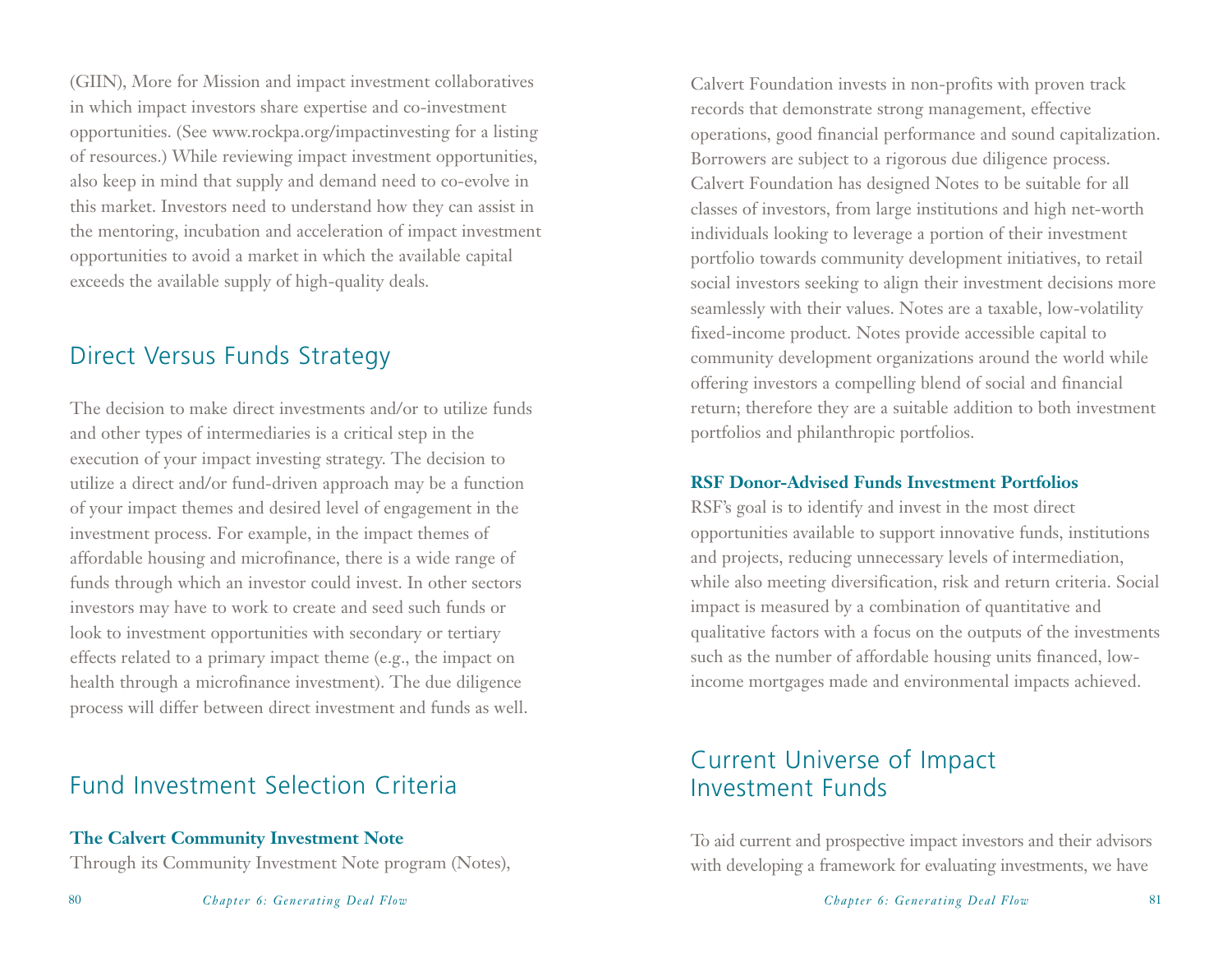(GIIN), More for Mission and impact investment collaboratives in which impact investors share expertise and co-investment opportunities. (See www.rockpa.org/impactinvesting for a listing of resources.) While reviewing impact investment opportunities, also keep in mind that supply and demand need to co-evolve in this market. Investors need to understand how they can assist in the mentoring, incubation and acceleration of impact investment opportunities to avoid a market in which the available capital exceeds the available supply of high-quality deals.

## Direct Versus Funds Strategy

The decision to make direct investments and/or to utilize funds and other types of intermediaries is a critical step in the execution of your impact investing strategy. The decision to utilize a direct and/or fund-driven approach may be a function of your impact themes and desired level of engagement in the investment process. For example, in the impact themes of affordable housing and microfinance, there is a wide range of funds through which an investor could invest. In other sectors investors may have to work to create and seed such funds or look to investment opportunities with secondary or tertiary effects related to a primary impact theme (e.g., the impact on health through a microfinance investment). The due diligence process will differ between direct investment and funds as well.

## Fund Investment Selection Criteria

**The Calvert Community Investment Note**

Through its Community Investment Note program (Notes), Calvert Foundation invests in non-profits with proven track records that demonstrate strong management, effective operations, good financial performance and sound capitalization. Borrowers are subject to a rigorous due diligence process. Calvert Foundation has designed Notes to be suitable for all classes of investors, from large institutions and high net-worth individuals looking to leverage a portion of their investment portfolio towards community development initiatives, to retail social investors seeking to align their investment decisions more seamlessly with their values. Notes are a taxable, low-volatility fixed-income product. Notes provide accessible capital to community development organizations around the world while offering investors a compelling blend of social and financial return; therefore they are a suitable addition to both investment portfolios and philanthropic portfolios.

**RSF Donor-Advised Funds Investment Portfolios**

RSF's goal is to identify and invest in the most direct opportunities available to support innovative funds, institutions and projects, reducing unnecessary levels of intermediation, while also meeting diversification, risk and return criteria. Social impact is measured by a combination of quantitative and qualitative factors with a focus on the outputs of the investments such as the number of affordable housing units financed, low-income mortgages made and environmental impacts achieved.

## Current Universe of Impact Investment Funds

To aid current and prospective impact investors and their advisors with developing a framework for evaluating investments, we have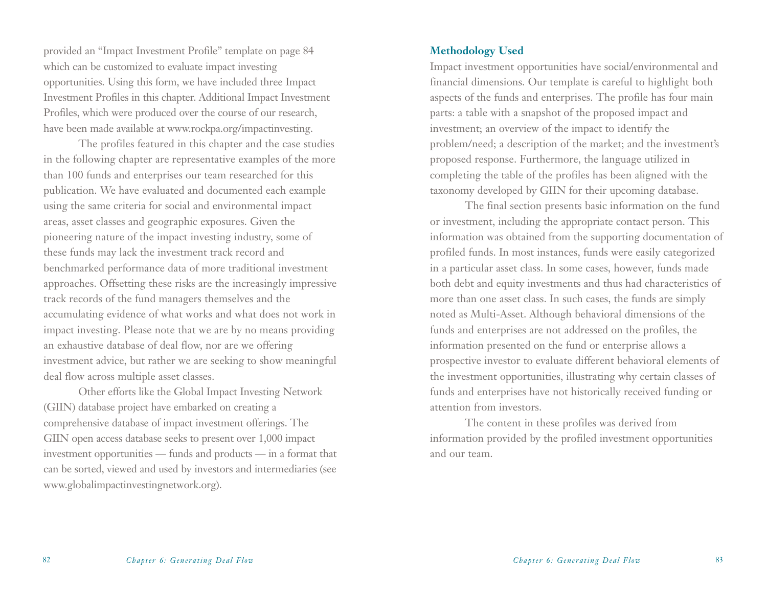provided an "Impact Investment Profile" template on page 84 which can be customized to evaluate impact investing opportunities. Using this form, we have included three Impact Investment Profiles in this chapter. Additional Impact Investment Profiles, which were produced over the course of our research, have been made available at www.rockpa.org/impactinvesting.

The profiles featured in this chapter and the case studies in the following chapter are representative examples of the more than 100 funds and enterprises our team researched for this publication. We have evaluated and documented each example using the same criteria for social and environmental impact areas, asset classes and geographic exposures. Given the pioneering nature of the impact investing industry, some of these funds may lack the investment track record and benchmarked performance data of more traditional investment approaches. Offsetting these risks are the increasingly impressive track records of the fund managers themselves and the accumulating evidence of what works and what does not work in impact investing. Please note that we are by no means providing an exhaustive database of deal flow, nor are we offering investment advice, but rather we are seeking to show meaningful deal flow across multiple asset classes.

Other efforts like the Global Impact Investing Network (GIIN) database project have embarked on creating a comprehensive database of impact investment offerings. The GIIN open access database seeks to present over 1,000 impact investment opportunities — funds and products — in a format that can be sorted, viewed and used by investors and intermediaries (see www.globalimpactinvestingnetwork.org).

### Methodology Used

Impact investment opportunities have social/environmental and financial dimensions. Our template is careful to highlight both aspects of the funds and enterprises. The profile has four main parts: a table with a snapshot of the proposed impact and investment; an overview of the impact to identify the problem/need; a description of the market; and the investment's proposed response. Furthermore, the language utilized in completing the table of the profiles has been aligned with the taxonomy developed by GIIN for their upcoming database.

The final section presents basic information on the fund or investment, including the appropriate contact person. This information was obtained from the supporting documentation of profiled funds. In most instances, funds were easily categorized in a particular asset class. In some cases, however, funds made both debt and equity investments and thus had characteristics of more than one asset class. In such cases, the funds are simply noted as Multi-Asset. Although behavioral dimensions of the funds and enterprises are not addressed on the profiles, the information presented on the fund or enterprise allows a prospective investor to evaluate different behavioral elements of the investment opportunities, illustrating why certain classes of funds and enterprises have not historically received funding or attention from investors.

The content in these profiles was derived from information provided by the profiled investment opportunities and our team.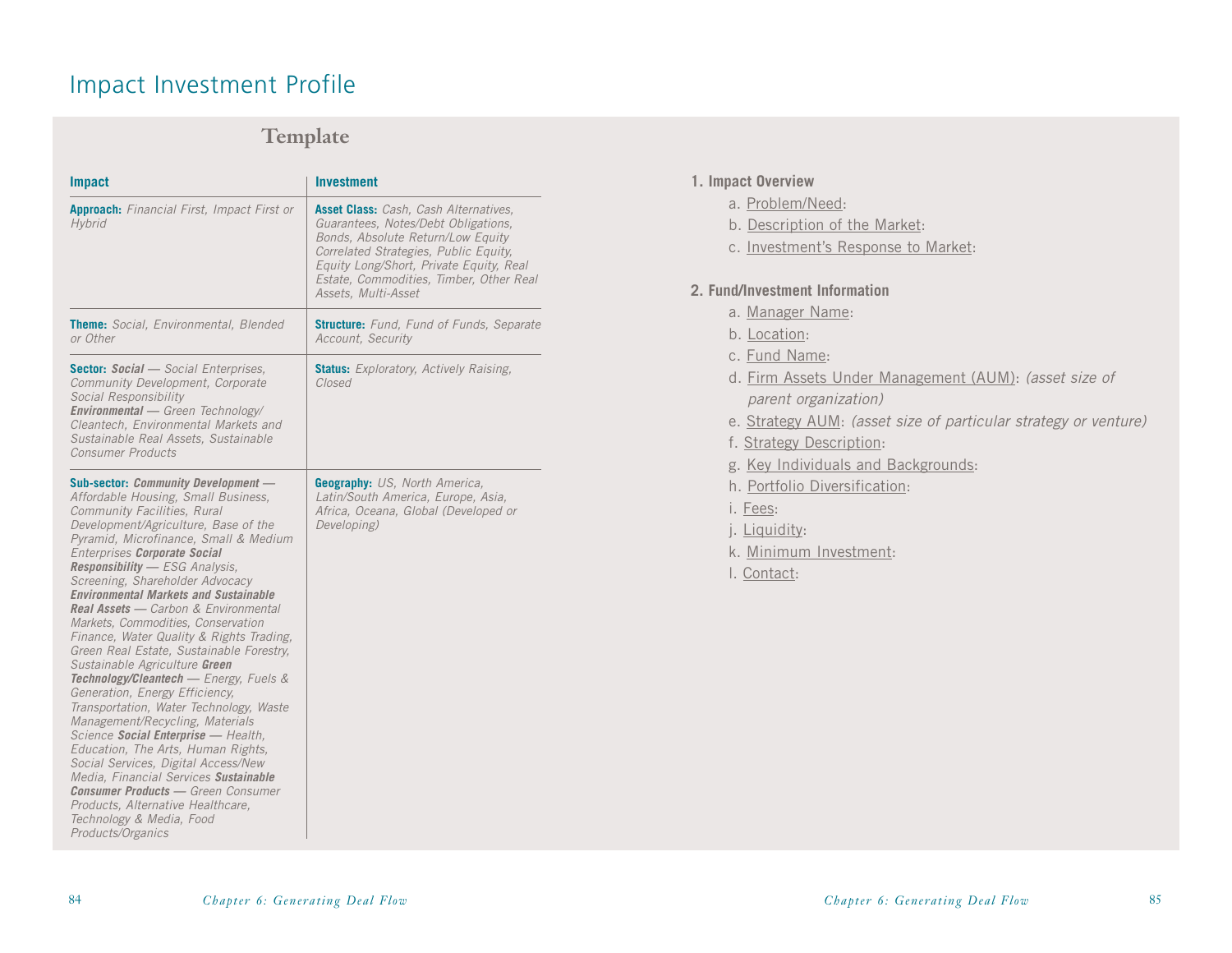# Impact Investment Profile

## Template

| Impact | Investment |
|---|---|
| **Approach:** *Financial First, Impact First or Hybrid* | **Asset Class:** *Cash, Cash Alternatives, Guarantees, Notes/Debt Obligations, Bonds, Absolute Return/Low Equity Correlated Strategies, Public Equity, Equity Long/Short, Private Equity, Real Estate, Commodities, Timber, Other Real Assets, Multi-Asset* |
| **Theme:** *Social, Environmental, Blended or Other* | **Structure:** *Fund, Fund of Funds, Separate Account, Security* |
| **Sector:** ***Social*** *— Social Enterprises, Community Development, Corporate Social Responsibility* ***Environmental*** *— Green Technology/ Cleantech, Environmental Markets and Sustainable Real Assets, Sustainable Consumer Products* | **Status:** *Exploratory, Actively Raising, Closed* |
| **Sub-sector:** ***Community Development*** *— Affordable Housing, Small Business, Community Facilities, Rural Development/Agriculture, Base of the Pyramid, Microfinance, Small & Medium Enterprises* ***Corporate Social Responsibility*** *— ESG Analysis, Screening, Shareholder Advocacy* ***Environmental Markets and Sustainable Real Assets*** *— Carbon & Environmental Markets, Commodities, Conservation Finance, Water Quality & Rights Trading, Green Real Estate, Sustainable Forestry, Sustainable Agriculture* ***Green Technology/Cleantech*** *— Energy, Fuels & Generation, Energy Efficiency, Transportation, Water Technology, Waste Management/Recycling, Materials Science* ***Social Enterprise*** *— Health, Education, The Arts, Human Rights, Social Services, Digital Access/New Media, Financial Services* ***Sustainable Consumer Products*** *— Green Consumer Products, Alternative Healthcare, Technology & Media, Food Products/Organics* | **Geography:** *US, North America, Latin/South America, Europe, Asia, Africa, Oceana, Global (Developed or Developing)* |

**1. Impact Overview**

a. Problem/Need:
b. Description of the Market:
c. Investment's Response to Market:

**2. Fund/Investment Information**

a. Manager Name:
b. Location:
c. Fund Name:
d. Firm Assets Under Management (AUM): *(asset size of parent organization)*
e. Strategy AUM: *(asset size of particular strategy or venture)*
f. Strategy Description:
g. Key Individuals and Backgrounds:
h. Portfolio Diversification:
i. Fees:
j. Liquidity:
k. Minimum Investment:
l. Contact: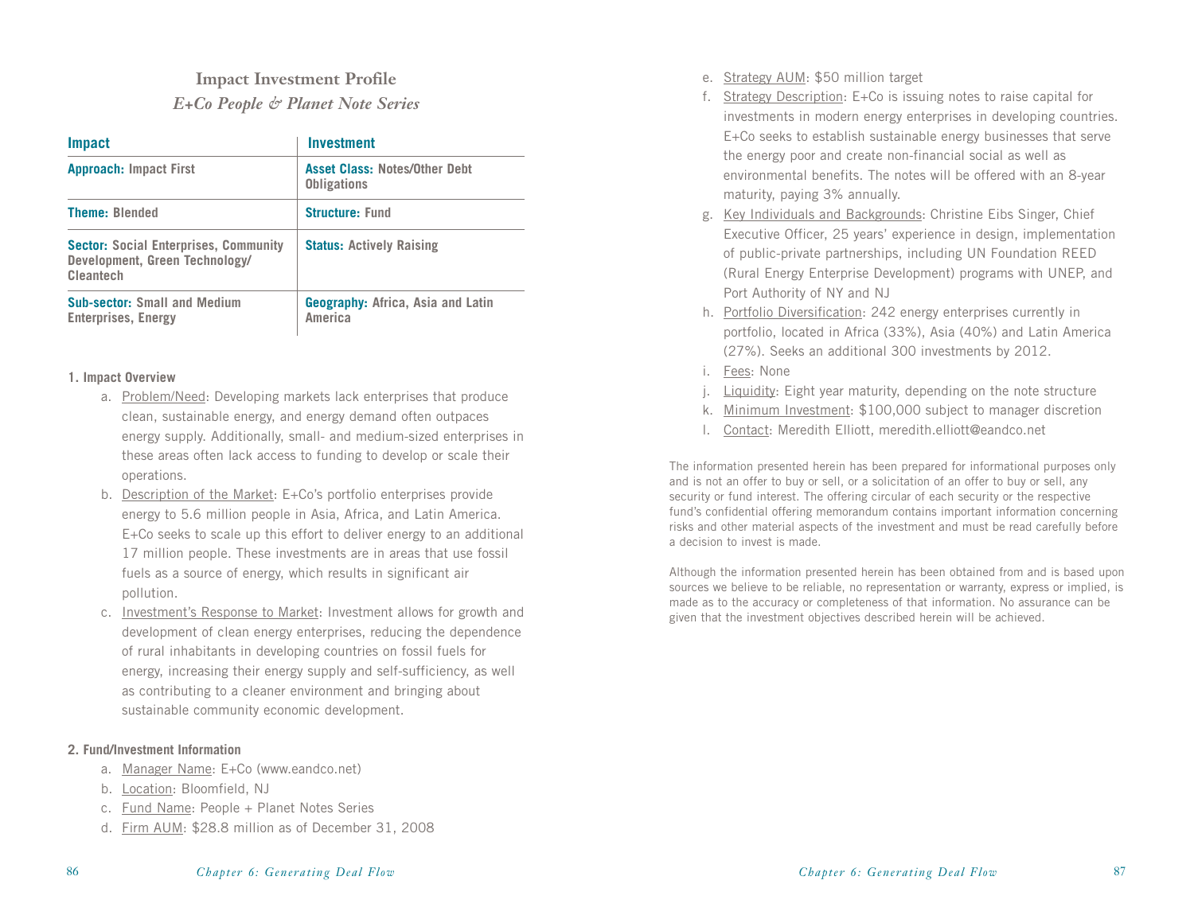## Impact Investment Profile

### *E+Co People & Planet Note Series*

| Impact | Investment |
|---|---|
| **Approach:** Impact First | **Asset Class:** Notes/Other Debt Obligations |
| **Theme:** Blended | **Structure:** Fund |
| **Sector:** Social Enterprises, Community Development, Green Technology/ Cleantech | **Status:** Actively Raising |
| **Sub-sector:** Small and Medium Enterprises, Energy | **Geography:** Africa, Asia and Latin America |

**1. Impact Overview**

a. Problem/Need: Developing markets lack enterprises that produce clean, sustainable energy, and energy demand often outpaces energy supply. Additionally, small- and medium-sized enterprises in these areas often lack access to funding to develop or scale their operations.

b. Description of the Market: E+Co's portfolio enterprises provide energy to 5.6 million people in Asia, Africa, and Latin America. E+Co seeks to scale up this effort to deliver energy to an additional 17 million people. These investments are in areas that use fossil fuels as a source of energy, which results in significant air pollution.

c. Investment's Response to Market: Investment allows for growth and development of clean energy enterprises, reducing the dependence of rural inhabitants in developing countries on fossil fuels for energy, increasing their energy supply and self-sufficiency, as well as contributing to a cleaner environment and bringing about sustainable community economic development.

**2. Fund/Investment Information**

a. Manager Name: E+Co (www.eandco.net)

b. Location: Bloomfield, NJ

c. Fund Name: People + Planet Notes Series

d. Firm AUM: $28.8 million as of December 31, 2008

e. Strategy AUM: $50 million target

f. Strategy Description: E+Co is issuing notes to raise capital for investments in modern energy enterprises in developing countries. E+Co seeks to establish sustainable energy businesses that serve the energy poor and create non-financial social as well as environmental benefits. The notes will be offered with an 8-year maturity, paying 3% annually.

g. Key Individuals and Backgrounds: Christine Eibs Singer, Chief Executive Officer, 25 years' experience in design, implementation of public-private partnerships, including UN Foundation REED (Rural Energy Enterprise Development) programs with UNEP, and Port Authority of NY and NJ

h. Portfolio Diversification: 242 energy enterprises currently in portfolio, located in Africa (33%), Asia (40%) and Latin America (27%). Seeks an additional 300 investments by 2012.

i. Fees: None

j. Liquidity: Eight year maturity, depending on the note structure

k. Minimum Investment: $100,000 subject to manager discretion

l. Contact: Meredith Elliott, meredith.elliott@eandco.net

The information presented herein has been prepared for informational purposes only and is not an offer to buy or sell, or a solicitation of an offer to buy or sell, any security or fund interest. The offering circular of each security or the respective fund's confidential offering memorandum contains important information concerning risks and other material aspects of the investment and must be read carefully before a decision to invest is made.

Although the information presented herein has been obtained from and is based upon sources we believe to be reliable, no representation or warranty, express or implied, is made as to the accuracy or completeness of that information. No assurance can be given that the investment objectives described herein will be achieved.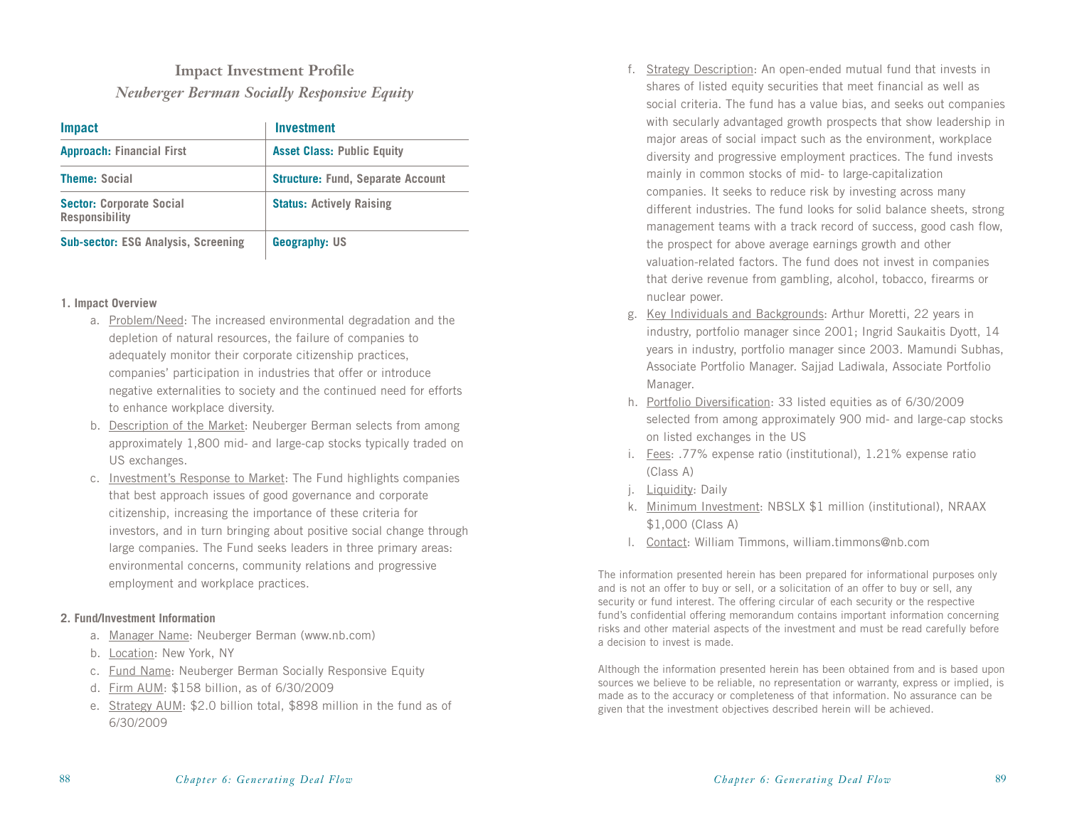## Impact Investment Profile

### *Neuberger Berman Socially Responsive Equity*

| Impact | Investment |
|---|---|
| **Approach:** Financial First | **Asset Class:** Public Equity |
| **Theme:** Social | **Structure:** Fund, Separate Account |
| **Sector:** Corporate Social Responsibility | **Status:** Actively Raising |
| **Sub-sector:** ESG Analysis, Screening | **Geography:** US |

**1. Impact Overview**

a. Problem/Need: The increased environmental degradation and the depletion of natural resources, the failure of companies to adequately monitor their corporate citizenship practices, companies' participation in industries that offer or introduce negative externalities to society and the continued need for efforts to enhance workplace diversity.

b. Description of the Market: Neuberger Berman selects from among approximately 1,800 mid- and large-cap stocks typically traded on US exchanges.

c. Investment's Response to Market: The Fund highlights companies that best approach issues of good governance and corporate citizenship, increasing the importance of these criteria for investors, and in turn bringing about positive social change through large companies. The Fund seeks leaders in three primary areas: environmental concerns, community relations and progressive employment and workplace practices.

**2. Fund/Investment Information**

a. Manager Name: Neuberger Berman (www.nb.com)

b. Location: New York, NY

c. Fund Name: Neuberger Berman Socially Responsive Equity

d. Firm AUM: $158 billion, as of 6/30/2009

e. Strategy AUM: $2.0 billion total, $898 million in the fund as of 6/30/2009

f. Strategy Description: An open-ended mutual fund that invests in shares of listed equity securities that meet financial as well as social criteria. The fund has a value bias, and seeks out companies with secularly advantaged growth prospects that show leadership in major areas of social impact such as the environment, workplace diversity and progressive employment practices. The fund invests mainly in common stocks of mid- to large-capitalization companies. It seeks to reduce risk by investing across many different industries. The fund looks for solid balance sheets, strong management teams with a track record of success, good cash flow, the prospect for above average earnings growth and other valuation-related factors. The fund does not invest in companies that derive revenue from gambling, alcohol, tobacco, firearms or nuclear power.

g. Key Individuals and Backgrounds: Arthur Moretti, 22 years in industry, portfolio manager since 2001; Ingrid Saukaitis Dyott, 14 years in industry, portfolio manager since 2003. Mamundi Subhas, Associate Portfolio Manager. Sajjad Ladiwala, Associate Portfolio Manager.

h. Portfolio Diversification: 33 listed equities as of 6/30/2009 selected from among approximately 900 mid- and large-cap stocks on listed exchanges in the US

i. Fees: .77% expense ratio (institutional), 1.21% expense ratio (Class A)

j. Liquidity: Daily

k. Minimum Investment: NBSLX $1 million (institutional), NRAAX $1,000 (Class A)

l. Contact: William Timmons, william.timmons@nb.com

The information presented herein has been prepared for informational purposes only and is not an offer to buy or sell, or a solicitation of an offer to buy or sell, any security or fund interest. The offering circular of each security or the respective fund's confidential offering memorandum contains important information concerning risks and other material aspects of the investment and must be read carefully before a decision to invest is made.

Although the information presented herein has been obtained from and is based upon sources we believe to be reliable, no representation or warranty, express or implied, is made as to the accuracy or completeness of that information. No assurance can be given that the investment objectives described herein will be achieved.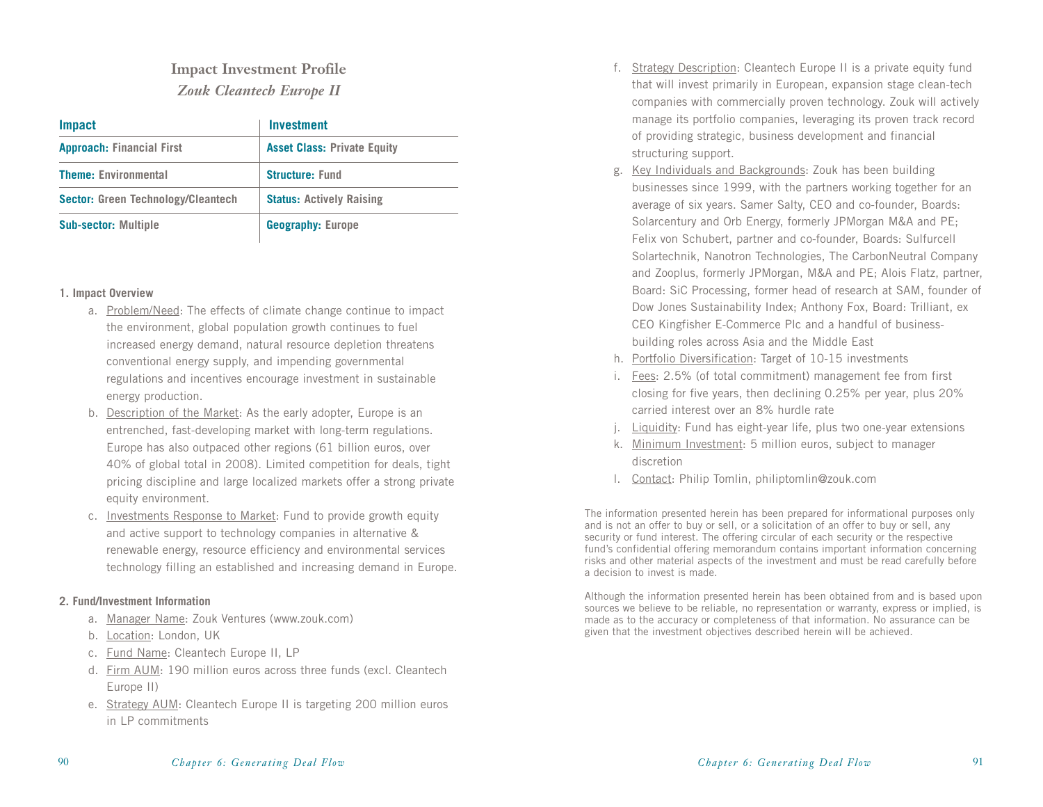## Impact Investment Profile

### *Zouk Cleantech Europe II*

| Impact | Investment |
|---|---|
| **Approach:** Financial First | **Asset Class:** Private Equity |
| **Theme:** Environmental | **Structure:** Fund |
| **Sector:** Green Technology/Cleantech | **Status:** Actively Raising |
| **Sub-sector:** Multiple | **Geography:** Europe |

**1. Impact Overview**

a. Problem/Need: The effects of climate change continue to impact the environment, global population growth continues to fuel increased energy demand, natural resource depletion threatens conventional energy supply, and impending governmental regulations and incentives encourage investment in sustainable energy production.

b. Description of the Market: As the early adopter, Europe is an entrenched, fast-developing market with long-term regulations. Europe has also outpaced other regions (61 billion euros, over 40% of global total in 2008). Limited competition for deals, tight pricing discipline and large localized markets offer a strong private equity environment.

c. Investments Response to Market: Fund to provide growth equity and active support to technology companies in alternative & renewable energy, resource efficiency and environmental services technology filling an established and increasing demand in Europe.

**2. Fund/Investment Information**

a. Manager Name: Zouk Ventures (www.zouk.com)

b. Location: London, UK

c. Fund Name: Cleantech Europe II, LP

d. Firm AUM: 190 million euros across three funds (excl. Cleantech Europe II)

e. Strategy AUM: Cleantech Europe II is targeting 200 million euros in LP commitments

f. Strategy Description: Cleantech Europe II is a private equity fund that will invest primarily in European, expansion stage clean-tech companies with commercially proven technology. Zouk will actively manage its portfolio companies, leveraging its proven track record of providing strategic, business development and financial structuring support.

g. Key Individuals and Backgrounds: Zouk has been building businesses since 1999, with the partners working together for an average of six years. Samer Salty, CEO and co-founder, Boards: Solarcentury and Orb Energy, formerly JPMorgan M&A and PE; Felix von Schubert, partner and co-founder, Boards: Sulfurcell Solartechnik, Nanotron Technologies, The CarbonNeutral Company and Zooplus, formerly JPMorgan, M&A and PE; Alois Flatz, partner, Board: SiC Processing, former head of research at SAM, founder of Dow Jones Sustainability Index; Anthony Fox, Board: Trilliant, ex CEO Kingfisher E-Commerce Plc and a handful of business-building roles across Asia and the Middle East

h. Portfolio Diversification: Target of 10-15 investments

i. Fees: 2.5% (of total commitment) management fee from first closing for five years, then declining 0.25% per year, plus 20% carried interest over an 8% hurdle rate

j. Liquidity: Fund has eight-year life, plus two one-year extensions

k. Minimum Investment: 5 million euros, subject to manager discretion

l. Contact: Philip Tomlin, philiptomlin@zouk.com

The information presented herein has been prepared for informational purposes only and is not an offer to buy or sell, or a solicitation of an offer to buy or sell, any security or fund interest. The offering circular of each security or the respective fund's confidential offering memorandum contains important information concerning risks and other material aspects of the investment and must be read carefully before a decision to invest is made.

Although the information presented herein has been obtained from and is based upon sources we believe to be reliable, no representation or warranty, express or implied, is made as to the accuracy or completeness of that information. No assurance can be given that the investment objectives described herein will be achieved.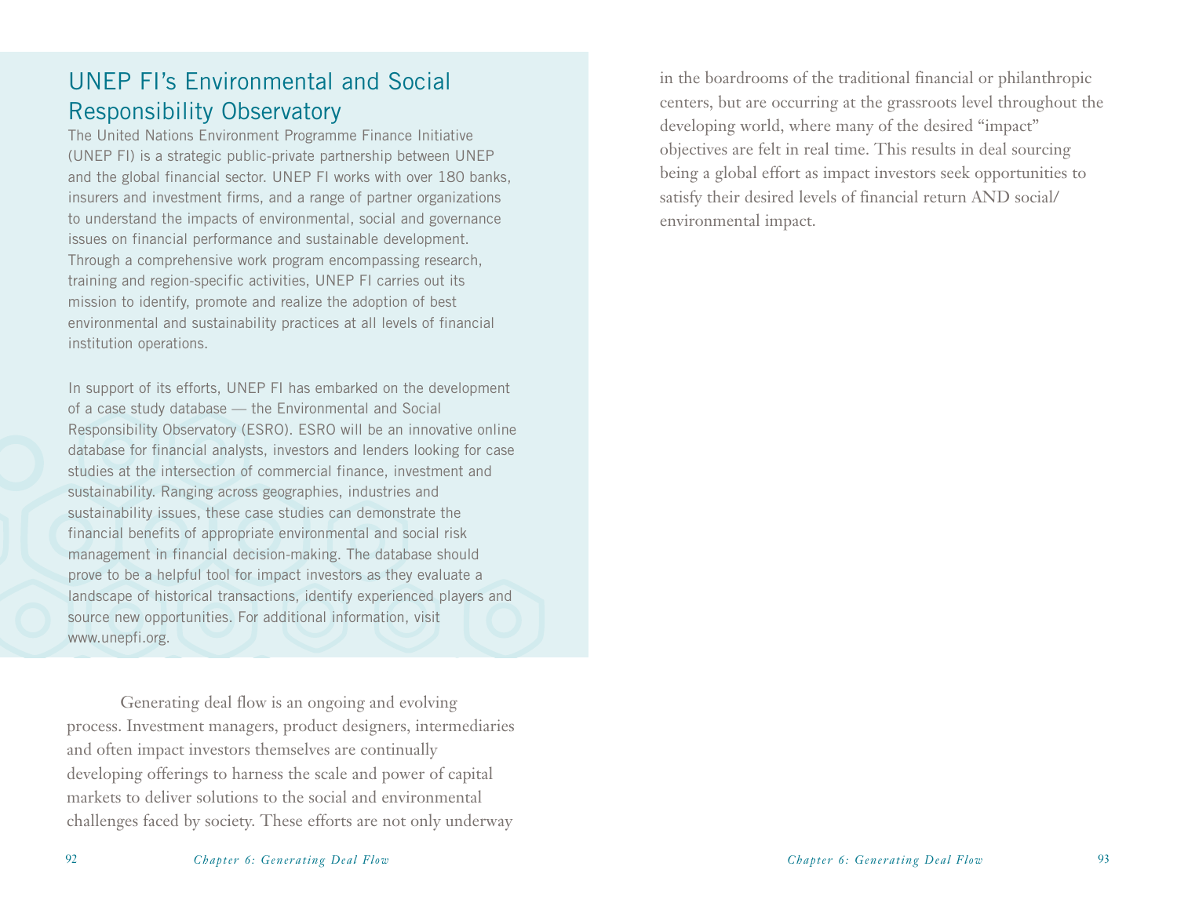## UNEP FI's Environmental and Social Responsibility Observatory

The United Nations Environment Programme Finance Initiative (UNEP FI) is a strategic public-private partnership between UNEP and the global financial sector. UNEP FI works with over 180 banks, insurers and investment firms, and a range of partner organizations to understand the impacts of environmental, social and governance issues on financial performance and sustainable development. Through a comprehensive work program encompassing research, training and region-specific activities, UNEP FI carries out its mission to identify, promote and realize the adoption of best environmental and sustainability practices at all levels of financial institution operations.

In support of its efforts, UNEP FI has embarked on the development of a case study database — the Environmental and Social Responsibility Observatory (ESRO). ESRO will be an innovative online database for financial analysts, investors and lenders looking for case studies at the intersection of commercial finance, investment and sustainability. Ranging across geographies, industries and sustainability issues, these case studies can demonstrate the financial benefits of appropriate environmental and social risk management in financial decision-making. The database should prove to be a helpful tool for impact investors as they evaluate a landscape of historical transactions, identify experienced players and source new opportunities. For additional information, visit www.unepfi.org.

Generating deal flow is an ongoing and evolving process. Investment managers, product designers, intermediaries and often impact investors themselves are continually developing offerings to harness the scale and power of capital markets to deliver solutions to the social and environmental challenges faced by society. These efforts are not only underway in the boardrooms of the traditional financial or philanthropic centers, but are occurring at the grassroots level throughout the developing world, where many of the desired "impact" objectives are felt in real time. This results in deal sourcing being a global effort as impact investors seek opportunities to satisfy their desired levels of financial return AND social/environmental impact.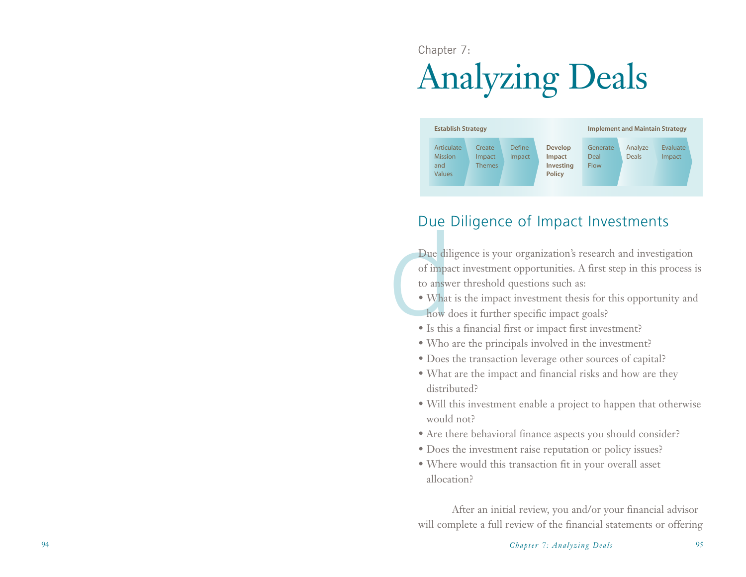Chapter 7:

# Analyzing Deals

| Establish Strategy | | | | Implement and Maintain Strategy | | |
|---|---|---|---|---|---|---|
| Articulate Mission and Values | Create Impact Themes | Define Impact | **Develop Impact Investing Policy** | Generate Deal Flow | Analyze Deals | Evaluate Impact |

## Due Diligence of Impact Investments

Due diligence is your organization's research and investigation of impact investment opportunities. A first step in this process is to answer threshold questions such as:

- What is the impact investment thesis for this opportunity and how does it further specific impact goals?
- Is this a financial first or impact first investment?
- Who are the principals involved in the investment?
- Does the transaction leverage other sources of capital?
- What are the impact and financial risks and how are they distributed?
- Will this investment enable a project to happen that otherwise would not?
- Are there behavioral finance aspects you should consider?
- Does the investment raise reputation or policy issues?
- Where would this transaction fit in your overall asset allocation?

After an initial review, you and/or your financial advisor will complete a full review of the financial statements or offering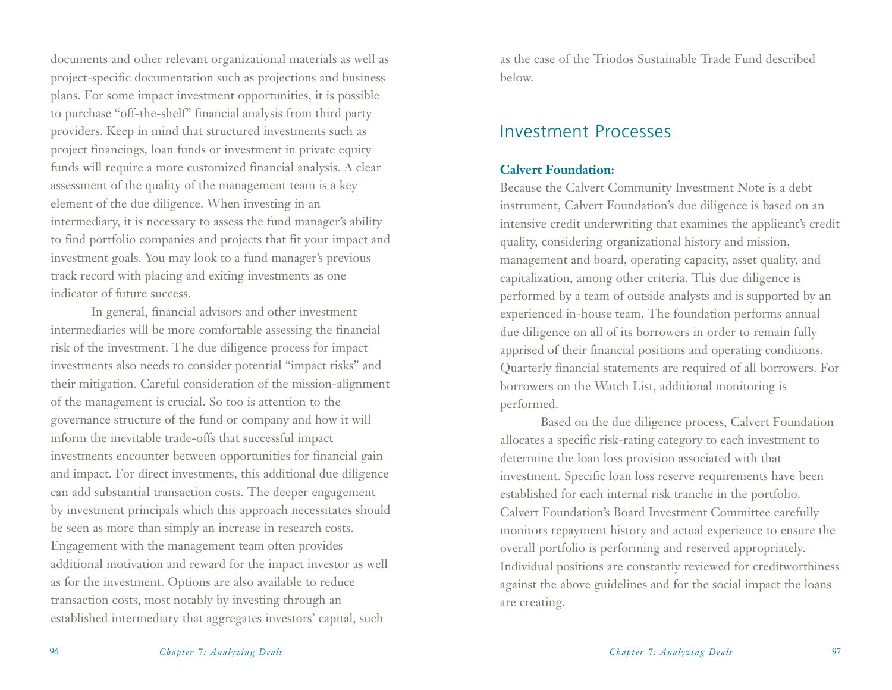documents and other relevant organizational materials as well as project-specific documentation such as projections and business plans. For some impact investment opportunities, it is possible to purchase "off-the-shelf" financial analysis from third party providers. Keep in mind that structured investments such as project financings, loan funds or investment in private equity funds will require a more customized financial analysis. A clear assessment of the quality of the management team is a key element of the due diligence. When investing in an intermediary, it is necessary to assess the fund manager's ability to find portfolio companies and projects that fit your impact and investment goals. You may look to a fund manager's previous track record with placing and exiting investments as one indicator of future success.

In general, financial advisors and other investment intermediaries will be more comfortable assessing the financial risk of the investment. The due diligence process for impact investments also needs to consider potential "impact risks" and their mitigation. Careful consideration of the mission-alignment of the management is crucial. So too is attention to the governance structure of the fund or company and how it will inform the inevitable trade-offs that successful impact investments encounter between opportunities for financial gain and impact. For direct investments, this additional due diligence can add substantial transaction costs. The deeper engagement by investment principals which this approach necessitates should be seen as more than simply an increase in research costs. Engagement with the management team often provides additional motivation and reward for the impact investor as well as for the investment. Options are also available to reduce transaction costs, most notably by investing through an established intermediary that aggregates investors' capital, such as the case of the Triodos Sustainable Trade Fund described below.

## Investment Processes

**Calvert Foundation:**
Because the Calvert Community Investment Note is a debt instrument, Calvert Foundation's due diligence is based on an intensive credit underwriting that examines the applicant's credit quality, considering organizational history and mission, management and board, operating capacity, asset quality, and capitalization, among other criteria. This due diligence is performed by a team of outside analysts and is supported by an experienced in-house team. The foundation performs annual due diligence on all of its borrowers in order to remain fully apprised of their financial positions and operating conditions. Quarterly financial statements are required of all borrowers. For borrowers on the Watch List, additional monitoring is performed.

Based on the due diligence process, Calvert Foundation allocates a specific risk-rating category to each investment to determine the loan loss provision associated with that investment. Specific loan loss reserve requirements have been established for each internal risk tranche in the portfolio. Calvert Foundation's Board Investment Committee carefully monitors repayment history and actual experience to ensure the overall portfolio is performing and reserved appropriately. Individual positions are constantly reviewed for creditworthiness against the above guidelines and for the social impact the loans are creating.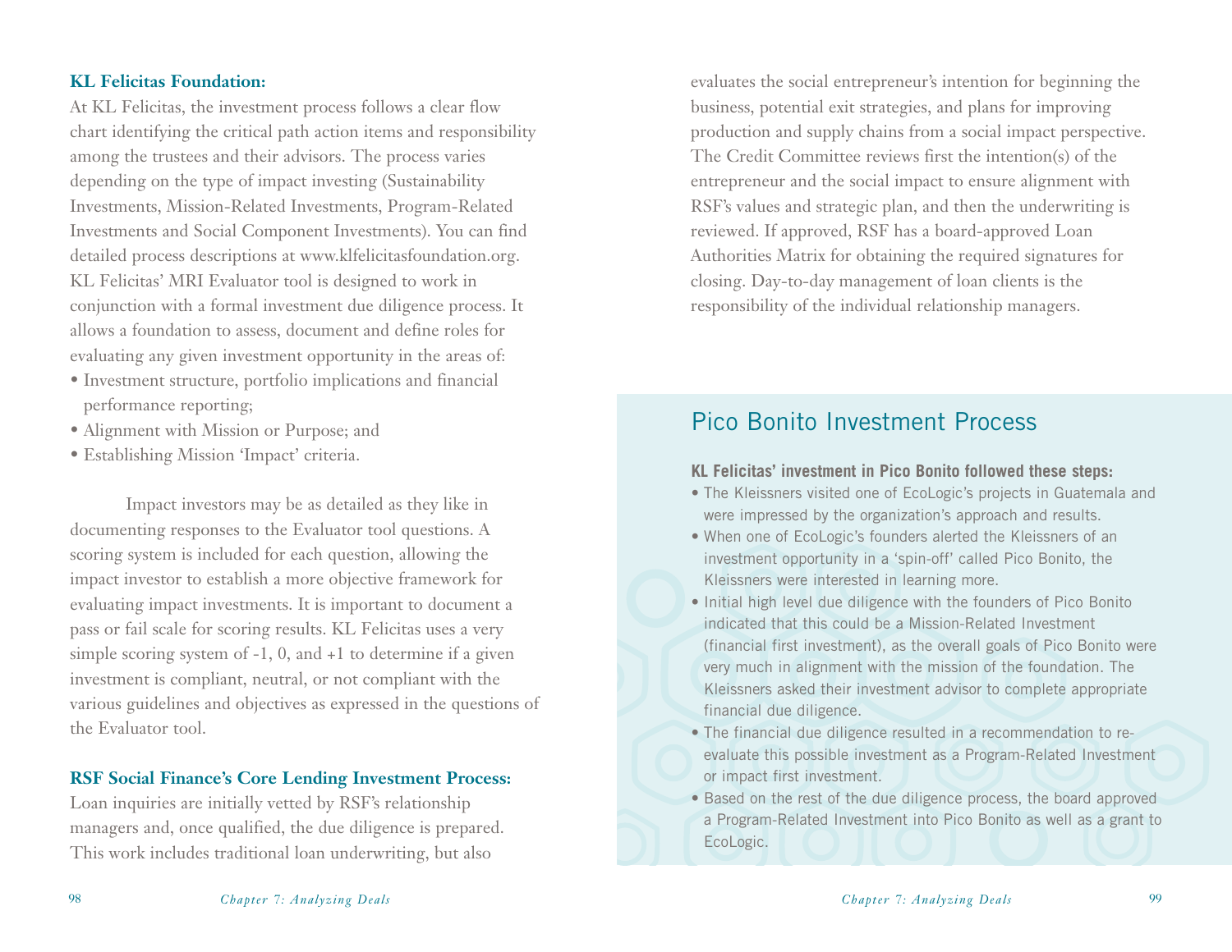**KL Felicitas Foundation:**

At KL Felicitas, the investment process follows a clear flow chart identifying the critical path action items and responsibility among the trustees and their advisors. The process varies depending on the type of impact investing (Sustainability Investments, Mission-Related Investments, Program-Related Investments and Social Component Investments). You can find detailed process descriptions at www.klfelicitasfoundation.org. KL Felicitas' MRI Evaluator tool is designed to work in conjunction with a formal investment due diligence process. It allows a foundation to assess, document and define roles for evaluating any given investment opportunity in the areas of:

- Investment structure, portfolio implications and financial performance reporting;
- Alignment with Mission or Purpose; and
- Establishing Mission 'Impact' criteria.

Impact investors may be as detailed as they like in documenting responses to the Evaluator tool questions. A scoring system is included for each question, allowing the impact investor to establish a more objective framework for evaluating impact investments. It is important to document a pass or fail scale for scoring results. KL Felicitas uses a very simple scoring system of -1, 0, and +1 to determine if a given investment is compliant, neutral, or not compliant with the various guidelines and objectives as expressed in the questions of the Evaluator tool.

**RSF Social Finance's Core Lending Investment Process:**

Loan inquiries are initially vetted by RSF's relationship managers and, once qualified, the due diligence is prepared. This work includes traditional loan underwriting, but also evaluates the social entrepreneur's intention for beginning the business, potential exit strategies, and plans for improving production and supply chains from a social impact perspective. The Credit Committee reviews first the intention(s) of the entrepreneur and the social impact to ensure alignment with RSF's values and strategic plan, and then the underwriting is reviewed. If approved, RSF has a board-approved Loan Authorities Matrix for obtaining the required signatures for closing. Day-to-day management of loan clients is the responsibility of the individual relationship managers.

## Pico Bonito Investment Process

**KL Felicitas' investment in Pico Bonito followed these steps:**

- The Kleissners visited one of EcoLogic's projects in Guatemala and were impressed by the organization's approach and results.
- When one of EcoLogic's founders alerted the Kleissners of an investment opportunity in a 'spin-off' called Pico Bonito, the Kleissners were interested in learning more.
- Initial high level due diligence with the founders of Pico Bonito indicated that this could be a Mission-Related Investment (financial first investment), as the overall goals of Pico Bonito were very much in alignment with the mission of the foundation. The Kleissners asked their investment advisor to complete appropriate financial due diligence.
- The financial due diligence resulted in a recommendation to re-evaluate this possible investment as a Program-Related Investment or impact first investment.
- Based on the rest of the due diligence process, the board approved a Program-Related Investment into Pico Bonito as well as a grant to EcoLogic.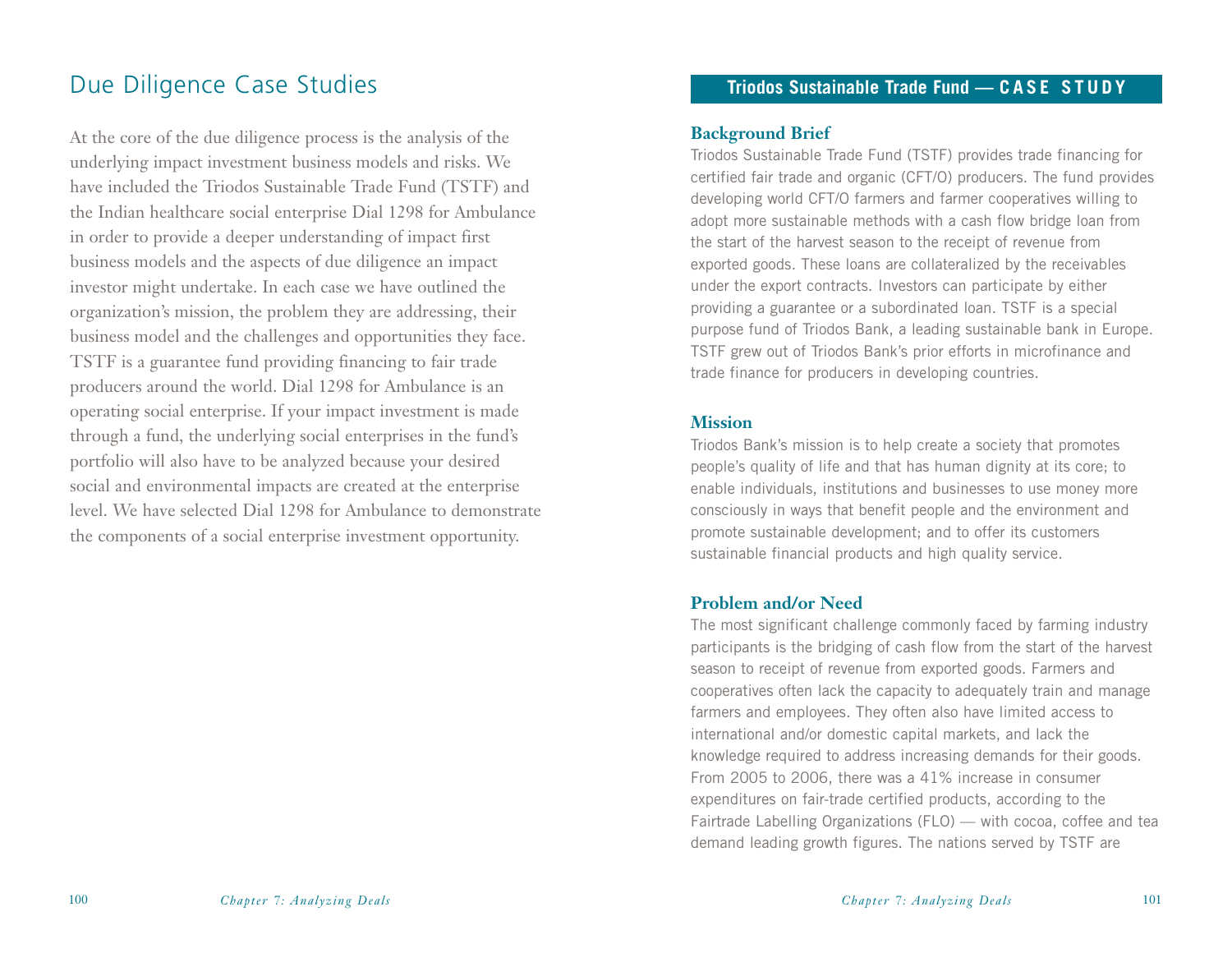# Due Diligence Case Studies

At the core of the due diligence process is the analysis of the underlying impact investment business models and risks. We have included the Triodos Sustainable Trade Fund (TSTF) and the Indian healthcare social enterprise Dial 1298 for Ambulance in order to provide a deeper understanding of impact first business models and the aspects of due diligence an impact investor might undertake. In each case we have outlined the organization's mission, the problem they are addressing, their business model and the challenges and opportunities they face. TSTF is a guarantee fund providing financing to fair trade producers around the world. Dial 1298 for Ambulance is an operating social enterprise. If your impact investment is made through a fund, the underlying social enterprises in the fund's portfolio will also have to be analyzed because your desired social and environmental impacts are created at the enterprise level. We have selected Dial 1298 for Ambulance to demonstrate the components of a social enterprise investment opportunity.

## Triodos Sustainable Trade Fund — CASE STUDY

### Background Brief

Triodos Sustainable Trade Fund (TSTF) provides trade financing for certified fair trade and organic (CFT/O) producers. The fund provides developing world CFT/O farmers and farmer cooperatives willing to adopt more sustainable methods with a cash flow bridge loan from the start of the harvest season to the receipt of revenue from exported goods. These loans are collateralized by the receivables under the export contracts. Investors can participate by either providing a guarantee or a subordinated loan. TSTF is a special purpose fund of Triodos Bank, a leading sustainable bank in Europe. TSTF grew out of Triodos Bank's prior efforts in microfinance and trade finance for producers in developing countries.

### Mission

Triodos Bank's mission is to help create a society that promotes people's quality of life and that has human dignity at its core; to enable individuals, institutions and businesses to use money more consciously in ways that benefit people and the environment and promote sustainable development; and to offer its customers sustainable financial products and high quality service.

### Problem and/or Need

The most significant challenge commonly faced by farming industry participants is the bridging of cash flow from the start of the harvest season to receipt of revenue from exported goods. Farmers and cooperatives often lack the capacity to adequately train and manage farmers and employees. They often also have limited access to international and/or domestic capital markets, and lack the knowledge required to address increasing demands for their goods. From 2005 to 2006, there was a 41% increase in consumer expenditures on fair-trade certified products, according to the Fairtrade Labelling Organizations (FLO) — with cocoa, coffee and tea demand leading growth figures. The nations served by TSTF are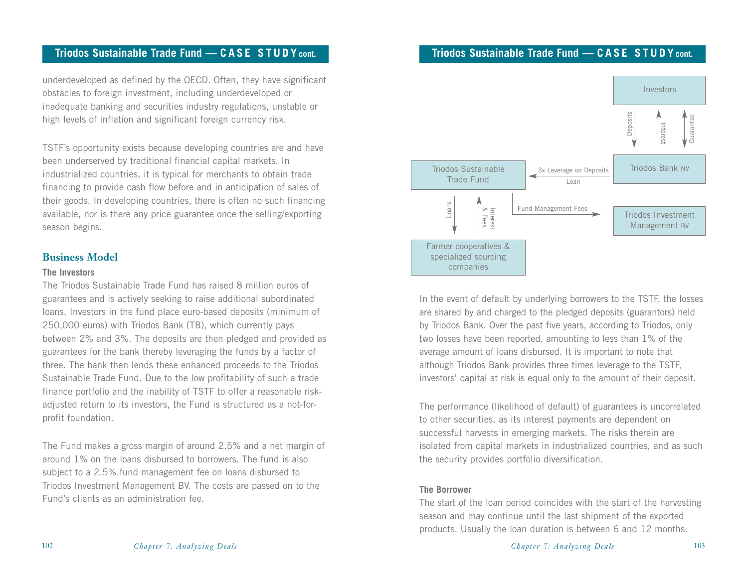underdeveloped as defined by the OECD. Often, they have significant obstacles to foreign investment, including underdeveloped or inadequate banking and securities industry regulations, unstable or high levels of inflation and significant foreign currency risk.

TSTF's opportunity exists because developing countries are and have been underserved by traditional financial capital markets. In industrialized countries, it is typical for merchants to obtain trade financing to provide cash flow before and in anticipation of sales of their goods. In developing countries, there is often no such financing available, nor is there any price guarantee once the selling/exporting season begins.

## Business Model

### The Investors

The Triodos Sustainable Trade Fund has raised 8 million euros of guarantees and is actively seeking to raise additional subordinated loans. Investors in the fund place euro-based deposits (minimum of 250,000 euros) with Triodos Bank (TB), which currently pays between 2% and 3%. The deposits are then pledged and provided as guarantees for the bank thereby leveraging the funds by a factor of three. The bank then lends these enhanced proceeds to the Triodos Sustainable Trade Fund. Due to the low profitability of such a trade finance portfolio and the inability of TSTF to offer a reasonable risk-adjusted return to its investors, the Fund is structured as a not-for-profit foundation.

The Fund makes a gross margin of around 2.5% and a net margin of around 1% on the loans disbursed to borrowers. The fund is also subject to a 2.5% fund management fee on loans disbursed to Triodos Investment Management BV. The costs are passed on to the Fund's clients as an administration fee.

Investors
Deposits | Interest | Guarantee
Triodos Bank NV
3x Leverage on Deposits
Loan
Triodos Sustainable Trade Fund
Fund Management Fees
Triodos Investment Management BV
Loans | Interest & Fees
Farmer cooperatives & specialized sourcing companies

In the event of default by underlying borrowers to the TSTF, the losses are shared by and charged to the pledged deposits (guarantors) held by Triodos Bank. Over the past five years, according to Triodos, only two losses have been reported, amounting to less than 1% of the average amount of loans disbursed. It is important to note that although Triodos Bank provides three times leverage to the TSTF, investors' capital at risk is equal only to the amount of their deposit.

The performance (likelihood of default) of guarantees is uncorrelated to other securities, as its interest payments are dependent on successful harvests in emerging markets. The risks therein are isolated from capital markets in industrialized countries, and as such the security provides portfolio diversification.

### The Borrower

The start of the loan period coincides with the start of the harvesting season and may continue until the last shipment of the exported products. Usually the loan duration is between 6 and 12 months.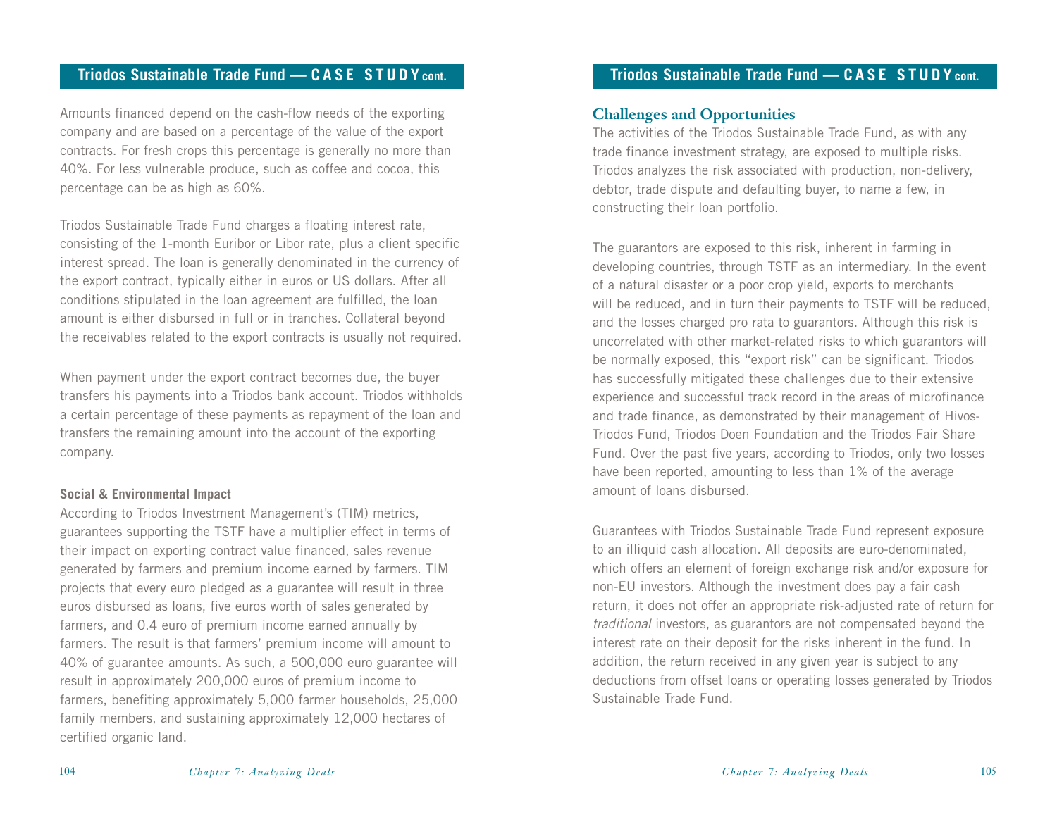## Triodos Sustainable Trade Fund — CASE STUDY cont.

Amounts financed depend on the cash-flow needs of the exporting company and are based on a percentage of the value of the export contracts. For fresh crops this percentage is generally no more than 40%. For less vulnerable produce, such as coffee and cocoa, this percentage can be as high as 60%.

Triodos Sustainable Trade Fund charges a floating interest rate, consisting of the 1-month Euribor or Libor rate, plus a client specific interest spread. The loan is generally denominated in the currency of the export contract, typically either in euros or US dollars. After all conditions stipulated in the loan agreement are fulfilled, the loan amount is either disbursed in full or in tranches. Collateral beyond the receivables related to the export contracts is usually not required.

When payment under the export contract becomes due, the buyer transfers his payments into a Triodos bank account. Triodos withholds a certain percentage of these payments as repayment of the loan and transfers the remaining amount into the account of the exporting company.

#### Social & Environmental Impact

According to Triodos Investment Management's (TIM) metrics, guarantees supporting the TSTF have a multiplier effect in terms of their impact on exporting contract value financed, sales revenue generated by farmers and premium income earned by farmers. TIM projects that every euro pledged as a guarantee will result in three euros disbursed as loans, five euros worth of sales generated by farmers, and 0.4 euro of premium income earned annually by farmers. The result is that farmers' premium income will amount to 40% of guarantee amounts. As such, a 500,000 euro guarantee will result in approximately 200,000 euros of premium income to farmers, benefiting approximately 5,000 farmer households, 25,000 family members, and sustaining approximately 12,000 hectares of certified organic land.

## Triodos Sustainable Trade Fund — CASE STUDY cont.

### Challenges and Opportunities

The activities of the Triodos Sustainable Trade Fund, as with any trade finance investment strategy, are exposed to multiple risks. Triodos analyzes the risk associated with production, non-delivery, debtor, trade dispute and defaulting buyer, to name a few, in constructing their loan portfolio.

The guarantors are exposed to this risk, inherent in farming in developing countries, through TSTF as an intermediary. In the event of a natural disaster or a poor crop yield, exports to merchants will be reduced, and in turn their payments to TSTF will be reduced, and the losses charged pro rata to guarantors. Although this risk is uncorrelated with other market-related risks to which guarantors will be normally exposed, this "export risk" can be significant. Triodos has successfully mitigated these challenges due to their extensive experience and successful track record in the areas of microfinance and trade finance, as demonstrated by their management of Hivos-Triodos Fund, Triodos Doen Foundation and the Triodos Fair Share Fund. Over the past five years, according to Triodos, only two losses have been reported, amounting to less than 1% of the average amount of loans disbursed.

Guarantees with Triodos Sustainable Trade Fund represent exposure to an illiquid cash allocation. All deposits are euro-denominated, which offers an element of foreign exchange risk and/or exposure for non-EU investors. Although the investment does pay a fair cash return, it does not offer an appropriate risk-adjusted rate of return for *traditional* investors, as guarantors are not compensated beyond the interest rate on their deposit for the risks inherent in the fund. In addition, the return received in any given year is subject to any deductions from offset loans or operating losses generated by Triodos Sustainable Trade Fund.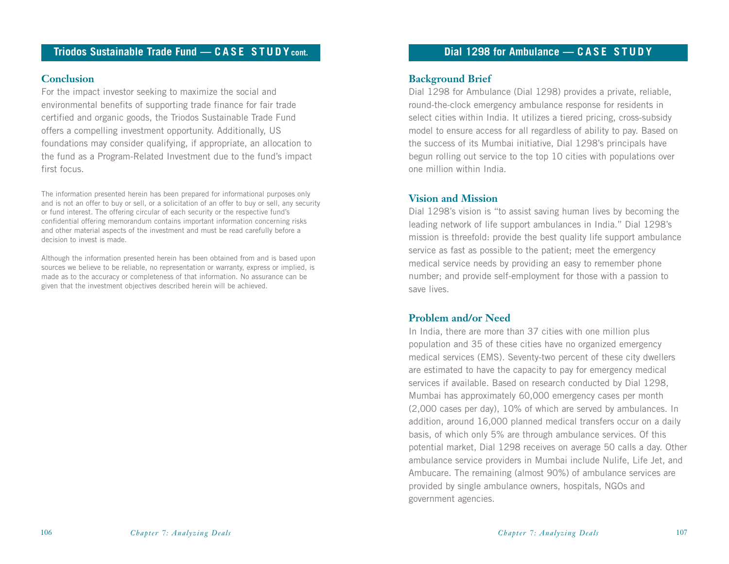## Triodos Sustainable Trade Fund — CASE STUDY cont.

### Conclusion

For the impact investor seeking to maximize the social and environmental benefits of supporting trade finance for fair trade certified and organic goods, the Triodos Sustainable Trade Fund offers a compelling investment opportunity. Additionally, US foundations may consider qualifying, if appropriate, an allocation to the fund as a Program-Related Investment due to the fund's impact first focus.

The information presented herein has been prepared for informational purposes only and is not an offer to buy or sell, or a solicitation of an offer to buy or sell, any security or fund interest. The offering circular of each security or the respective fund's confidential offering memorandum contains important information concerning risks and other material aspects of the investment and must be read carefully before a decision to invest is made.

Although the information presented herein has been obtained from and is based upon sources we believe to be reliable, no representation or warranty, express or implied, is made as to the accuracy or completeness of that information. No assurance can be given that the investment objectives described herein will be achieved.

## Dial 1298 for Ambulance — CASE STUDY

### Background Brief

Dial 1298 for Ambulance (Dial 1298) provides a private, reliable, round-the-clock emergency ambulance response for residents in select cities within India. It utilizes a tiered pricing, cross-subsidy model to ensure access for all regardless of ability to pay. Based on the success of its Mumbai initiative, Dial 1298's principals have begun rolling out service to the top 10 cities with populations over one million within India.

### Vision and Mission

Dial 1298's vision is "to assist saving human lives by becoming the leading network of life support ambulances in India." Dial 1298's mission is threefold: provide the best quality life support ambulance service as fast as possible to the patient; meet the emergency medical service needs by providing an easy to remember phone number; and provide self-employment for those with a passion to save lives.

### Problem and/or Need

In India, there are more than 37 cities with one million plus population and 35 of these cities have no organized emergency medical services (EMS). Seventy-two percent of these city dwellers are estimated to have the capacity to pay for emergency medical services if available. Based on research conducted by Dial 1298, Mumbai has approximately 60,000 emergency cases per month (2,000 cases per day), 10% of which are served by ambulances. In addition, around 16,000 planned medical transfers occur on a daily basis, of which only 5% are through ambulance services. Of this potential market, Dial 1298 receives on average 50 calls a day. Other ambulance service providers in Mumbai include Nulife, Life Jet, and Ambucare. The remaining (almost 90%) of ambulance services are provided by single ambulance owners, hospitals, NGOs and government agencies.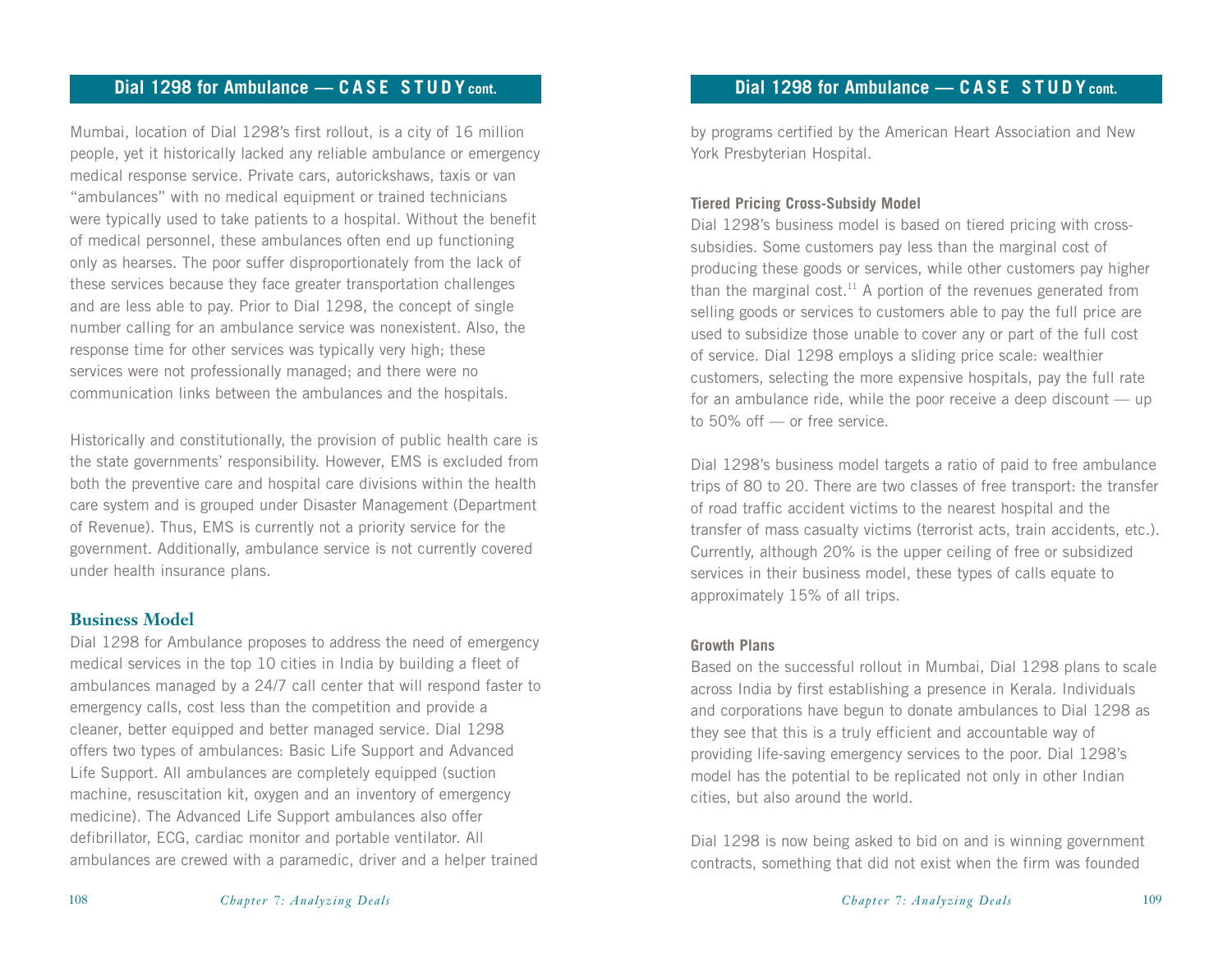Mumbai, location of Dial 1298's first rollout, is a city of 16 million people, yet it historically lacked any reliable ambulance or emergency medical response service. Private cars, autorickshaws, taxis or van "ambulances" with no medical equipment or trained technicians were typically used to take patients to a hospital. Without the benefit of medical personnel, these ambulances often end up functioning only as hearses. The poor suffer disproportionately from the lack of these services because they face greater transportation challenges and are less able to pay. Prior to Dial 1298, the concept of single number calling for an ambulance service was nonexistent. Also, the response time for other services was typically very high; these services were not professionally managed; and there were no communication links between the ambulances and the hospitals.

Historically and constitutionally, the provision of public health care is the state governments' responsibility. However, EMS is excluded from both the preventive care and hospital care divisions within the health care system and is grouped under Disaster Management (Department of Revenue). Thus, EMS is currently not a priority service for the government. Additionally, ambulance service is not currently covered under health insurance plans.

## Business Model

Dial 1298 for Ambulance proposes to address the need of emergency medical services in the top 10 cities in India by building a fleet of ambulances managed by a 24/7 call center that will respond faster to emergency calls, cost less than the competition and provide a cleaner, better equipped and better managed service. Dial 1298 offers two types of ambulances: Basic Life Support and Advanced Life Support. All ambulances are completely equipped (suction machine, resuscitation kit, oxygen and an inventory of emergency medicine). The Advanced Life Support ambulances also offer defibrillator, ECG, cardiac monitor and portable ventilator. All ambulances are crewed with a paramedic, driver and a helper trained by programs certified by the American Heart Association and New York Presbyterian Hospital.

### Tiered Pricing Cross-Subsidy Model

Dial 1298's business model is based on tiered pricing with cross-subsidies. Some customers pay less than the marginal cost of producing these goods or services, while other customers pay higher than the marginal cost.[11] A portion of the revenues generated from selling goods or services to customers able to pay the full price are used to subsidize those unable to cover any or part of the full cost of service. Dial 1298 employs a sliding price scale: wealthier customers, selecting the more expensive hospitals, pay the full rate for an ambulance ride, while the poor receive a deep discount — up to 50% off — or free service.

Dial 1298's business model targets a ratio of paid to free ambulance trips of 80 to 20. There are two classes of free transport: the transfer of road traffic accident victims to the nearest hospital and the transfer of mass casualty victims (terrorist acts, train accidents, etc.). Currently, although 20% is the upper ceiling of free or subsidized services in their business model, these types of calls equate to approximately 15% of all trips.

### Growth Plans

Based on the successful rollout in Mumbai, Dial 1298 plans to scale across India by first establishing a presence in Kerala. Individuals and corporations have begun to donate ambulances to Dial 1298 as they see that this is a truly efficient and accountable way of providing life-saving emergency services to the poor. Dial 1298's model has the potential to be replicated not only in other Indian cities, but also around the world.

Dial 1298 is now being asked to bid on and is winning government contracts, something that did not exist when the firm was founded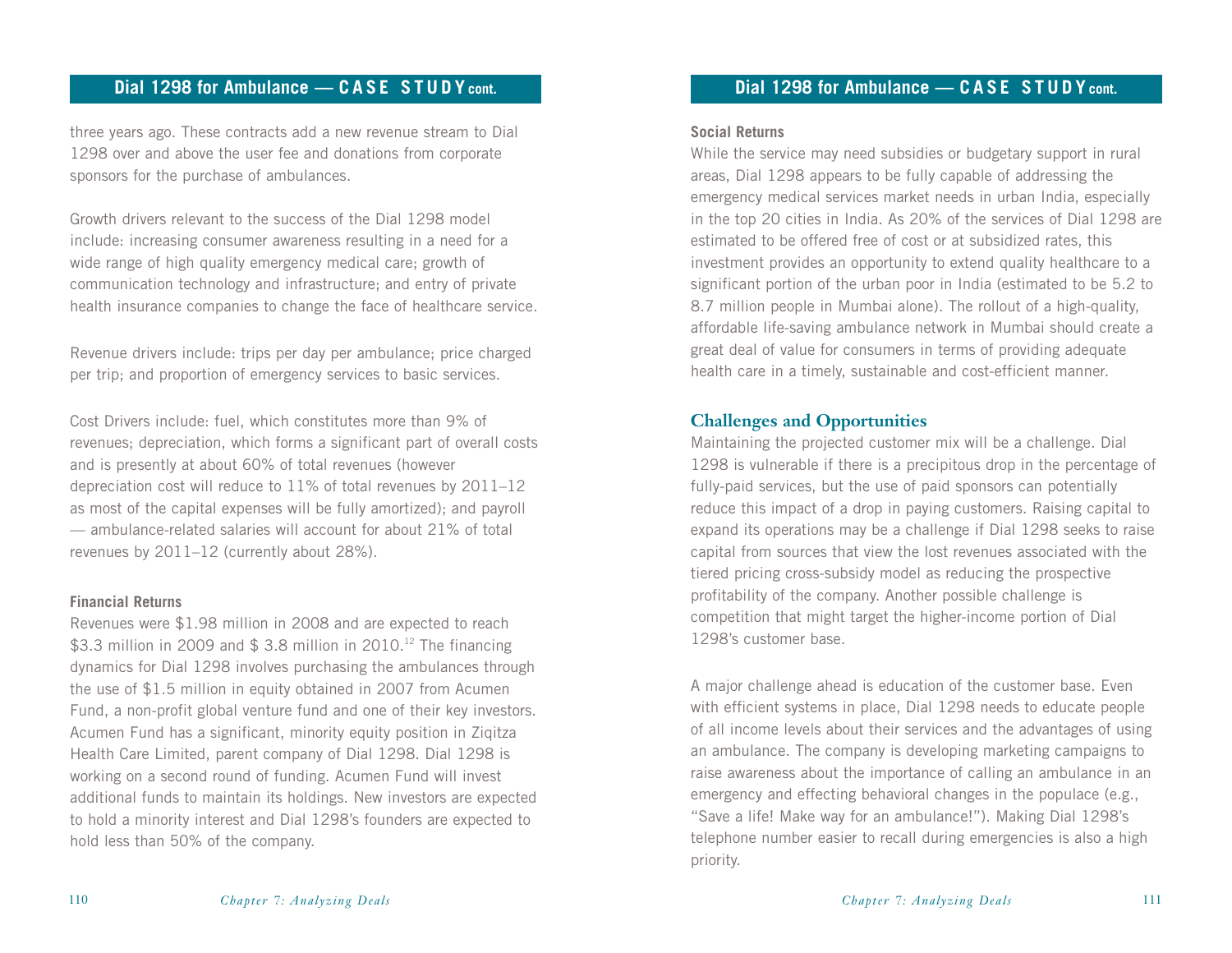three years ago. These contracts add a new revenue stream to Dial 1298 over and above the user fee and donations from corporate sponsors for the purchase of ambulances.

Growth drivers relevant to the success of the Dial 1298 model include: increasing consumer awareness resulting in a need for a wide range of high quality emergency medical care; growth of communication technology and infrastructure; and entry of private health insurance companies to change the face of healthcare service.

Revenue drivers include: trips per day per ambulance; price charged per trip; and proportion of emergency services to basic services.

Cost Drivers include: fuel, which constitutes more than 9% of revenues; depreciation, which forms a significant part of overall costs and is presently at about 60% of total revenues (however depreciation cost will reduce to 11% of total revenues by 2011–12 as most of the capital expenses will be fully amortized); and payroll — ambulance-related salaries will account for about 21% of total revenues by 2011–12 (currently about 28%).

**Financial Returns**

Revenues were $1.98 million in 2008 and are expected to reach $3.3 million in 2009 and $ 3.8 million in 2010.[12] The financing dynamics for Dial 1298 involves purchasing the ambulances through the use of $1.5 million in equity obtained in 2007 from Acumen Fund, a non-profit global venture fund and one of their key investors. Acumen Fund has a significant, minority equity position in Ziqitza Health Care Limited, parent company of Dial 1298. Dial 1298 is working on a second round of funding. Acumen Fund will invest additional funds to maintain its holdings. New investors are expected to hold a minority interest and Dial 1298's founders are expected to hold less than 50% of the company.

**Social Returns**

While the service may need subsidies or budgetary support in rural areas, Dial 1298 appears to be fully capable of addressing the emergency medical services market needs in urban India, especially in the top 20 cities in India. As 20% of the services of Dial 1298 are estimated to be offered free of cost or at subsidized rates, this investment provides an opportunity to extend quality healthcare to a significant portion of the urban poor in India (estimated to be 5.2 to 8.7 million people in Mumbai alone). The rollout of a high-quality, affordable life-saving ambulance network in Mumbai should create a great deal of value for consumers in terms of providing adequate health care in a timely, sustainable and cost-efficient manner.

## Challenges and Opportunities

Maintaining the projected customer mix will be a challenge. Dial 1298 is vulnerable if there is a precipitous drop in the percentage of fully-paid services, but the use of paid sponsors can potentially reduce this impact of a drop in paying customers. Raising capital to expand its operations may be a challenge if Dial 1298 seeks to raise capital from sources that view the lost revenues associated with the tiered pricing cross-subsidy model as reducing the prospective profitability of the company. Another possible challenge is competition that might target the higher-income portion of Dial 1298's customer base.

A major challenge ahead is education of the customer base. Even with efficient systems in place, Dial 1298 needs to educate people of all income levels about their services and the advantages of using an ambulance. The company is developing marketing campaigns to raise awareness about the importance of calling an ambulance in an emergency and effecting behavioral changes in the populace (e.g., "Save a life! Make way for an ambulance!"). Making Dial 1298's telephone number easier to recall during emergencies is also a high priority.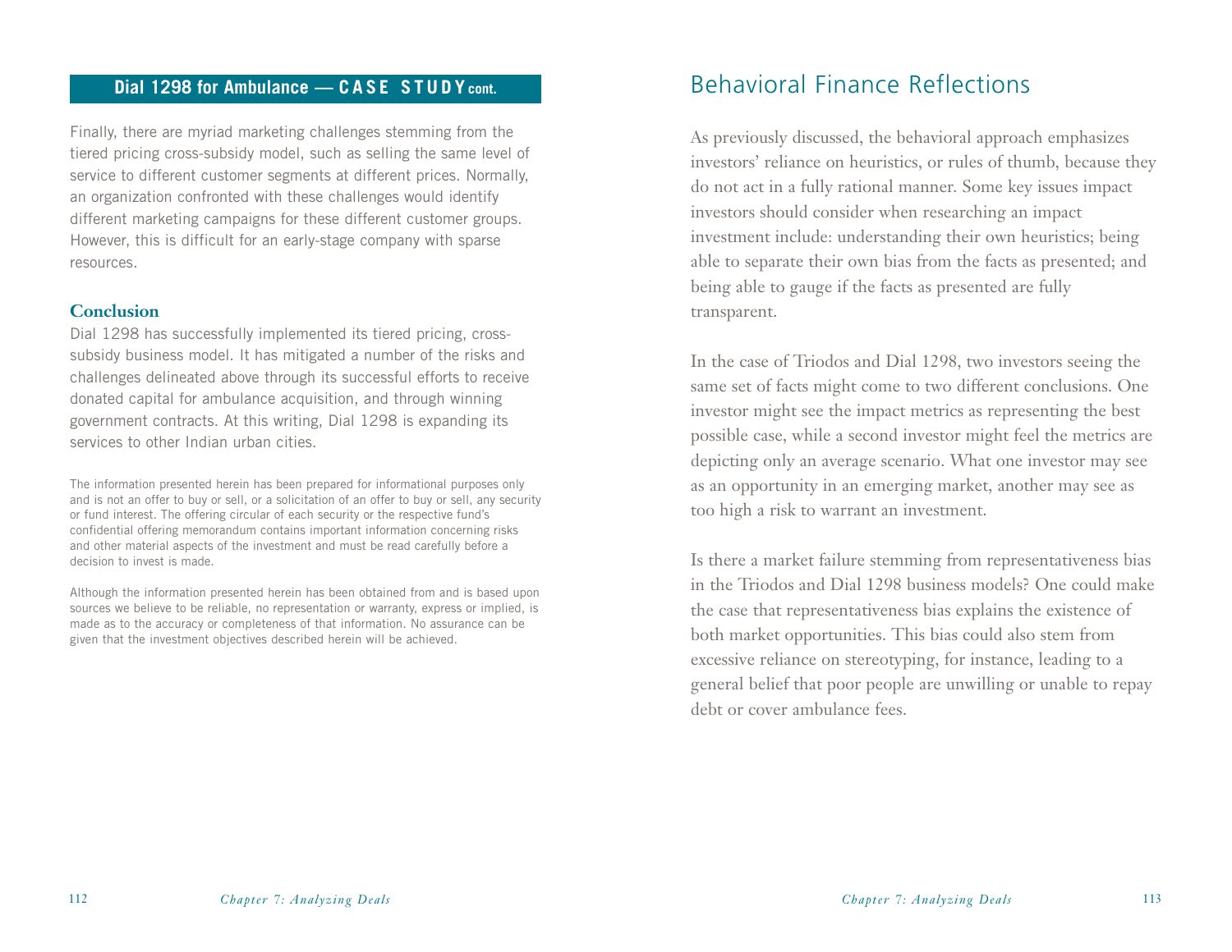## Dial 1298 for Ambulance — CASE STUDY cont.

Finally, there are myriad marketing challenges stemming from the tiered pricing cross-subsidy model, such as selling the same level of service to different customer segments at different prices. Normally, an organization confronted with these challenges would identify different marketing campaigns for these different customer groups. However, this is difficult for an early-stage company with sparse resources.

### Conclusion

Dial 1298 has successfully implemented its tiered pricing, cross-subsidy business model. It has mitigated a number of the risks and challenges delineated above through its successful efforts to receive donated capital for ambulance acquisition, and through winning government contracts. At this writing, Dial 1298 is expanding its services to other Indian urban cities.

The information presented herein has been prepared for informational purposes only and is not an offer to buy or sell, or a solicitation of an offer to buy or sell, any security or fund interest. The offering circular of each security or the respective fund's confidential offering memorandum contains important information concerning risks and other material aspects of the investment and must be read carefully before a decision to invest is made.

Although the information presented herein has been obtained from and is based upon sources we believe to be reliable, no representation or warranty, express or implied, is made as to the accuracy or completeness of that information. No assurance can be given that the investment objectives described herein will be achieved.

# Behavioral Finance Reflections

As previously discussed, the behavioral approach emphasizes investors' reliance on heuristics, or rules of thumb, because they do not act in a fully rational manner. Some key issues impact investors should consider when researching an impact investment include: understanding their own heuristics; being able to separate their own bias from the facts as presented; and being able to gauge if the facts as presented are fully transparent.

In the case of Triodos and Dial 1298, two investors seeing the same set of facts might come to two different conclusions. One investor might see the impact metrics as representing the best possible case, while a second investor might feel the metrics are depicting only an average scenario. What one investor may see as an opportunity in an emerging market, another may see as too high a risk to warrant an investment.

Is there a market failure stemming from representativeness bias in the Triodos and Dial 1298 business models? One could make the case that representativeness bias explains the existence of both market opportunities. This bias could also stem from excessive reliance on stereotyping, for instance, leading to a general belief that poor people are unwilling or unable to repay debt or cover ambulance fees.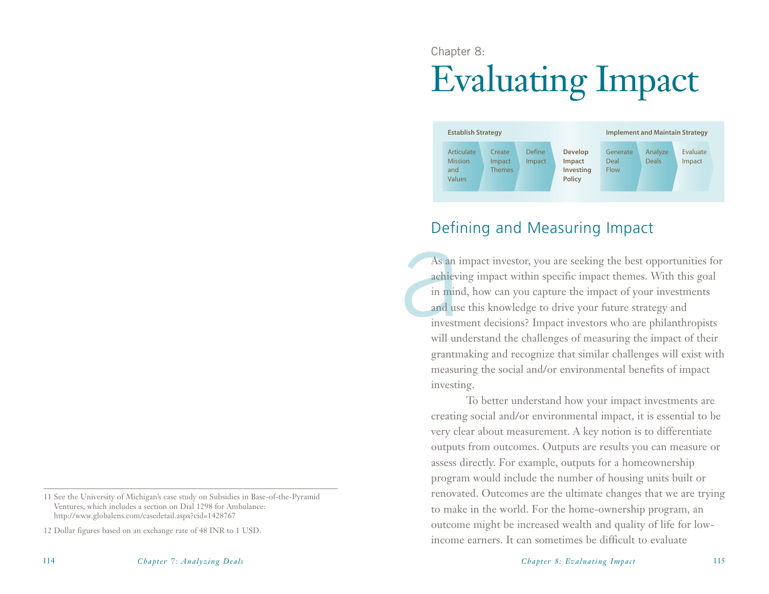11 See the University of Michigan's case study on Subsidies in Base-of-the-Pyramid Ventures, which includes a section on Dial 1298 for Ambulance: http://www.globalens.com/casedetail.aspx?cid=1428767

12 Dollar figures based on an exchange rate of 48 INR to 1 USD.

Chapter 8:

# Evaluating Impact

| Establish Strategy | | | | Implement and Maintain Strategy | | |
|---|---|---|---|---|---|---|
| Articulate Mission and Values | Create Impact Themes | Define Impact | **Develop Impact Investing Policy** | Generate Deal Flow | Analyze Deals | Evaluate Impact |

## Defining and Measuring Impact

As an impact investor, you are seeking the best opportunities for achieving impact within specific impact themes. With this goal in mind, how can you capture the impact of your investments and use this knowledge to drive your future strategy and investment decisions? Impact investors who are philanthropists will understand the challenges of measuring the impact of their grantmaking and recognize that similar challenges will exist with measuring the social and/or environmental benefits of impact investing.

To better understand how your impact investments are creating social and/or environmental impact, it is essential to be very clear about measurement. A key notion is to differentiate outputs from outcomes. Outputs are results you can measure or assess directly. For example, outputs for a homeownership program would include the number of housing units built or renovated. Outcomes are the ultimate changes that we are trying to make in the world. For the home-ownership program, an outcome might be increased wealth and quality of life for low-income earners. It can sometimes be difficult to evaluate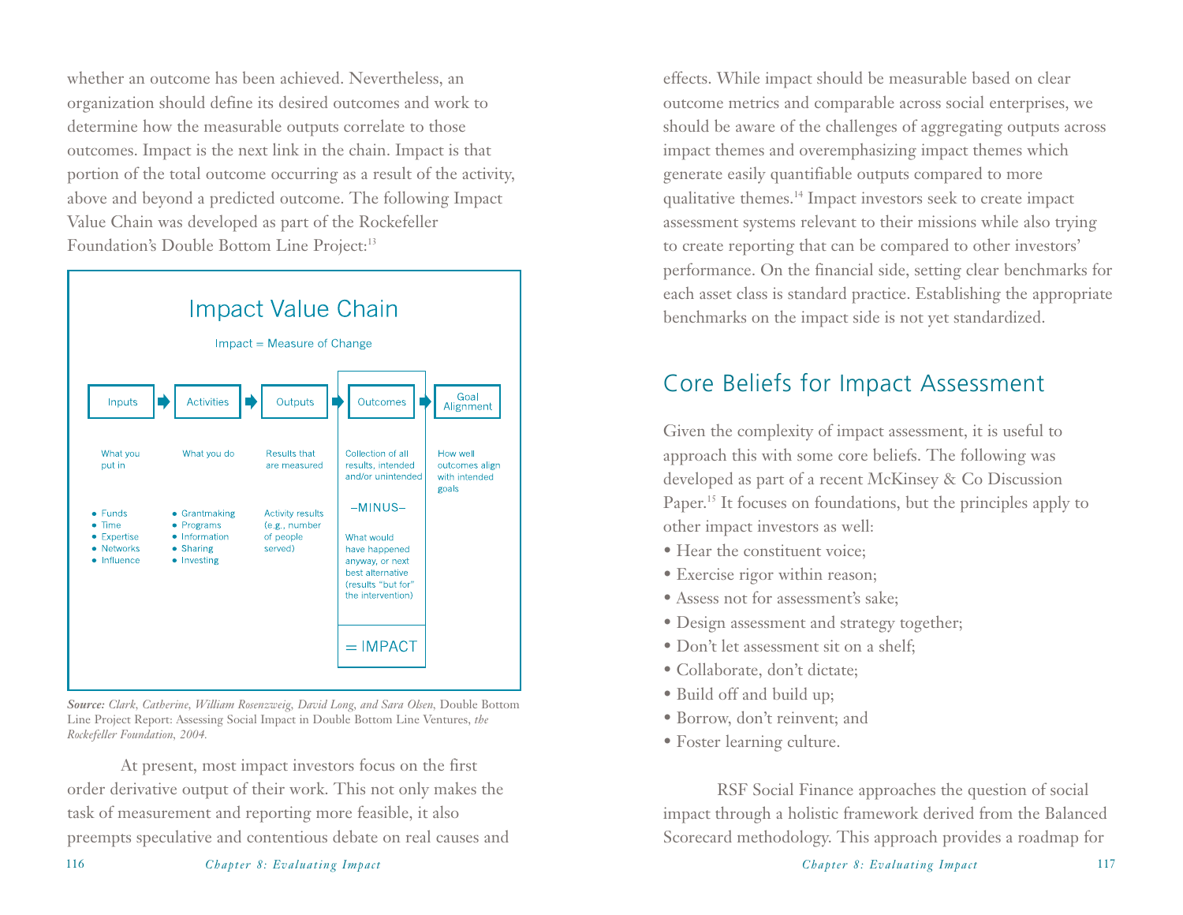whether an outcome has been achieved. Nevertheless, an organization should define its desired outcomes and work to determine how the measurable outputs correlate to those outcomes. Impact is the next link in the chain. Impact is that portion of the total outcome occurring as a result of the activity, above and beyond a predicted outcome. The following Impact Value Chain was developed as part of the Rockefeller Foundation's Double Bottom Line Project:[13]

## Impact Value Chain

Impact = Measure of Change

| Inputs | Activities | Outputs | Outcomes | Goal Alignment |
|---|---|---|---|---|
| What you put in | What you do | Results that are measured | Collection of all results, intended and/or unintended | How well outcomes align with intended goals |
| • Funds<br>• Time<br>• Expertise<br>• Networks<br>• Influence | • Grantmaking<br>• Programs<br>• Information<br>• Sharing<br>• Investing | Activity results (e.g., number of people served) | –MINUS–<br>What would have happened anyway, or next best alternative (results "but for" the intervention)<br>= IMPACT | |

***Source:*** *Clark, Catherine, William Rosenzweig, David Long, and Sara Olsen,* Double Bottom Line Project Report: Assessing Social Impact in Double Bottom Line Ventures, *the Rockefeller Foundation, 2004.*

At present, most impact investors focus on the first order derivative output of their work. This not only makes the task of measurement and reporting more feasible, it also preempts speculative and contentious debate on real causes and effects. While impact should be measurable based on clear outcome metrics and comparable across social enterprises, we should be aware of the challenges of aggregating outputs across impact themes and overemphasizing impact themes which generate easily quantifiable outputs compared to more qualitative themes.[14] Impact investors seek to create impact assessment systems relevant to their missions while also trying to create reporting that can be compared to other investors' performance. On the financial side, setting clear benchmarks for each asset class is standard practice. Establishing the appropriate benchmarks on the impact side is not yet standardized.

## Core Beliefs for Impact Assessment

Given the complexity of impact assessment, it is useful to approach this with some core beliefs. The following was developed as part of a recent McKinsey & Co Discussion Paper.[15] It focuses on foundations, but the principles apply to other impact investors as well:

- Hear the constituent voice;
- Exercise rigor within reason;
- Assess not for assessment's sake;
- Design assessment and strategy together;
- Don't let assessment sit on a shelf;
- Collaborate, don't dictate;
- Build off and build up;
- Borrow, don't reinvent; and
- Foster learning culture.

RSF Social Finance approaches the question of social impact through a holistic framework derived from the Balanced Scorecard methodology. This approach provides a roadmap for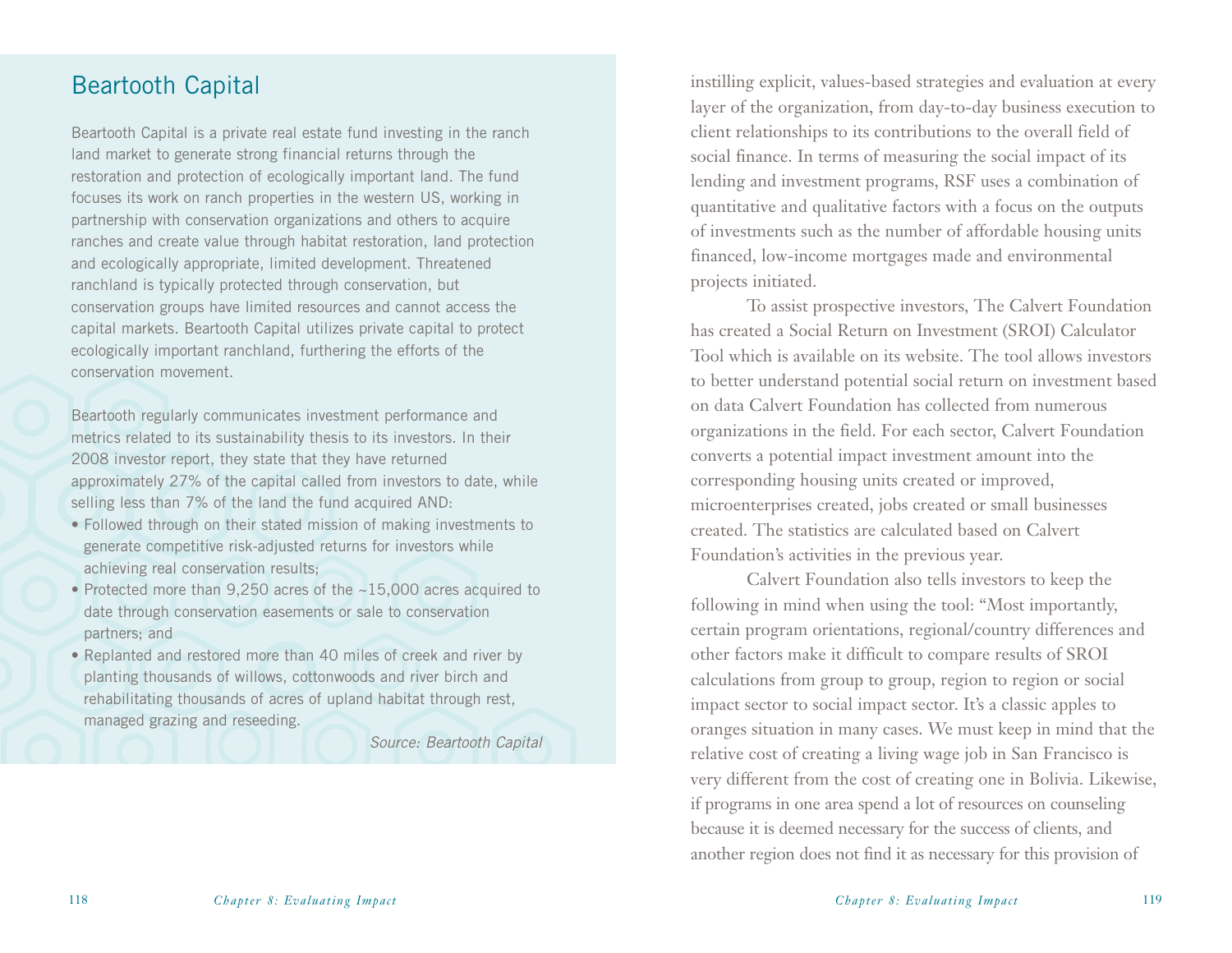## Beartooth Capital

Beartooth Capital is a private real estate fund investing in the ranch land market to generate strong financial returns through the restoration and protection of ecologically important land. The fund focuses its work on ranch properties in the western US, working in partnership with conservation organizations and others to acquire ranches and create value through habitat restoration, land protection and ecologically appropriate, limited development. Threatened ranchland is typically protected through conservation, but conservation groups have limited resources and cannot access the capital markets. Beartooth Capital utilizes private capital to protect ecologically important ranchland, furthering the efforts of the conservation movement.

Beartooth regularly communicates investment performance and metrics related to its sustainability thesis to its investors. In their 2008 investor report, they state that they have returned approximately 27% of the capital called from investors to date, while selling less than 7% of the land the fund acquired AND:

- Followed through on their stated mission of making investments to generate competitive risk-adjusted returns for investors while achieving real conservation results;
- Protected more than 9,250 acres of the ~15,000 acres acquired to date through conservation easements or sale to conservation partners; and
- Replanted and restored more than 40 miles of creek and river by planting thousands of willows, cottonwoods and river birch and rehabilitating thousands of acres of upland habitat through rest, managed grazing and reseeding.

*Source: Beartooth Capital*

instilling explicit, values-based strategies and evaluation at every layer of the organization, from day-to-day business execution to client relationships to its contributions to the overall field of social finance. In terms of measuring the social impact of its lending and investment programs, RSF uses a combination of quantitative and qualitative factors with a focus on the outputs of investments such as the number of affordable housing units financed, low-income mortgages made and environmental projects initiated.

To assist prospective investors, The Calvert Foundation has created a Social Return on Investment (SROI) Calculator Tool which is available on its website. The tool allows investors to better understand potential social return on investment based on data Calvert Foundation has collected from numerous organizations in the field. For each sector, Calvert Foundation converts a potential impact investment amount into the corresponding housing units created or improved, microenterprises created, jobs created or small businesses created. The statistics are calculated based on Calvert Foundation's activities in the previous year.

Calvert Foundation also tells investors to keep the following in mind when using the tool: "Most importantly, certain program orientations, regional/country differences and other factors make it difficult to compare results of SROI calculations from group to group, region to region or social impact sector to social impact sector. It's a classic apples to oranges situation in many cases. We must keep in mind that the relative cost of creating a living wage job in San Francisco is very different from the cost of creating one in Bolivia. Likewise, if programs in one area spend a lot of resources on counseling because it is deemed necessary for the success of clients, and another region does not find it as necessary for this provision of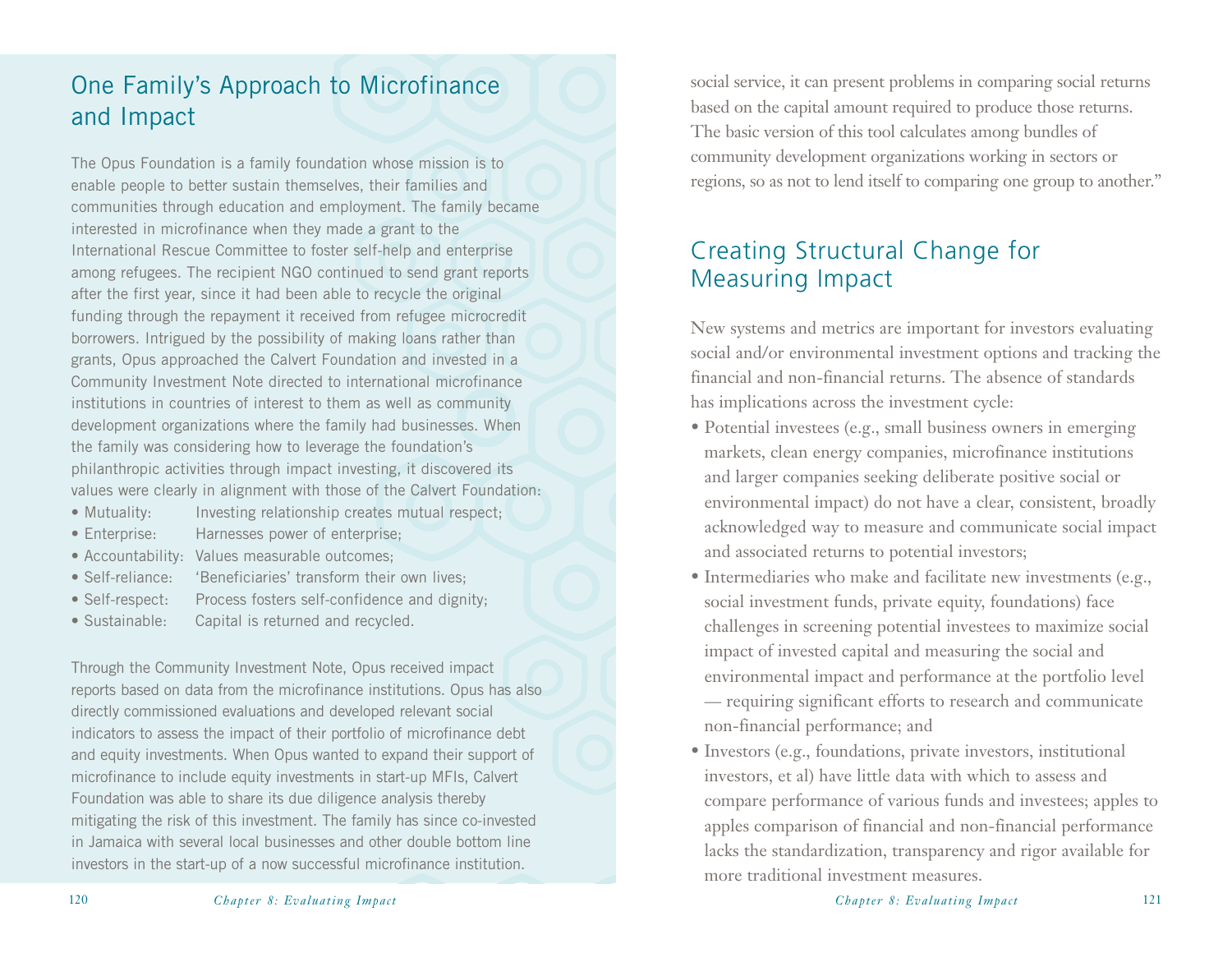## One Family's Approach to Microfinance and Impact

The Opus Foundation is a family foundation whose mission is to enable people to better sustain themselves, their families and communities through education and employment. The family became interested in microfinance when they made a grant to the International Rescue Committee to foster self-help and enterprise among refugees. The recipient NGO continued to send grant reports after the first year, since it had been able to recycle the original funding through the repayment it received from refugee microcredit borrowers. Intrigued by the possibility of making loans rather than grants, Opus approached the Calvert Foundation and invested in a Community Investment Note directed to international microfinance institutions in countries of interest to them as well as community development organizations where the family had businesses. When the family was considering how to leverage the foundation's philanthropic activities through impact investing, it discovered its values were clearly in alignment with those of the Calvert Foundation:

- Mutuality: Investing relationship creates mutual respect;
- Enterprise: Harnesses power of enterprise;
- Accountability: Values measurable outcomes;
- Self-reliance: 'Beneficiaries' transform their own lives;
- Self-respect: Process fosters self-confidence and dignity;
- Sustainable: Capital is returned and recycled.

Through the Community Investment Note, Opus received impact reports based on data from the microfinance institutions. Opus has also directly commissioned evaluations and developed relevant social indicators to assess the impact of their portfolio of microfinance debt and equity investments. When Opus wanted to expand their support of microfinance to include equity investments in start-up MFIs, Calvert Foundation was able to share its due diligence analysis thereby mitigating the risk of this investment. The family has since co-invested in Jamaica with several local businesses and other double bottom line investors in the start-up of a now successful microfinance institution.

social service, it can present problems in comparing social returns based on the capital amount required to produce those returns. The basic version of this tool calculates among bundles of community development organizations working in sectors or regions, so as not to lend itself to comparing one group to another."

## Creating Structural Change for Measuring Impact

New systems and metrics are important for investors evaluating social and/or environmental investment options and tracking the financial and non-financial returns. The absence of standards has implications across the investment cycle:

- Potential investees (e.g., small business owners in emerging markets, clean energy companies, microfinance institutions and larger companies seeking deliberate positive social or environmental impact) do not have a clear, consistent, broadly acknowledged way to measure and communicate social impact and associated returns to potential investors;
- Intermediaries who make and facilitate new investments (e.g., social investment funds, private equity, foundations) face challenges in screening potential investees to maximize social impact of invested capital and measuring the social and environmental impact and performance at the portfolio level — requiring significant efforts to research and communicate non-financial performance; and
- Investors (e.g., foundations, private investors, institutional investors, et al) have little data with which to assess and compare performance of various funds and investees; apples to apples comparison of financial and non-financial performance lacks the standardization, transparency and rigor available for more traditional investment measures.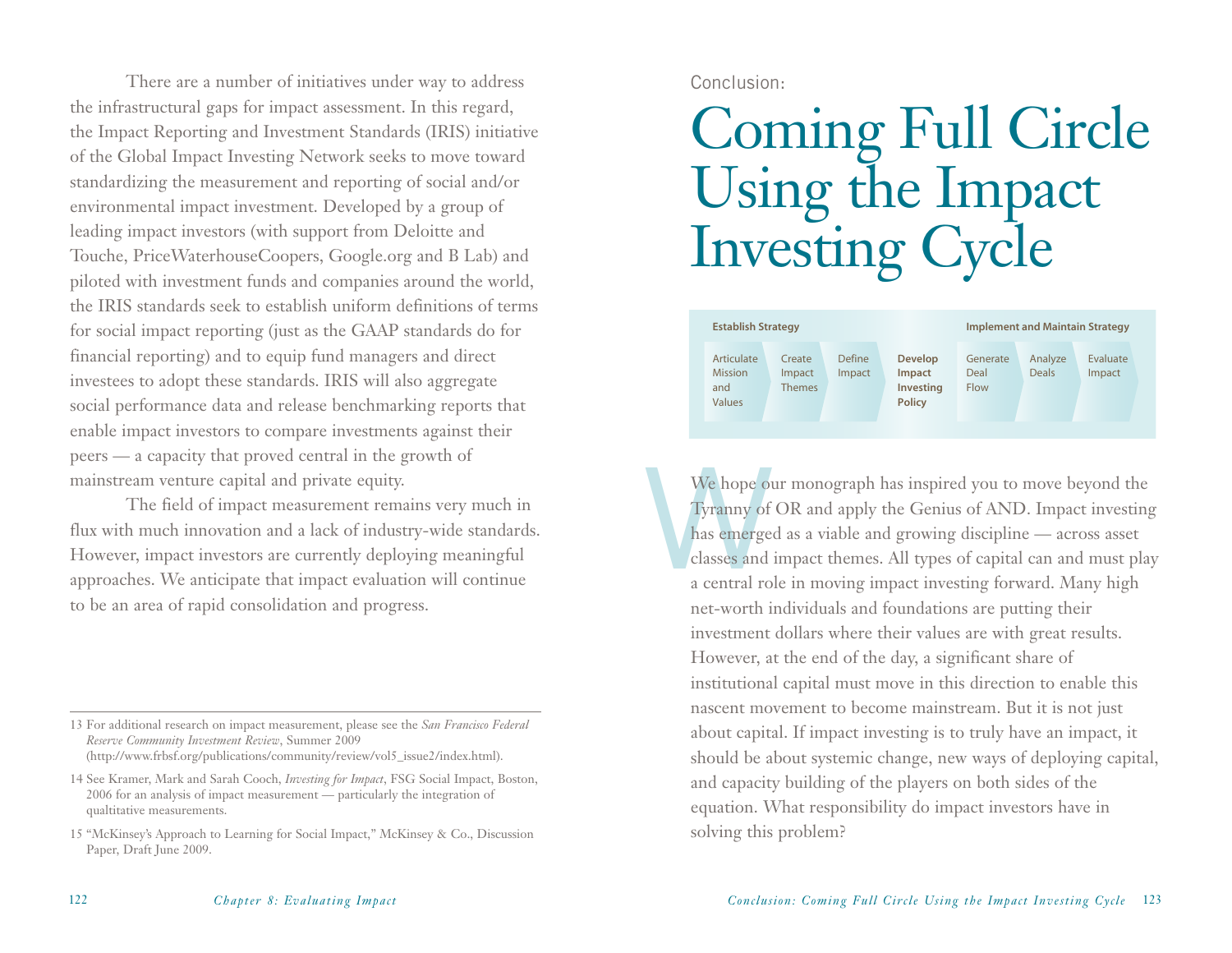There are a number of initiatives under way to address the infrastructural gaps for impact assessment. In this regard, the Impact Reporting and Investment Standards (IRIS) initiative of the Global Impact Investing Network seeks to move toward standardizing the measurement and reporting of social and/or environmental impact investment. Developed by a group of leading impact investors (with support from Deloitte and Touche, PriceWaterhouseCoopers, Google.org and B Lab) and piloted with investment funds and companies around the world, the IRIS standards seek to establish uniform definitions of terms for social impact reporting (just as the GAAP standards do for financial reporting) and to equip fund managers and direct investees to adopt these standards. IRIS will also aggregate social performance data and release benchmarking reports that enable impact investors to compare investments against their peers — a capacity that proved central in the growth of mainstream venture capital and private equity.

The field of impact measurement remains very much in flux with much innovation and a lack of industry-wide standards. However, impact investors are currently deploying meaningful approaches. We anticipate that impact evaluation will continue to be an area of rapid consolidation and progress.

---

13 For additional research on impact measurement, please see the *San Francisco Federal Reserve Community Investment Review*, Summer 2009 (http://www.frbsf.org/publications/community/review/vol5_issue2/index.html).

14 See Kramer, Mark and Sarah Cooch, *Investing for Impact*, FSG Social Impact, Boston, 2006 for an analysis of impact measurement — particularly the integration of qualtitative measurements.

15 "McKinsey's Approach to Learning for Social Impact," McKinsey & Co., Discussion Paper, Draft June 2009.

Conclusion:

# Coming Full Circle Using the Impact Investing Cycle

| Establish Strategy | | | | Implement and Maintain Strategy | | |
|---|---|---|---|---|---|---|
| Articulate Mission and Values | Create Impact Themes | Define Impact | **Develop Impact Investing Policy** | Generate Deal Flow | Analyze Deals | Evaluate Impact |

We hope our monograph has inspired you to move beyond the Tyranny of OR and apply the Genius of AND. Impact investing has emerged as a viable and growing discipline — across asset classes and impact themes. All types of capital can and must play a central role in moving impact investing forward. Many high net-worth individuals and foundations are putting their investment dollars where their values are with great results. However, at the end of the day, a significant share of institutional capital must move in this direction to enable this nascent movement to become mainstream. But it is not just about capital. If impact investing is to truly have an impact, it should be about systemic change, new ways of deploying capital, and capacity building of the players on both sides of the equation. What responsibility do impact investors have in solving this problem?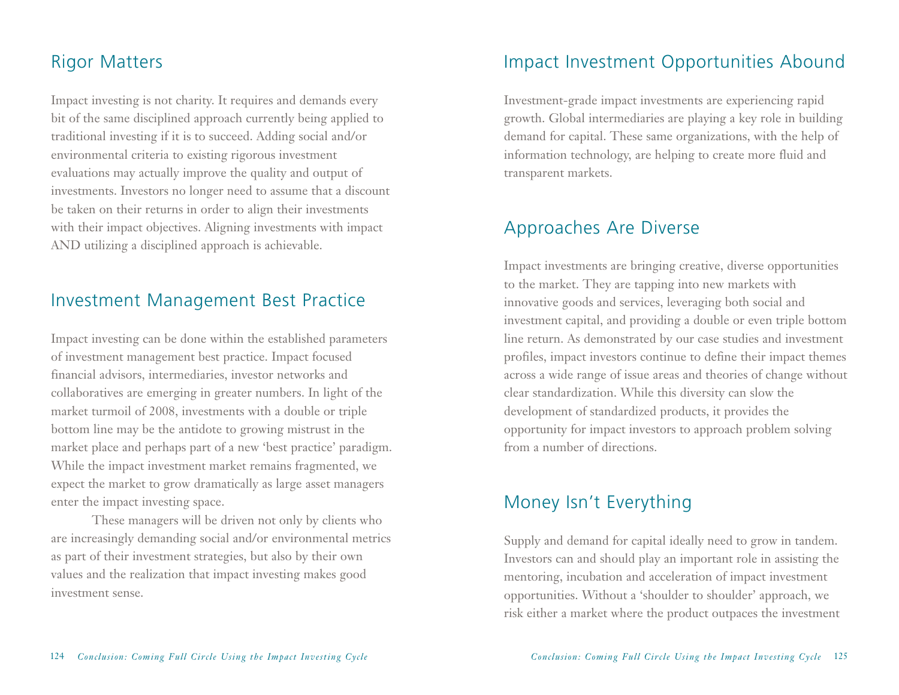## Rigor Matters

Impact investing is not charity. It requires and demands every bit of the same disciplined approach currently being applied to traditional investing if it is to succeed. Adding social and/or environmental criteria to existing rigorous investment evaluations may actually improve the quality and output of investments. Investors no longer need to assume that a discount be taken on their returns in order to align their investments with their impact objectives. Aligning investments with impact AND utilizing a disciplined approach is achievable.

## Investment Management Best Practice

Impact investing can be done within the established parameters of investment management best practice. Impact focused financial advisors, intermediaries, investor networks and collaboratives are emerging in greater numbers. In light of the market turmoil of 2008, investments with a double or triple bottom line may be the antidote to growing mistrust in the market place and perhaps part of a new 'best practice' paradigm. While the impact investment market remains fragmented, we expect the market to grow dramatically as large asset managers enter the impact investing space.

These managers will be driven not only by clients who are increasingly demanding social and/or environmental metrics as part of their investment strategies, but also by their own values and the realization that impact investing makes good investment sense.

## Impact Investment Opportunities Abound

Investment-grade impact investments are experiencing rapid growth. Global intermediaries are playing a key role in building demand for capital. These same organizations, with the help of information technology, are helping to create more fluid and transparent markets.

## Approaches Are Diverse

Impact investments are bringing creative, diverse opportunities to the market. They are tapping into new markets with innovative goods and services, leveraging both social and investment capital, and providing a double or even triple bottom line return. As demonstrated by our case studies and investment profiles, impact investors continue to define their impact themes across a wide range of issue areas and theories of change without clear standardization. While this diversity can slow the development of standardized products, it provides the opportunity for impact investors to approach problem solving from a number of directions.

## Money Isn't Everything

Supply and demand for capital ideally need to grow in tandem. Investors can and should play an important role in assisting the mentoring, incubation and acceleration of impact investment opportunities. Without a 'shoulder to shoulder' approach, we risk either a market where the product outpaces the investment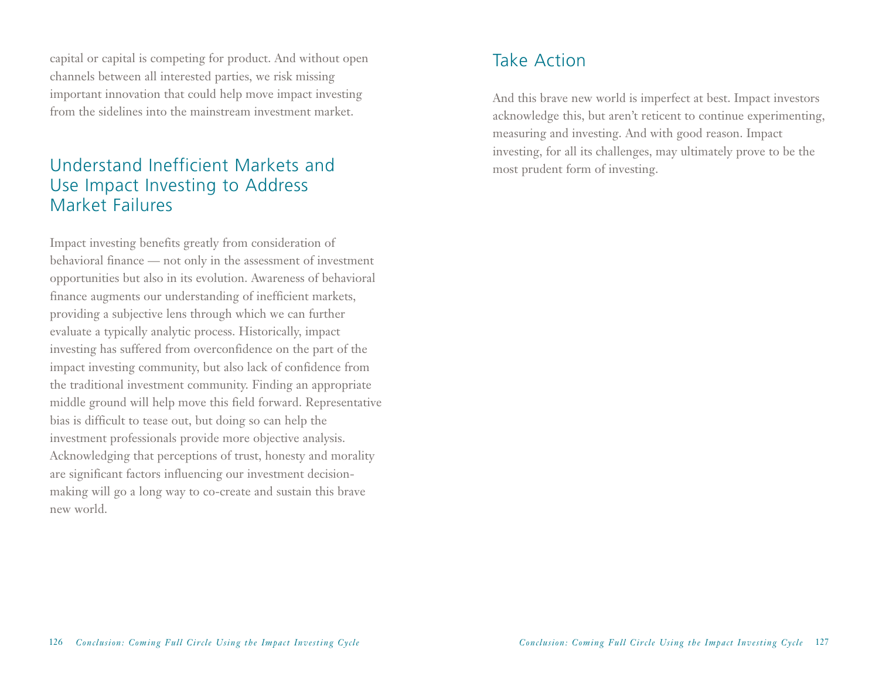capital or capital is competing for product. And without open channels between all interested parties, we risk missing important innovation that could help move impact investing from the sidelines into the mainstream investment market.

## Understand Inefficient Markets and Use Impact Investing to Address Market Failures

Impact investing benefits greatly from consideration of behavioral finance — not only in the assessment of investment opportunities but also in its evolution. Awareness of behavioral finance augments our understanding of inefficient markets, providing a subjective lens through which we can further evaluate a typically analytic process. Historically, impact investing has suffered from overconfidence on the part of the impact investing community, but also lack of confidence from the traditional investment community. Finding an appropriate middle ground will help move this field forward. Representative bias is difficult to tease out, but doing so can help the investment professionals provide more objective analysis. Acknowledging that perceptions of trust, honesty and morality are significant factors influencing our investment decision-making will go a long way to co-create and sustain this brave new world.

## Take Action

And this brave new world is imperfect at best. Impact investors acknowledge this, but aren't reticent to continue experimenting, measuring and investing. And with good reason. Impact investing, for all its challenges, may ultimately prove to be the most prudent form of investing.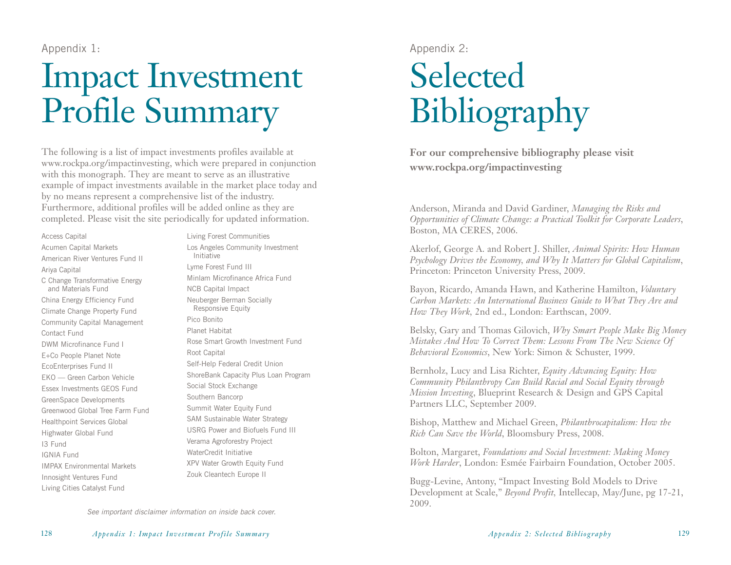Appendix 1:

# Impact Investment Profile Summary

The following is a list of impact investments profiles available at www.rockpa.org/impactinvesting, which were prepared in conjunction with this monograph. They are meant to serve as an illustrative example of impact investments available in the market place today and by no means represent a comprehensive list of the industry. Furthermore, additional profiles will be added online as they are completed. Please visit the site periodically for updated information.

- Access Capital
- Acumen Capital Markets
- American River Ventures Fund II
- Ariya Capital
- C Change Transformative Energy and Materials Fund
- China Energy Efficiency Fund
- Climate Change Property Fund
- Community Capital Management
- Contact Fund
- DWM Microfinance Fund I
- E+Co People Planet Note
- EcoEnterprises Fund II
- EKO — Green Carbon Vehicle
- Essex Investments GEOS Fund
- GreenSpace Developments
- Greenwood Global Tree Farm Fund
- Healthpoint Services Global
- Highwater Global Fund
- I3 Fund
- IGNIA Fund
- IMPAX Environmental Markets
- Innosight Ventures Fund
- Living Cities Catalyst Fund
- Living Forest Communities
- Los Angeles Community Investment Initiative
- Lyme Forest Fund III
- Minlam Microfinance Africa Fund
- NCB Capital Impact
- Neuberger Berman Socially Responsive Equity
- Pico Bonito
- Planet Habitat
- Rose Smart Growth Investment Fund
- Root Capital
- Self-Help Federal Credit Union
- ShoreBank Capacity Plus Loan Program
- Social Stock Exchange
- Southern Bancorp
- Summit Water Equity Fund
- SAM Sustainable Water Strategy
- USRG Power and Biofuels Fund III
- Verama Agroforestry Project
- WaterCredit Initiative
- XPV Water Growth Equity Fund
- Zouk Cleantech Europe II

*See important disclaimer information on inside back cover.*

Appendix 2:

# Selected Bibliography

**For our comprehensive bibliography please visit www.rockpa.org/impactinvesting**

Anderson, Miranda and David Gardiner, *Managing the Risks and Opportunities of Climate Change: a Practical Toolkit for Corporate Leaders*, Boston, MA CERES, 2006.

Akerlof, George A. and Robert J. Shiller, *Animal Spirits: How Human Psychology Drives the Economy, and Why It Matters for Global Capitalism*, Princeton: Princeton University Press, 2009.

Bayon, Ricardo, Amanda Hawn, and Katherine Hamilton, *Voluntary Carbon Markets: An International Business Guide to What They Are and How They Work*, 2nd ed., London: Earthscan, 2009.

Belsky, Gary and Thomas Gilovich, *Why Smart People Make Big Money Mistakes And How To Correct Them: Lessons From The New Science Of Behavioral Economics*, New York: Simon & Schuster, 1999.

Bernholz, Lucy and Lisa Richter, *Equity Advancing Equity: How Community Philanthropy Can Build Racial and Social Equity through Mission Investing*, Blueprint Research & Design and GPS Capital Partners LLC, September 2009.

Bishop, Matthew and Michael Green, *Philanthrocapitalism: How the Rich Can Save the World*, Bloomsbury Press, 2008.

Bolton, Margaret, *Foundations and Social Investment: Making Money Work Harder*, London: Esmée Fairbairn Foundation, October 2005.

Bugg-Levine, Antony, "Impact Investing Bold Models to Drive Development at Scale," *Beyond Profit*, Intellecap, May/June, pg 17-21, 2009.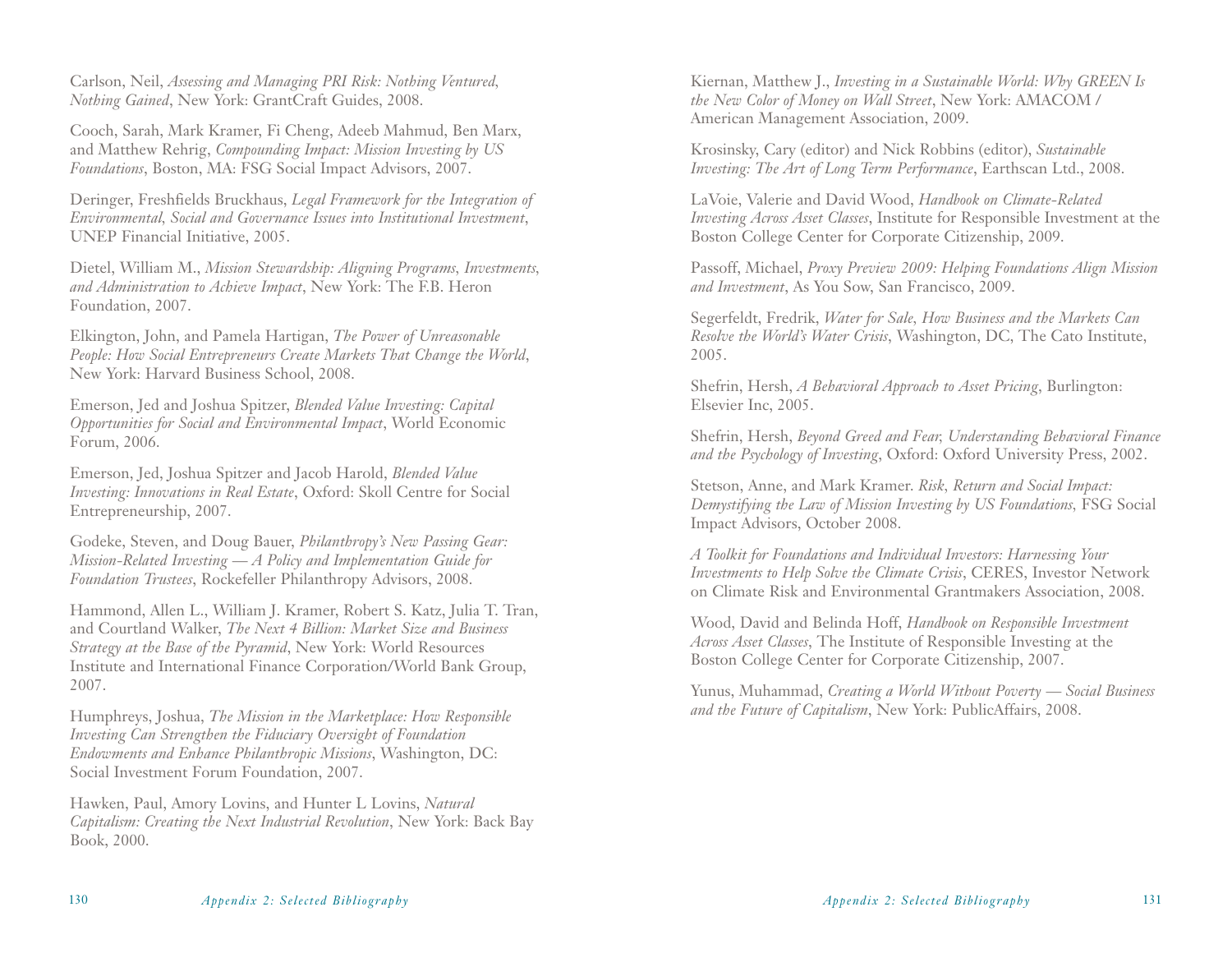Carlson, Neil, *Assessing and Managing PRI Risk: Nothing Ventured, Nothing Gained*, New York: GrantCraft Guides, 2008.

Cooch, Sarah, Mark Kramer, Fi Cheng, Adeeb Mahmud, Ben Marx, and Matthew Rehrig, *Compounding Impact: Mission Investing by US Foundations*, Boston, MA: FSG Social Impact Advisors, 2007.

Deringer, Freshfields Bruckhaus, *Legal Framework for the Integration of Environmental, Social and Governance Issues into Institutional Investment*, UNEP Financial Initiative, 2005.

Dietel, William M., *Mission Stewardship: Aligning Programs, Investments, and Administration to Achieve Impact*, New York: The F.B. Heron Foundation, 2007.

Elkington, John, and Pamela Hartigan, *The Power of Unreasonable People: How Social Entrepreneurs Create Markets That Change the World*, New York: Harvard Business School, 2008.

Emerson, Jed and Joshua Spitzer, *Blended Value Investing: Capital Opportunities for Social and Environmental Impact*, World Economic Forum, 2006.

Emerson, Jed, Joshua Spitzer and Jacob Harold, *Blended Value Investing: Innovations in Real Estate*, Oxford: Skoll Centre for Social Entrepreneurship, 2007.

Godeke, Steven, and Doug Bauer, *Philanthropy's New Passing Gear: Mission-Related Investing — A Policy and Implementation Guide for Foundation Trustees*, Rockefeller Philanthropy Advisors, 2008.

Hammond, Allen L., William J. Kramer, Robert S. Katz, Julia T. Tran, and Courtland Walker, *The Next 4 Billion: Market Size and Business Strategy at the Base of the Pyramid*, New York: World Resources Institute and International Finance Corporation/World Bank Group, 2007.

Humphreys, Joshua, *The Mission in the Marketplace: How Responsible Investing Can Strengthen the Fiduciary Oversight of Foundation Endowments and Enhance Philanthropic Missions*, Washington, DC: Social Investment Forum Foundation, 2007.

Hawken, Paul, Amory Lovins, and Hunter L Lovins, *Natural Capitalism: Creating the Next Industrial Revolution*, New York: Back Bay Book, 2000.

Kiernan, Matthew J., *Investing in a Sustainable World: Why GREEN Is the New Color of Money on Wall Street*, New York: AMACOM / American Management Association, 2009.

Krosinsky, Cary (editor) and Nick Robbins (editor), *Sustainable Investing: The Art of Long Term Performance*, Earthscan Ltd., 2008.

LaVoie, Valerie and David Wood, *Handbook on Climate-Related Investing Across Asset Classes*, Institute for Responsible Investment at the Boston College Center for Corporate Citizenship, 2009.

Passoff, Michael, *Proxy Preview 2009: Helping Foundations Align Mission and Investment*, As You Sow, San Francisco, 2009.

Segerfeldt, Fredrik, *Water for Sale, How Business and the Markets Can Resolve the World's Water Crisis*, Washington, DC, The Cato Institute, 2005.

Shefrin, Hersh, *A Behavioral Approach to Asset Pricing*, Burlington: Elsevier Inc, 2005.

Shefrin, Hersh, *Beyond Greed and Fear, Understanding Behavioral Finance and the Psychology of Investing*, Oxford: Oxford University Press, 2002.

Stetson, Anne, and Mark Kramer. *Risk, Return and Social Impact: Demystifying the Law of Mission Investing by US Foundations*, FSG Social Impact Advisors, October 2008.

*A Toolkit for Foundations and Individual Investors: Harnessing Your Investments to Help Solve the Climate Crisis*, CERES, Investor Network on Climate Risk and Environmental Grantmakers Association, 2008.

Wood, David and Belinda Hoff, *Handbook on Responsible Investment Across Asset Classes*, The Institute of Responsible Investing at the Boston College Center for Corporate Citizenship, 2007.

Yunus, Muhammad, *Creating a World Without Poverty — Social Business and the Future of Capitalism*, New York: PublicAffairs, 2008.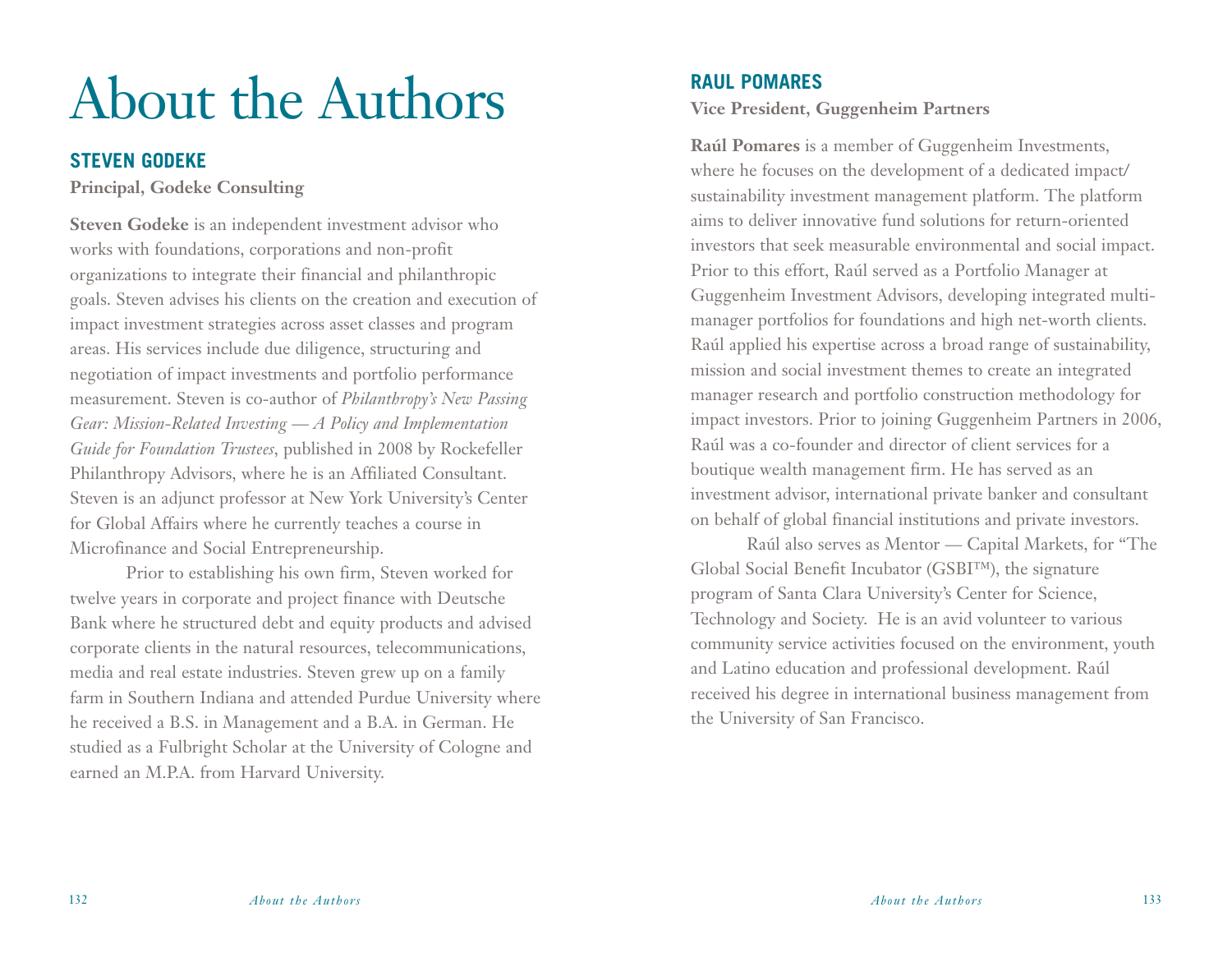# About the Authors

## STEVEN GODEKE

**Principal, Godeke Consulting**

**Steven Godeke** is an independent investment advisor who works with foundations, corporations and non-profit organizations to integrate their financial and philanthropic goals. Steven advises his clients on the creation and execution of impact investment strategies across asset classes and program areas. His services include due diligence, structuring and negotiation of impact investments and portfolio performance measurement. Steven is co-author of *Philanthropy's New Passing Gear: Mission-Related Investing — A Policy and Implementation Guide for Foundation Trustees*, published in 2008 by Rockefeller Philanthropy Advisors, where he is an Affiliated Consultant. Steven is an adjunct professor at New York University's Center for Global Affairs where he currently teaches a course in Microfinance and Social Entrepreneurship.

Prior to establishing his own firm, Steven worked for twelve years in corporate and project finance with Deutsche Bank where he structured debt and equity products and advised corporate clients in the natural resources, telecommunications, media and real estate industries. Steven grew up on a family farm in Southern Indiana and attended Purdue University where he received a B.S. in Management and a B.A. in German. He studied as a Fulbright Scholar at the University of Cologne and earned an M.P.A. from Harvard University.

## RAUL POMARES

**Vice President, Guggenheim Partners**

**Raúl Pomares** is a member of Guggenheim Investments, where he focuses on the development of a dedicated impact/ sustainability investment management platform. The platform aims to deliver innovative fund solutions for return-oriented investors that seek measurable environmental and social impact. Prior to this effort, Raúl served as a Portfolio Manager at Guggenheim Investment Advisors, developing integrated multi-manager portfolios for foundations and high net-worth clients. Raúl applied his expertise across a broad range of sustainability, mission and social investment themes to create an integrated manager research and portfolio construction methodology for impact investors. Prior to joining Guggenheim Partners in 2006, Raúl was a co-founder and director of client services for a boutique wealth management firm. He has served as an investment advisor, international private banker and consultant on behalf of global financial institutions and private investors.

Raúl also serves as Mentor — Capital Markets, for "The Global Social Benefit Incubator (GSBI™), the signature program of Santa Clara University's Center for Science, Technology and Society. He is an avid volunteer to various community service activities focused on the environment, youth and Latino education and professional development. Raúl received his degree in international business management from the University of San Francisco.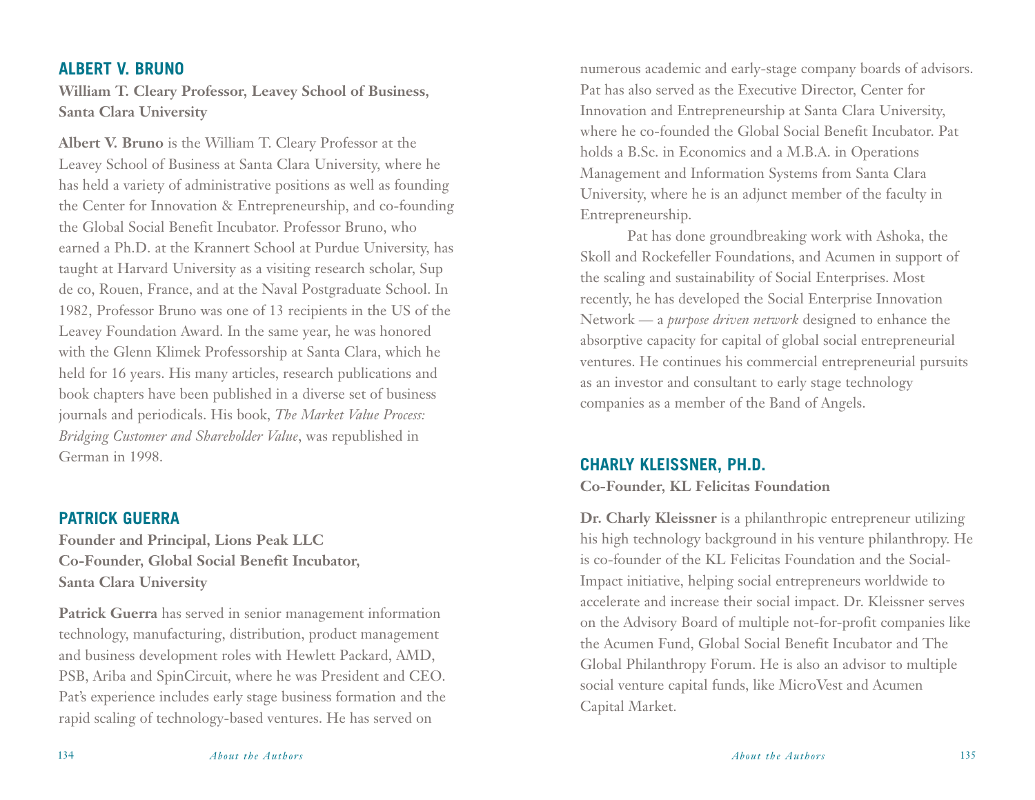## ALBERT V. BRUNO

**William T. Cleary Professor, Leavey School of Business, Santa Clara University**

**Albert V. Bruno** is the William T. Cleary Professor at the Leavey School of Business at Santa Clara University, where he has held a variety of administrative positions as well as founding the Center for Innovation & Entrepreneurship, and co-founding the Global Social Benefit Incubator. Professor Bruno, who earned a Ph.D. at the Krannert School at Purdue University, has taught at Harvard University as a visiting research scholar, Sup de co, Rouen, France, and at the Naval Postgraduate School. In 1982, Professor Bruno was one of 13 recipients in the US of the Leavey Foundation Award. In the same year, he was honored with the Glenn Klimek Professorship at Santa Clara, which he held for 16 years. His many articles, research publications and book chapters have been published in a diverse set of business journals and periodicals. His book, *The Market Value Process: Bridging Customer and Shareholder Value*, was republished in German in 1998.

## PATRICK GUERRA

**Founder and Principal, Lions Peak LLC**
**Co-Founder, Global Social Benefit Incubator, Santa Clara University**

**Patrick Guerra** has served in senior management information technology, manufacturing, distribution, product management and business development roles with Hewlett Packard, AMD, PSB, Ariba and SpinCircuit, where he was President and CEO. Pat's experience includes early stage business formation and the rapid scaling of technology-based ventures. He has served on numerous academic and early-stage company boards of advisors. Pat has also served as the Executive Director, Center for Innovation and Entrepreneurship at Santa Clara University, where he co-founded the Global Social Benefit Incubator. Pat holds a B.Sc. in Economics and a M.B.A. in Operations Management and Information Systems from Santa Clara University, where he is an adjunct member of the faculty in Entrepreneurship.

Pat has done groundbreaking work with Ashoka, the Skoll and Rockefeller Foundations, and Acumen in support of the scaling and sustainability of Social Enterprises. Most recently, he has developed the Social Enterprise Innovation Network — a *purpose driven network* designed to enhance the absorptive capacity for capital of global social entrepreneurial ventures. He continues his commercial entrepreneurial pursuits as an investor and consultant to early stage technology companies as a member of the Band of Angels.

## CHARLY KLEISSNER, PH.D.

**Co-Founder, KL Felicitas Foundation**

**Dr. Charly Kleissner** is a philanthropic entrepreneur utilizing his high technology background in his venture philanthropy. He is co-founder of the KL Felicitas Foundation and the Social-Impact initiative, helping social entrepreneurs worldwide to accelerate and increase their social impact. Dr. Kleissner serves on the Advisory Board of multiple not-for-profit companies like the Acumen Fund, Global Social Benefit Incubator and The Global Philanthropy Forum. He is also an advisor to multiple social venture capital funds, like MicroVest and Acumen Capital Market.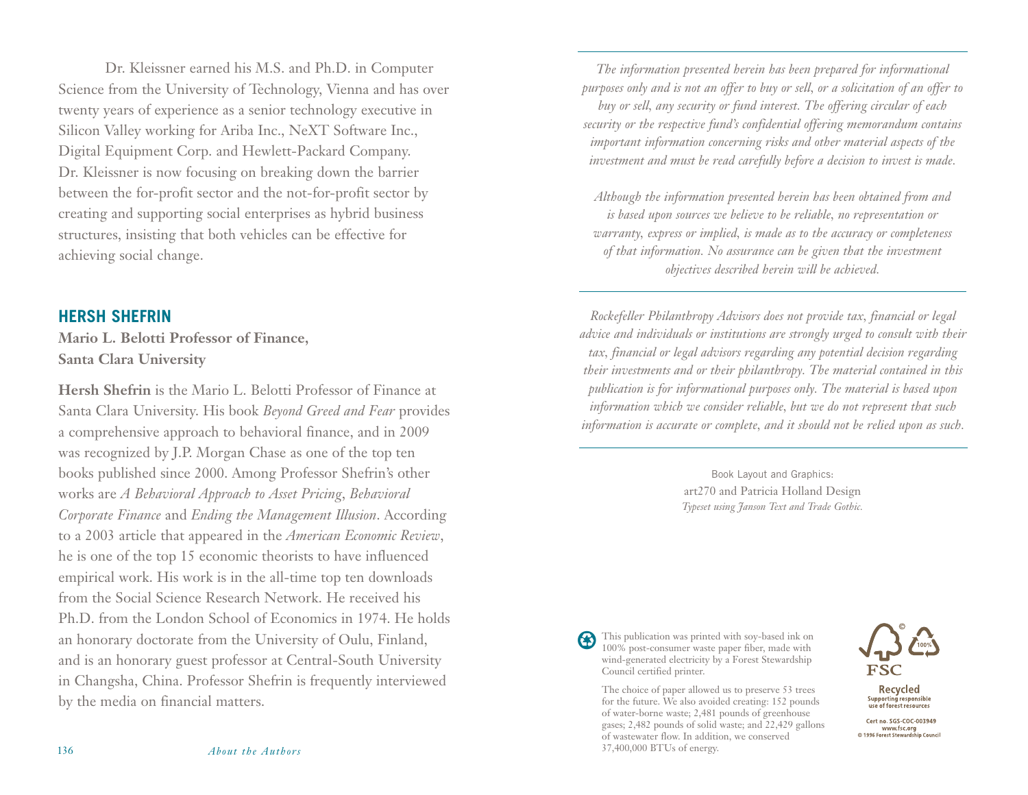Dr. Kleissner earned his M.S. and Ph.D. in Computer Science from the University of Technology, Vienna and has over twenty years of experience as a senior technology executive in Silicon Valley working for Ariba Inc., NeXT Software Inc., Digital Equipment Corp. and Hewlett-Packard Company. Dr. Kleissner is now focusing on breaking down the barrier between the for-profit sector and the not-for-profit sector by creating and supporting social enterprises as hybrid business structures, insisting that both vehicles can be effective for achieving social change.

## HERSH SHEFRIN

**Mario L. Belotti Professor of Finance, Santa Clara University**

**Hersh Shefrin** is the Mario L. Belotti Professor of Finance at Santa Clara University. His book *Beyond Greed and Fear* provides a comprehensive approach to behavioral finance, and in 2009 was recognized by J.P. Morgan Chase as one of the top ten books published since 2000. Among Professor Shefrin's other works are *A Behavioral Approach to Asset Pricing*, *Behavioral Corporate Finance* and *Ending the Management Illusion*. According to a 2003 article that appeared in the *American Economic Review*, he is one of the top 15 economic theorists to have influenced empirical work. His work is in the all-time top ten downloads from the Social Science Research Network. He received his Ph.D. from the London School of Economics in 1974. He holds an honorary doctorate from the University of Oulu, Finland, and is an honorary guest professor at Central-South University in Changsha, China. Professor Shefrin is frequently interviewed by the media on financial matters.

---

*The information presented herein has been prepared for informational purposes only and is not an offer to buy or sell, or a solicitation of an offer to buy or sell, any security or fund interest. The offering circular of each security or the respective fund's confidential offering memorandum contains important information concerning risks and other material aspects of the investment and must be read carefully before a decision to invest is made.*

*Although the information presented herein has been obtained from and is based upon sources we believe to be reliable, no representation or warranty, express or implied, is made as to the accuracy or completeness of that information. No assurance can be given that the investment objectives described herein will be achieved.*

---

*Rockefeller Philanthropy Advisors does not provide tax, financial or legal advice and individuals or institutions are strongly urged to consult with their tax, financial or legal advisors regarding any potential decision regarding their investments and or their philanthropy. The material contained in this publication is for informational purposes only. The material is based upon information which we consider reliable, but we do not represent that such information is accurate or complete, and it should not be relied upon as such.*

---

Book Layout and Graphics:
art270 and Patricia Holland Design
*Typeset using Janson Text and Trade Gothic.*

This publication was printed with soy-based ink on 100% post-consumer waste paper fiber, made with wind-generated electricity by a Forest Stewardship Council certified printer.

The choice of paper allowed us to preserve 53 trees for the future. We also avoided creating: 152 pounds of water-borne waste; 2,481 pounds of greenhouse gases; 2,482 pounds of solid waste; and 22,429 gallons of wastewater flow. In addition, we conserved 37,400,000 BTUs of energy.

FSC
100%
Recycled
Supporting responsible use of forest resources
Cert no. SGS-COC-003949
www.fsc.org
© 1996 Forest Stewardship Council